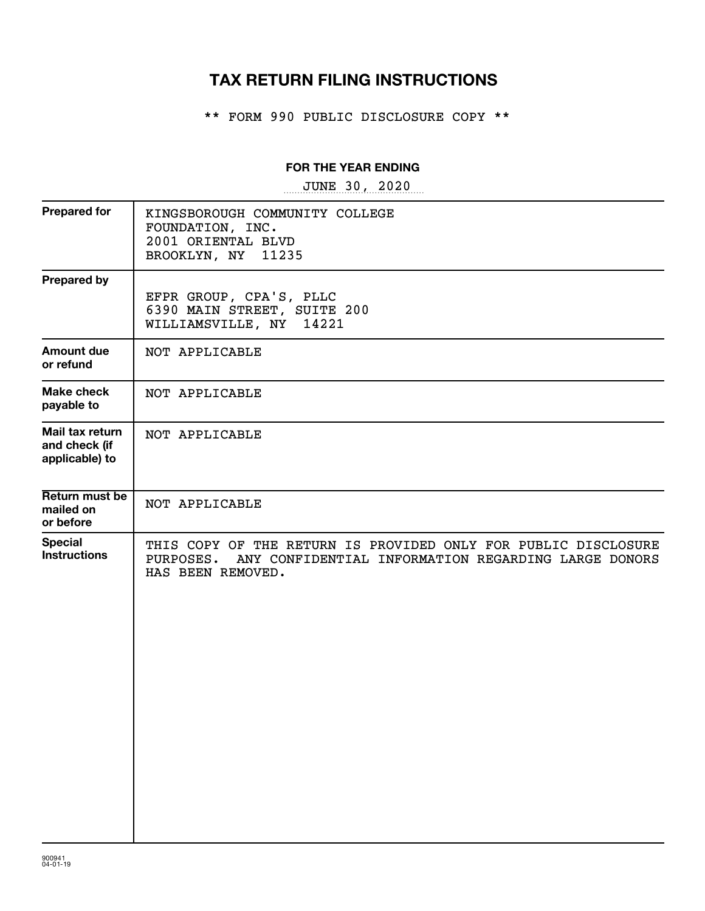# TAX RETURN FILING INSTRUCTIONS

** FORM 990 PUBLIC DISCLOSURE COPY **

**FOR THE YEAR ENDING**

JUNE 30, 2020

| | |
|---|---|
| **Prepared for** | KINGSBOROUGH COMMUNITY COLLEGE<br>FOUNDATION, INC.<br>2001 ORIENTAL BLVD<br>BROOKLYN, NY 11235 |
| **Prepared by** | EFPR GROUP, CPA'S, PLLC<br>6390 MAIN STREET, SUITE 200<br>WILLIAMSVILLE, NY 14221 |
| **Amount due or refund** | NOT APPLICABLE |
| **Make check payable to** | NOT APPLICABLE |
| **Mail tax return and check (if applicable) to** | NOT APPLICABLE |
| **Return must be mailed on or before** | NOT APPLICABLE |
| **Special Instructions** | THIS COPY OF THE RETURN IS PROVIDED ONLY FOR PUBLIC DISCLOSURE PURPOSES. ANY CONFIDENTIAL INFORMATION REGARDING LARGE DONORS HAS BEEN REMOVED. |

900941
04-01-19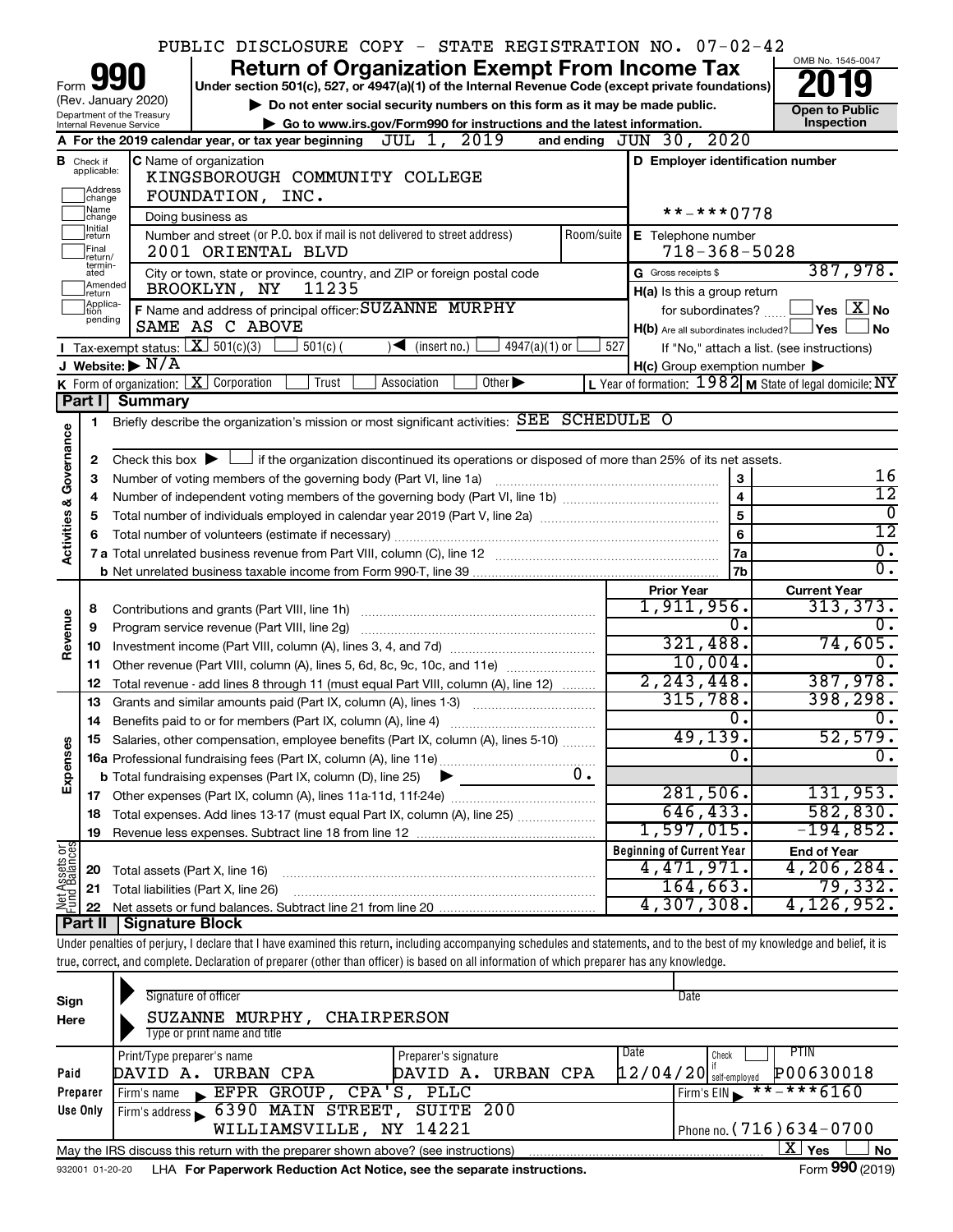PUBLIC DISCLOSURE COPY - STATE REGISTRATION NO. 07-02-42

Form **990** (Rev. January 2020)
Department of the Treasury
Internal Revenue Service

# Return of Organization Exempt From Income Tax

**Under section 501(c), 527, or 4947(a)(1) of the Internal Revenue Code (except private foundations)**

▶ Do not enter social security numbers on this form as it may be made public.

▶ Go to www.irs.gov/Form990 for instructions and the latest information.

OMB No. 1545-0047

**2019**

**Open to Public Inspection**

**A** For the 2019 calendar year, or tax year beginning JUL 1, 2019 and ending JUN 30, 2020

**B** Check if applicable: Address change, Name change, Initial return, Final return/terminated, Amended return, Application pending

**C** Name of organization: KINGSBOROUGH COMMUNITY COLLEGE FOUNDATION, INC.

Doing business as

Number and street (or P.O. box if mail is not delivered to street address): 2001 ORIENTAL BLVD — Room/suite

City or town, state or province, country, and ZIP or foreign postal code: BROOKLYN, NY 11235

**D** Employer identification number: **-***0778

**E** Telephone number: 718-368-5028

**G** Gross receipts $ 387,978.

**F** Name and address of principal officer: SUZANNE MURPHY, SAME AS C ABOVE

**H(a)** Is this a group return for subordinates? ☐ Yes ☒ No

**H(b)** Are all subordinates included? ☐ Yes ☐ No — If "No," attach a list. (see instructions)

**H(c)** Group exemption number ▶

**I** Tax-exempt status: ☒ 501(c)(3) ☐ 501(c) ( ) ◀ (insert no.) ☐ 4947(a)(1) or ☐ 527

**J** Website: ▶ N/A

**K** Form of organization: ☒ Corporation ☐ Trust ☐ Association ☐ Other ▶

**L** Year of formation: 1982 **M** State of legal domicile: NY

## Part I Summary

**Activities & Governance**

1. Briefly describe the organization's mission or most significant activities: SEE SCHEDULE O
2. Check this box ▶ ☐ if the organization discontinued its operations or disposed of more than 25% of its net assets.

| | | | |
|---|---|---|---|
| 3 | Number of voting members of the governing body (Part VI, line 1a) | 3 | 16 |
| 4 | Number of independent voting members of the governing body (Part VI, line 1b) | 4 | 12 |
| 5 | Total number of individuals employed in calendar year 2019 (Part V, line 2a) | 5 | 0 |
| 6 | Total number of volunteers (estimate if necessary) | 6 | 12 |
| 7a | Total unrelated business revenue from Part VIII, column (C), line 12 | 7a | 0. |
| b | Net unrelated business taxable income from Form 990-T, line 39 | 7b | 0. |

| | | Prior Year | Current Year |
|---|---|---|---|
| **Revenue** | | | |
| 8 | Contributions and grants (Part VIII, line 1h) | 1,911,956. | 313,373. |
| 9 | Program service revenue (Part VIII, line 2g) | 0. | 0. |
| 10 | Investment income (Part VIII, column (A), lines 3, 4, and 7d) | 321,488. | 74,605. |
| 11 | Other revenue (Part VIII, column (A), lines 5, 6d, 8c, 9c, 10c, and 11e) | 10,004. | 0. |
| 12 | Total revenue - add lines 8 through 11 (must equal Part VIII, column (A), line 12) | 2,243,448. | 387,978. |
| **Expenses** | | | |
| 13 | Grants and similar amounts paid (Part IX, column (A), lines 1-3) | 315,788. | 398,298. |
| 14 | Benefits paid to or for members (Part IX, column (A), line 4) | 0. | 0. |
| 15 | Salaries, other compensation, employee benefits (Part IX, column (A), lines 5-10) | 49,139. | 52,579. |
| 16a | Professional fundraising fees (Part IX, column (A), line 11e) | 0. | 0. |
| b | Total fundraising expenses (Part IX, column (D), line 25) ▶ 0. | | |
| 17 | Other expenses (Part IX, column (A), lines 11a-11d, 11f-24e) | 281,506. | 131,953. |
| 18 | Total expenses. Add lines 13-17 (must equal Part IX, column (A), line 25) | 646,433. | 582,830. |
| 19 | Revenue less expenses. Subtract line 18 from line 12 | 1,597,015. | -194,852. |

| **Net Assets or Fund Balances** | | Beginning of Current Year | End of Year |
|---|---|---|---|
| 20 | Total assets (Part X, line 16) | 4,471,971. | 4,206,284. |
| 21 | Total liabilities (Part X, line 26) | 164,663. | 79,332. |
| 22 | Net assets or fund balances. Subtract line 21 from line 20 | 4,307,308. | 4,126,952. |

## Part II Signature Block

Under penalties of perjury, I declare that I have examined this return, including accompanying schedules and statements, and to the best of my knowledge and belief, it is true, correct, and complete. Declaration of preparer (other than officer) is based on all information of which preparer has any knowledge.

**Sign Here**

Signature of officer — Date

SUZANNE MURPHY, CHAIRPERSON
Type or print name and title

**Paid Preparer Use Only**

| Print/Type preparer's name | Preparer's signature | Date | Check if self-employed | PTIN |
|---|---|---|---|---|
| DAVID A. URBAN CPA | DAVID A. URBAN CPA | 12/04/20 | ☐ | P00630018 |

Firm's name ▶ EFPR GROUP, CPA'S, PLLC — Firm's EIN ▶ **-***6160

Firm's address ▶ 6390 MAIN STREET, SUITE 200, WILLIAMSVILLE, NY 14221 — Phone no. (716)634-0700

May the IRS discuss this return with the preparer shown above? (see instructions) ☒ Yes ☐ No

932001 01-20-20 LHA For Paperwork Reduction Act Notice, see the separate instructions. Form **990** (2019)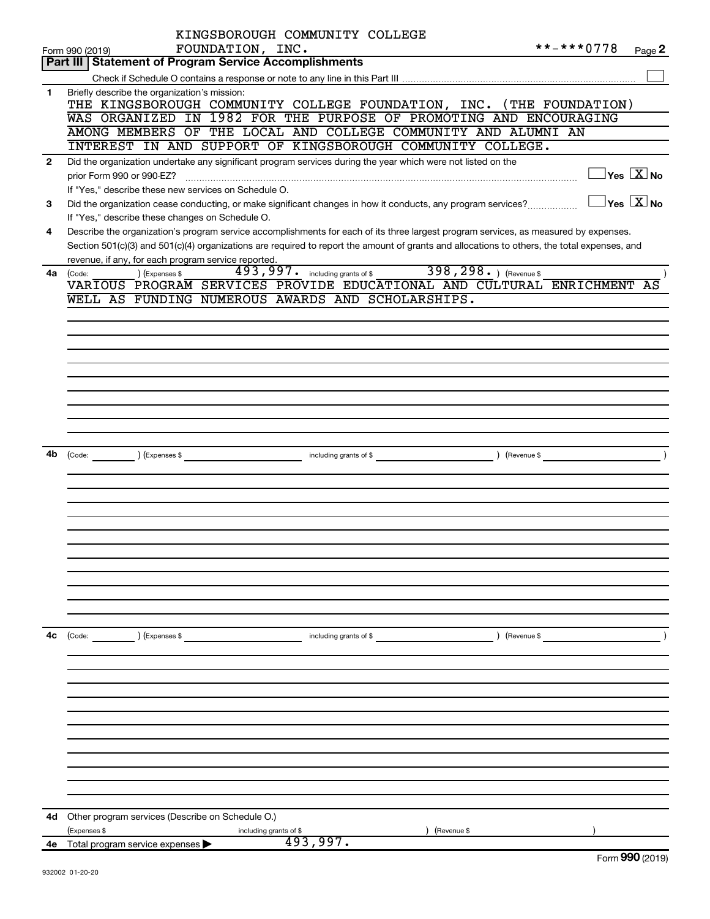KINGSBOROUGH COMMUNITY COLLEGE
FOUNDATION, INC. **-***0778

Form 990 (2019)

## Part III | Statement of Program Service Accomplishments

Check if Schedule O contains a response or note to any line in this Part III [ ]

**1** Briefly describe the organization's mission:

THE KINGSBOROUGH COMMUNITY COLLEGE FOUNDATION, INC. (THE FOUNDATION) WAS ORGANIZED IN 1982 FOR THE PURPOSE OF PROMOTING AND ENCOURAGING AMONG MEMBERS OF THE LOCAL AND COLLEGE COMMUNITY AND ALUMNI AN INTEREST IN AND SUPPORT OF KINGSBOROUGH COMMUNITY COLLEGE.

**2** Did the organization undertake any significant program services during the year which were not listed on the prior Form 990 or 990-EZ? [ ] Yes [X] No

If "Yes," describe these new services on Schedule O.

**3** Did the organization cease conducting, or make significant changes in how it conducts, any program services? [ ] Yes [X] No

If "Yes," describe these changes on Schedule O.

**4** Describe the organization's program service accomplishments for each of its three largest program services, as measured by expenses. Section 501(c)(3) and 501(c)(4) organizations are required to report the amount of grants and allocations to others, the total expenses, and revenue, if any, for each program service reported.

**4a** (Code: ) (Expenses $ 493,997. including grants of $ 398,298. ) (Revenue $ )

VARIOUS PROGRAM SERVICES PROVIDE EDUCATIONAL AND CULTURAL ENRICHMENT AS WELL AS FUNDING NUMEROUS AWARDS AND SCHOLARSHIPS.

**4b** (Code: ) (Expenses $ including grants of $ ) (Revenue $ )

**4c** (Code: ) (Expenses $ including grants of $ ) (Revenue $ )

**4d** Other program services (Describe on Schedule O.)

(Expenses $ including grants of $ ) (Revenue $ )

**4e** Total program service expenses ▶ 493,997.

Form 990 (2019)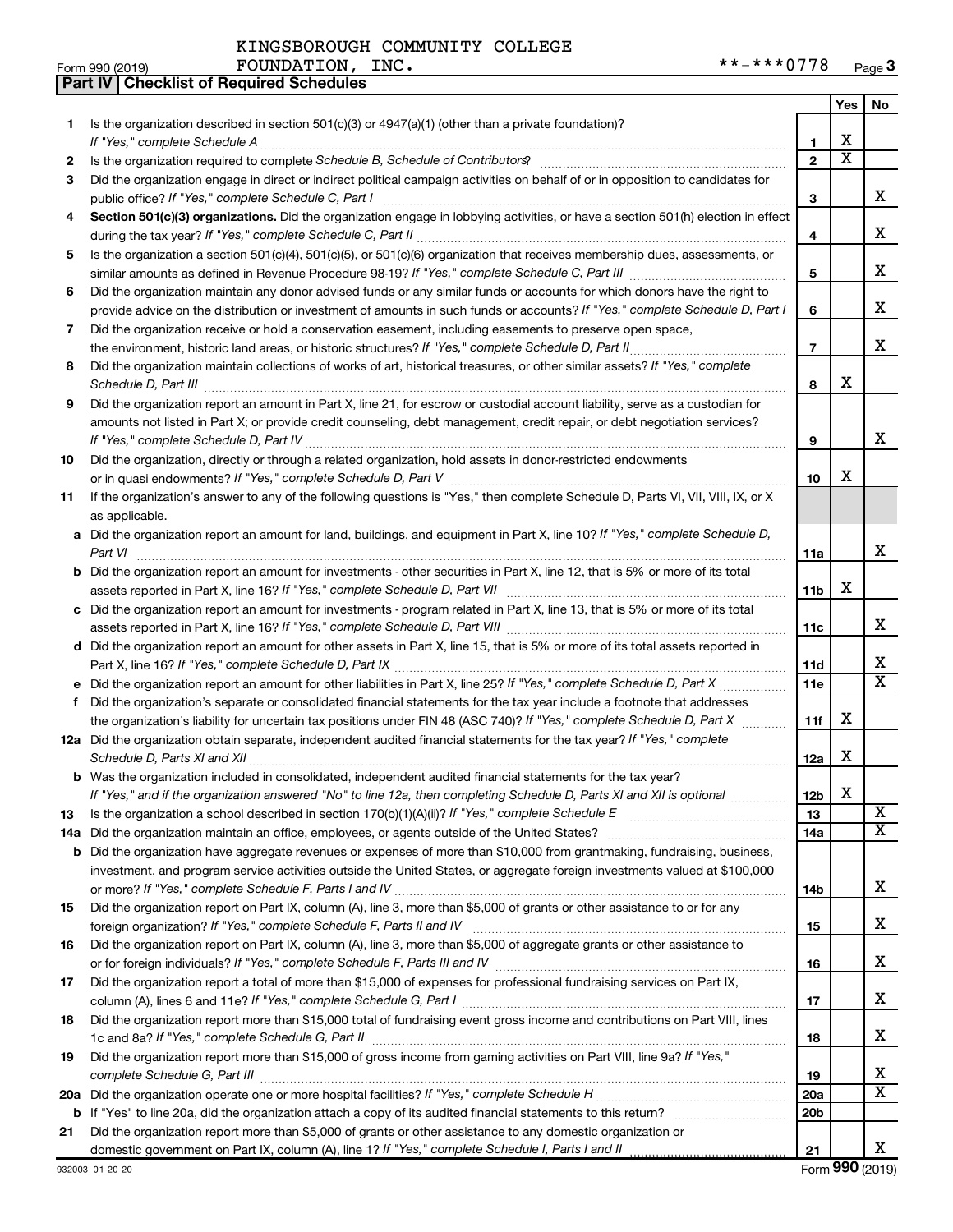KINGSBOROUGH COMMUNITY COLLEGE FOUNDATION, INC. **-***0778

Form 990 (2019) Page **3**

**Part IV | Checklist of Required Schedules**

| | | | Yes | No |
|---|---|---|---|---|
| 1 | Is the organization described in section 501(c)(3) or 4947(a)(1) (other than a private foundation)? *If "Yes," complete Schedule A* | 1 | X | |
| 2 | Is the organization required to complete *Schedule B, Schedule of Contributors*? | 2 | X | |
| 3 | Did the organization engage in direct or indirect political campaign activities on behalf of or in opposition to candidates for public office? *If "Yes," complete Schedule C, Part I* | 3 | | X |
| 4 | **Section 501(c)(3) organizations.** Did the organization engage in lobbying activities, or have a section 501(h) election in effect during the tax year? *If "Yes," complete Schedule C, Part II* | 4 | | X |
| 5 | Is the organization a section 501(c)(4), 501(c)(5), or 501(c)(6) organization that receives membership dues, assessments, or similar amounts as defined in Revenue Procedure 98-19? *If "Yes," complete Schedule C, Part III* | 5 | | X |
| 6 | Did the organization maintain any donor advised funds or any similar funds or accounts for which donors have the right to provide advice on the distribution or investment of amounts in such funds or accounts? *If "Yes," complete Schedule D, Part I* | 6 | | X |
| 7 | Did the organization receive or hold a conservation easement, including easements to preserve open space, the environment, historic land areas, or historic structures? *If "Yes," complete Schedule D, Part II* | 7 | | X |
| 8 | Did the organization maintain collections of works of art, historical treasures, or other similar assets? *If "Yes," complete Schedule D, Part III* | 8 | X | |
| 9 | Did the organization report an amount in Part X, line 21, for escrow or custodial account liability, serve as a custodian for amounts not listed in Part X; or provide credit counseling, debt management, credit repair, or debt negotiation services? *If "Yes," complete Schedule D, Part IV* | 9 | | X |
| 10 | Did the organization, directly or through a related organization, hold assets in donor-restricted endowments or in quasi endowments? *If "Yes," complete Schedule D, Part V* | 10 | X | |
| 11 | If the organization's answer to any of the following questions is "Yes," then complete Schedule D, Parts VI, VII, VIII, IX, or X as applicable. | | | |
| a | Did the organization report an amount for land, buildings, and equipment in Part X, line 10? *If "Yes," complete Schedule D, Part VI* | 11a | | X |
| b | Did the organization report an amount for investments - other securities in Part X, line 12, that is 5% or more of its total assets reported in Part X, line 16? *If "Yes," complete Schedule D, Part VII* | 11b | X | |
| c | Did the organization report an amount for investments - program related in Part X, line 13, that is 5% or more of its total assets reported in Part X, line 16? *If "Yes," complete Schedule D, Part VIII* | 11c | | X |
| d | Did the organization report an amount for other assets in Part X, line 15, that is 5% or more of its total assets reported in Part X, line 16? *If "Yes," complete Schedule D, Part IX* | 11d | | X |
| e | Did the organization report an amount for other liabilities in Part X, line 25? *If "Yes," complete Schedule D, Part X* | 11e | | X |
| f | Did the organization's separate or consolidated financial statements for the tax year include a footnote that addresses the organization's liability for uncertain tax positions under FIN 48 (ASC 740)? *If "Yes," complete Schedule D, Part X* | 11f | X | |
| 12a | Did the organization obtain separate, independent audited financial statements for the tax year? *If "Yes," complete Schedule D, Parts XI and XII* | 12a | X | |
| b | Was the organization included in consolidated, independent audited financial statements for the tax year? *If "Yes," and if the organization answered "No" to line 12a, then completing Schedule D, Parts XI and XII is optional* | 12b | X | |
| 13 | Is the organization a school described in section 170(b)(1)(A)(ii)? *If "Yes," complete Schedule E* | 13 | | X |
| 14a | Did the organization maintain an office, employees, or agents outside of the United States? | 14a | | X |
| b | Did the organization have aggregate revenues or expenses of more than $10,000 from grantmaking, fundraising, business, investment, and program service activities outside the United States, or aggregate foreign investments valued at $100,000 or more? *If "Yes," complete Schedule F, Parts I and IV* | 14b | | X |
| 15 | Did the organization report on Part IX, column (A), line 3, more than $5,000 of grants or other assistance to or for any foreign organization? *If "Yes," complete Schedule F, Parts II and IV* | 15 | | X |
| 16 | Did the organization report on Part IX, column (A), line 3, more than $5,000 of aggregate grants or other assistance to or for foreign individuals? *If "Yes," complete Schedule F, Parts III and IV* | 16 | | X |
| 17 | Did the organization report a total of more than $15,000 of expenses for professional fundraising services on Part IX, column (A), lines 6 and 11e? *If "Yes," complete Schedule G, Part I* | 17 | | X |
| 18 | Did the organization report more than $15,000 total of fundraising event gross income and contributions on Part VIII, lines 1c and 8a? *If "Yes," complete Schedule G, Part II* | 18 | | X |
| 19 | Did the organization report more than $15,000 of gross income from gaming activities on Part VIII, line 9a? *If "Yes," complete Schedule G, Part III* | 19 | | X |
| 20a | Did the organization operate one or more hospital facilities? *If "Yes," complete Schedule H* | 20a | | X |
| b | If "Yes" to line 20a, did the organization attach a copy of its audited financial statements to this return? | 20b | | |
| 21 | Did the organization report more than $5,000 of grants or other assistance to any domestic organization or domestic government on Part IX, column (A), line 1? *If "Yes," complete Schedule I, Parts I and II* | 21 | | X |

932003 01-20-20 Form **990** (2019)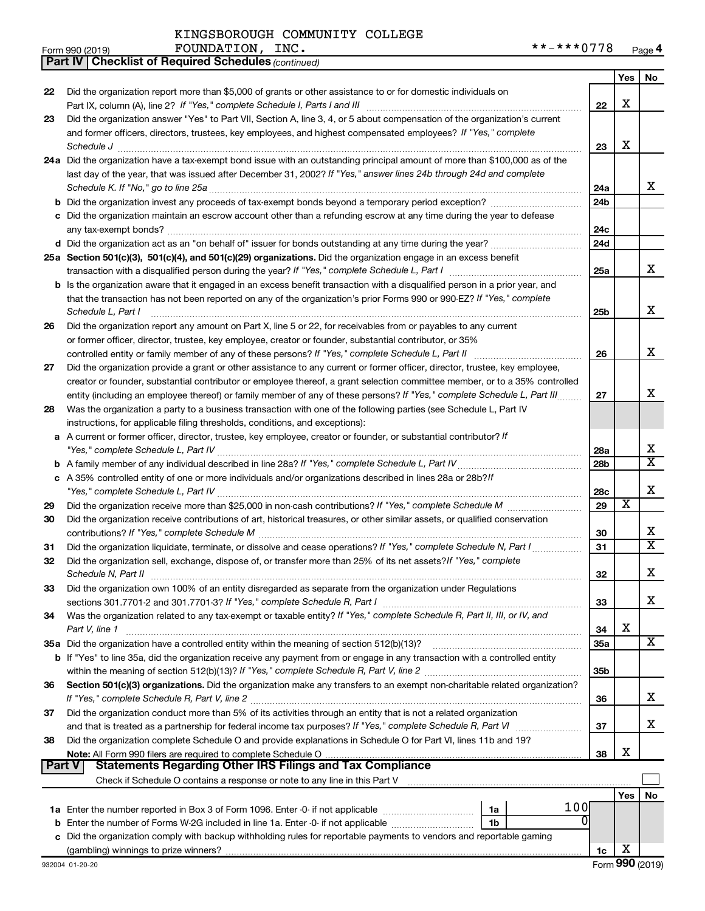KINGSBOROUGH COMMUNITY COLLEGE
Form 990 (2019) FOUNDATION, INC. **-***0778 Page 4

**Part IV | Checklist of Required Schedules** *(continued)*

| | | | Yes | No |
|---|---|---|---|---|
| 22 | Did the organization report more than $5,000 of grants or other assistance to or for domestic individuals on Part IX, column (A), line 2? *If "Yes," complete Schedule I, Parts I and III* | 22 | X | |
| 23 | Did the organization answer "Yes" to Part VII, Section A, line 3, 4, or 5 about compensation of the organization's current and former officers, directors, trustees, key employees, and highest compensated employees? *If "Yes," complete Schedule J* | 23 | X | |
| 24a | Did the organization have a tax-exempt bond issue with an outstanding principal amount of more than $100,000 as of the last day of the year, that was issued after December 31, 2002? *If "Yes," answer lines 24b through 24d and complete Schedule K. If "No," go to line 25a* | 24a | | X |
| b | Did the organization invest any proceeds of tax-exempt bonds beyond a temporary period exception? | 24b | | |
| c | Did the organization maintain an escrow account other than a refunding escrow at any time during the year to defease any tax-exempt bonds? | 24c | | |
| d | Did the organization act as an "on behalf of" issuer for bonds outstanding at any time during the year? | 24d | | |
| 25a | **Section 501(c)(3), 501(c)(4), and 501(c)(29) organizations.** Did the organization engage in an excess benefit transaction with a disqualified person during the year? *If "Yes," complete Schedule L, Part I* | 25a | | X |
| b | Is the organization aware that it engaged in an excess benefit transaction with a disqualified person in a prior year, and that the transaction has not been reported on any of the organization's prior Forms 990 or 990-EZ? *If "Yes," complete Schedule L, Part I* | 25b | | X |
| 26 | Did the organization report any amount on Part X, line 5 or 22, for receivables from or payables to any current or former officer, director, trustee, key employee, creator or founder, substantial contributor, or 35% controlled entity or family member of any of these persons? *If "Yes," complete Schedule L, Part II* | 26 | | X |
| 27 | Did the organization provide a grant or other assistance to any current or former officer, director, trustee, key employee, creator or founder, substantial contributor or employee thereof, a grant selection committee member, or to a 35% controlled entity (including an employee thereof) or family member of any of these persons? *If "Yes," complete Schedule L, Part III* | 27 | | X |
| 28 | Was the organization a party to a business transaction with one of the following parties (see Schedule L, Part IV instructions, for applicable filing thresholds, conditions, and exceptions): | | | |
| a | A current or former officer, director, trustee, key employee, creator or founder, or substantial contributor? *If "Yes," complete Schedule L, Part IV* | 28a | | X |
| b | A family member of any individual described in line 28a? *If "Yes," complete Schedule L, Part IV* | 28b | | X |
| c | A 35% controlled entity of one or more individuals and/or organizations described in lines 28a or 28b? *If "Yes," complete Schedule L, Part IV* | 28c | | X |
| 29 | Did the organization receive more than $25,000 in non-cash contributions? *If "Yes," complete Schedule M* | 29 | X | |
| 30 | Did the organization receive contributions of art, historical treasures, or other similar assets, or qualified conservation contributions? *If "Yes," complete Schedule M* | 30 | | X |
| 31 | Did the organization liquidate, terminate, or dissolve and cease operations? *If "Yes," complete Schedule N, Part I* | 31 | | X |
| 32 | Did the organization sell, exchange, dispose of, or transfer more than 25% of its net assets? *If "Yes," complete Schedule N, Part II* | 32 | | X |
| 33 | Did the organization own 100% of an entity disregarded as separate from the organization under Regulations sections 301.7701-2 and 301.7701-3? *If "Yes," complete Schedule R, Part I* | 33 | | X |
| 34 | Was the organization related to any tax-exempt or taxable entity? *If "Yes," complete Schedule R, Part II, III, or IV, and Part V, line 1* | 34 | X | |
| 35a | Did the organization have a controlled entity within the meaning of section 512(b)(13)? | 35a | | X |
| b | If "Yes" to line 35a, did the organization receive any payment from or engage in any transaction with a controlled entity within the meaning of section 512(b)(13)? *If "Yes," complete Schedule R, Part V, line 2* | 35b | | |
| 36 | **Section 501(c)(3) organizations.** Did the organization make any transfers to an exempt non-charitable related organization? *If "Yes," complete Schedule R, Part V, line 2* | 36 | | X |
| 37 | Did the organization conduct more than 5% of its activities through an entity that is not a related organization and that is treated as a partnership for federal income tax purposes? *If "Yes," complete Schedule R, Part VI* | 37 | | X |
| 38 | Did the organization complete Schedule O and provide explanations in Schedule O for Part VI, lines 11b and 19? **Note:** All Form 990 filers are required to complete Schedule O | 38 | X | |

**Part V | Statements Regarding Other IRS Filings and Tax Compliance**

Check if Schedule O contains a response or note to any line in this Part V ☐

| | | | | | Yes | No |
|---|---|---|---|---|---|---|
| 1a | Enter the number reported in Box 3 of Form 1096. Enter -0- if not applicable | 1a | 100 | | | |
| b | Enter the number of Forms W-2G included in line 1a. Enter -0- if not applicable | 1b | 0 | | | |
| c | Did the organization comply with backup withholding rules for reportable payments to vendors and reportable gaming (gambling) winnings to prize winners? | | | 1c | X | |

932004 01-20-20 Form **990** (2019)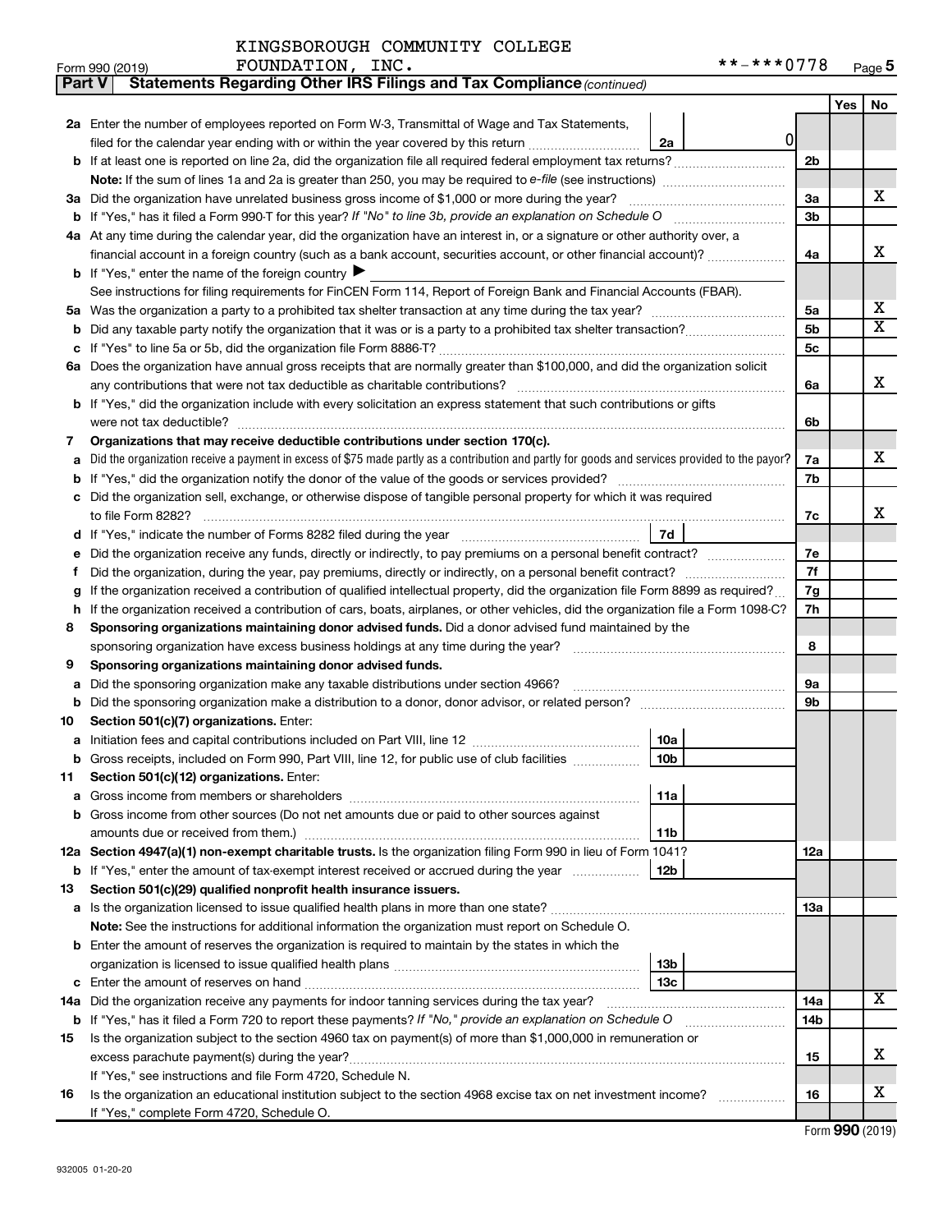KINGSBOROUGH COMMUNITY COLLEGE

Form 990 (2019) FOUNDATION, INC. **-***0778 Page 5

**Part V Statements Regarding Other IRS Filings and Tax Compliance** *(continued)*

| | | | | | Yes | No |
|---|---|---|---|---|---|---|
| **2a** | Enter the number of employees reported on Form W-3, Transmittal of Wage and Tax Statements, filed for the calendar year ending with or within the year covered by this return | 2a | 0 | | | |
| **b** | If at least one is reported on line 2a, did the organization file all required federal employment tax returns? | | | 2b | | |
| | **Note:** If the sum of lines 1a and 2a is greater than 250, you may be required to *e-file* (see instructions) | | | | | |
| **3a** | Did the organization have unrelated business gross income of $1,000 or more during the year? | | | 3a | | X |
| **b** | If "Yes," has it filed a Form 990-T for this year? *If "No" to line 3b, provide an explanation on Schedule O* | | | 3b | | |
| **4a** | At any time during the calendar year, did the organization have an interest in, or a signature or other authority over, a financial account in a foreign country (such as a bank account, securities account, or other financial account)? | | | 4a | | X |
| **b** | If "Yes," enter the name of the foreign country ▶ | | | | | |
| | See instructions for filing requirements for FinCEN Form 114, Report of Foreign Bank and Financial Accounts (FBAR). | | | | | |
| **5a** | Was the organization a party to a prohibited tax shelter transaction at any time during the tax year? | | | 5a | | X |
| **b** | Did any taxable party notify the organization that it was or is a party to a prohibited tax shelter transaction? | | | 5b | | X |
| **c** | If "Yes" to line 5a or 5b, did the organization file Form 8886-T? | | | 5c | | |
| **6a** | Does the organization have annual gross receipts that are normally greater than $100,000, and did the organization solicit any contributions that were not tax deductible as charitable contributions? | | | 6a | | X |
| **b** | If "Yes," did the organization include with every solicitation an express statement that such contributions or gifts were not tax deductible? | | | 6b | | |
| **7** | **Organizations that may receive deductible contributions under section 170(c).** | | | | | |
| **a** | Did the organization receive a payment in excess of $75 made partly as a contribution and partly for goods and services provided to the payor? | | | 7a | | X |
| **b** | If "Yes," did the organization notify the donor of the value of the goods or services provided? | | | 7b | | |
| **c** | Did the organization sell, exchange, or otherwise dispose of tangible personal property for which it was required to file Form 8282? | | | 7c | | X |
| **d** | If "Yes," indicate the number of Forms 8282 filed during the year | 7d | | | | |
| **e** | Did the organization receive any funds, directly or indirectly, to pay premiums on a personal benefit contract? | | | 7e | | |
| **f** | Did the organization, during the year, pay premiums, directly or indirectly, on a personal benefit contract? | | | 7f | | |
| **g** | If the organization received a contribution of qualified intellectual property, did the organization file Form 8899 as required? | | | 7g | | |
| **h** | If the organization received a contribution of cars, boats, airplanes, or other vehicles, did the organization file a Form 1098-C? | | | 7h | | |
| **8** | **Sponsoring organizations maintaining donor advised funds.** Did a donor advised fund maintained by the sponsoring organization have excess business holdings at any time during the year? | | | 8 | | |
| **9** | **Sponsoring organizations maintaining donor advised funds.** | | | | | |
| **a** | Did the sponsoring organization make any taxable distributions under section 4966? | | | 9a | | |
| **b** | Did the sponsoring organization make a distribution to a donor, donor advisor, or related person? | | | 9b | | |
| **10** | **Section 501(c)(7) organizations.** Enter: | | | | | |
| **a** | Initiation fees and capital contributions included on Part VIII, line 12 | 10a | | | | |
| **b** | Gross receipts, included on Form 990, Part VIII, line 12, for public use of club facilities | 10b | | | | |
| **11** | **Section 501(c)(12) organizations.** Enter: | | | | | |
| **a** | Gross income from members or shareholders | 11a | | | | |
| **b** | Gross income from other sources (Do not net amounts due or paid to other sources against amounts due or received from them.) | 11b | | | | |
| **12a** | **Section 4947(a)(1) non-exempt charitable trusts.** Is the organization filing Form 990 in lieu of Form 1041? | | | 12a | | |
| **b** | If "Yes," enter the amount of tax-exempt interest received or accrued during the year | 12b | | | | |
| **13** | **Section 501(c)(29) qualified nonprofit health insurance issuers.** | | | | | |
| **a** | Is the organization licensed to issue qualified health plans in more than one state? | | | 13a | | |
| | **Note:** See the instructions for additional information the organization must report on Schedule O. | | | | | |
| **b** | Enter the amount of reserves the organization is required to maintain by the states in which the organization is licensed to issue qualified health plans | 13b | | | | |
| **c** | Enter the amount of reserves on hand | 13c | | | | |
| **14a** | Did the organization receive any payments for indoor tanning services during the tax year? | | | 14a | | X |
| **b** | If "Yes," has it filed a Form 720 to report these payments? *If "No," provide an explanation on Schedule O* | | | 14b | | |
| **15** | Is the organization subject to the section 4960 tax on payment(s) of more than $1,000,000 in remuneration or excess parachute payment(s) during the year? | | | 15 | | X |
| | If "Yes," see instructions and file Form 4720, Schedule N. | | | | | |
| **16** | Is the organization an educational institution subject to the section 4968 excise tax on net investment income? | | | 16 | | X |
| | If "Yes," complete Form 4720, Schedule O. | | | | | |

Form **990** (2019)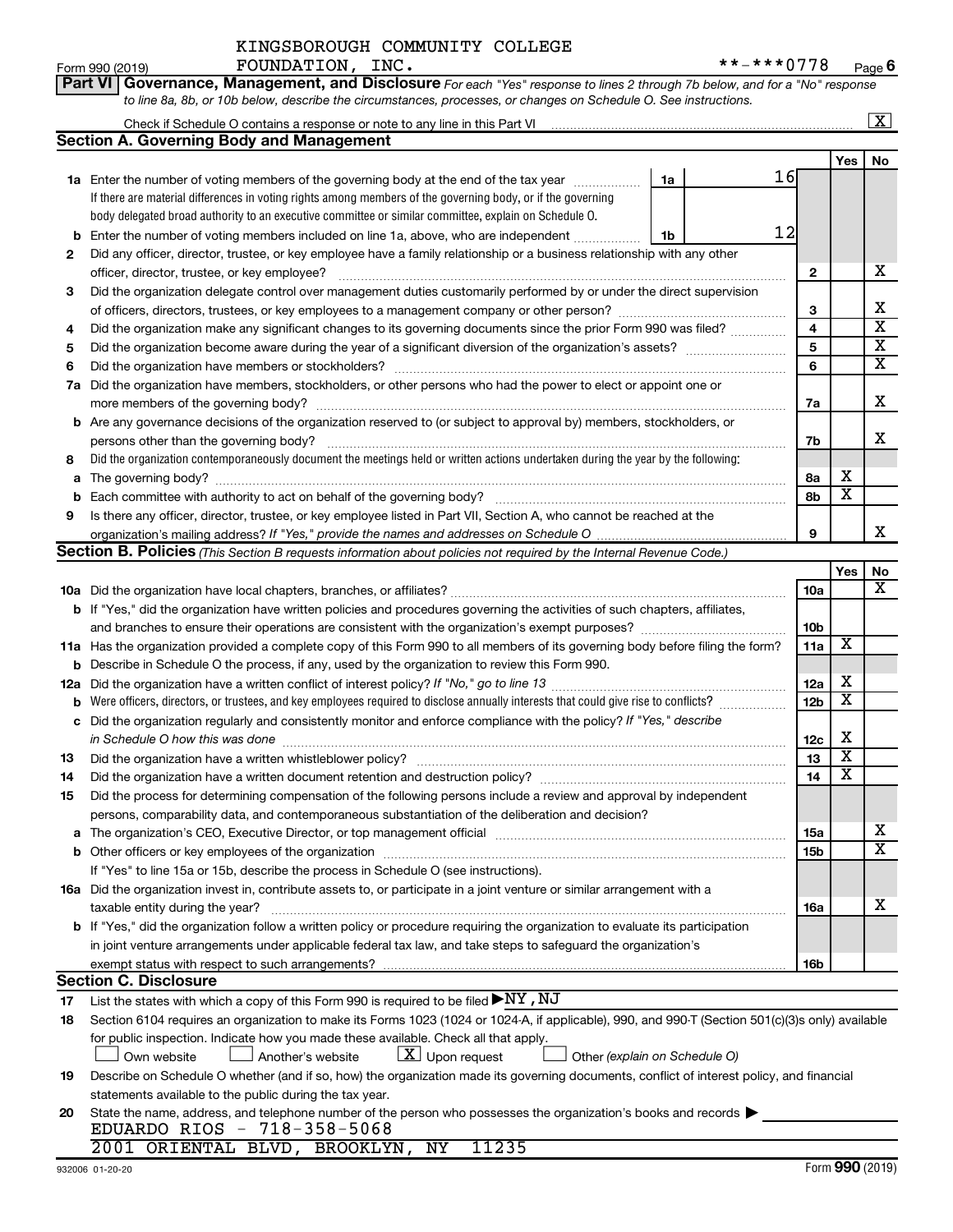KINGSBOROUGH COMMUNITY COLLEGE FOUNDATION, INC. **-***0778

Form 990 (2019) Page 6

**Part VI Governance, Management, and Disclosure** *For each "Yes" response to lines 2 through 7b below, and for a "No" response to line 8a, 8b, or 10b below, describe the circumstances, processes, or changes on Schedule O. See instructions.*

Check if Schedule O contains a response or note to any line in this Part VI ... [X]

## Section A. Governing Body and Management

| | | | Yes | No |
|---|---|---|---|---|
| **1a** | Enter the number of voting members of the governing body at the end of the tax year ... **1a** 16 <br> If there are material differences in voting rights among members of the governing body, or if the governing body delegated broad authority to an executive committee or similar committee, explain on Schedule O. | | | |
| **b** | Enter the number of voting members included on line 1a, above, who are independent ... **1b** 12 | | | |
| **2** | Did any officer, director, trustee, or key employee have a family relationship or a business relationship with any other officer, director, trustee, or key employee? | **2** | | X |
| **3** | Did the organization delegate control over management duties customarily performed by or under the direct supervision of officers, directors, trustees, or key employees to a management company or other person? | **3** | | X |
| **4** | Did the organization make any significant changes to its governing documents since the prior Form 990 was filed? | **4** | | X |
| **5** | Did the organization become aware during the year of a significant diversion of the organization's assets? | **5** | | X |
| **6** | Did the organization have members or stockholders? | **6** | | X |
| **7a** | Did the organization have members, stockholders, or other persons who had the power to elect or appoint one or more members of the governing body? | **7a** | | X |
| **b** | Are any governance decisions of the organization reserved to (or subject to approval by) members, stockholders, or persons other than the governing body? | **7b** | | X |
| **8** | Did the organization contemporaneously document the meetings held or written actions undertaken during the year by the following: | | | |
| **a** | The governing body? | **8a** | X | |
| **b** | Each committee with authority to act on behalf of the governing body? | **8b** | X | |
| **9** | Is there any officer, director, trustee, or key employee listed in Part VII, Section A, who cannot be reached at the organization's mailing address? *If "Yes," provide the names and addresses on Schedule O* | **9** | | X |

## Section B. Policies *(This Section B requests information about policies not required by the Internal Revenue Code.)*

| | | | Yes | No |
|---|---|---|---|---|
| **10a** | Did the organization have local chapters, branches, or affiliates? | **10a** | | X |
| **b** | If "Yes," did the organization have written policies and procedures governing the activities of such chapters, affiliates, and branches to ensure their operations are consistent with the organization's exempt purposes? | **10b** | | |
| **11a** | Has the organization provided a complete copy of this Form 990 to all members of its governing body before filing the form? | **11a** | X | |
| **b** | Describe in Schedule O the process, if any, used by the organization to review this Form 990. | | | |
| **12a** | Did the organization have a written conflict of interest policy? *If "No," go to line 13* | **12a** | X | |
| **b** | Were officers, directors, or trustees, and key employees required to disclose annually interests that could give rise to conflicts? | **12b** | X | |
| **c** | Did the organization regularly and consistently monitor and enforce compliance with the policy? *If "Yes," describe in Schedule O how this was done* | **12c** | X | |
| **13** | Did the organization have a written whistleblower policy? | **13** | X | |
| **14** | Did the organization have a written document retention and destruction policy? | **14** | X | |
| **15** | Did the process for determining compensation of the following persons include a review and approval by independent persons, comparability data, and contemporaneous substantiation of the deliberation and decision? | | | |
| **a** | The organization's CEO, Executive Director, or top management official | **15a** | | X |
| **b** | Other officers or key employees of the organization | **15b** | | X |
| | If "Yes" to line 15a or 15b, describe the process in Schedule O (see instructions). | | | |
| **16a** | Did the organization invest in, contribute assets to, or participate in a joint venture or similar arrangement with a taxable entity during the year? | **16a** | | X |
| **b** | If "Yes," did the organization follow a written policy or procedure requiring the organization to evaluate its participation in joint venture arrangements under applicable federal tax law, and take steps to safeguard the organization's exempt status with respect to such arrangements? | **16b** | | |

## Section C. Disclosure

**17** List the states with which a copy of this Form 990 is required to be filed ▶ NY, NJ

**18** Section 6104 requires an organization to make its Forms 1023 (1024 or 1024-A, if applicable), 990, and 990-T (Section 501(c)(3)s only) available for public inspection. Indicate how you made these available. Check all that apply.

[ ] Own website [ ] Another's website [X] Upon request [ ] Other *(explain on Schedule O)*

**19** Describe on Schedule O whether (and if so, how) the organization made its governing documents, conflict of interest policy, and financial statements available to the public during the tax year.

**20** State the name, address, and telephone number of the person who possesses the organization's books and records ▶

EDUARDO RIOS - 718-358-5068
2001 ORIENTAL BLVD, BROOKLYN, NY 11235

932006 01-20-20 Form **990** (2019)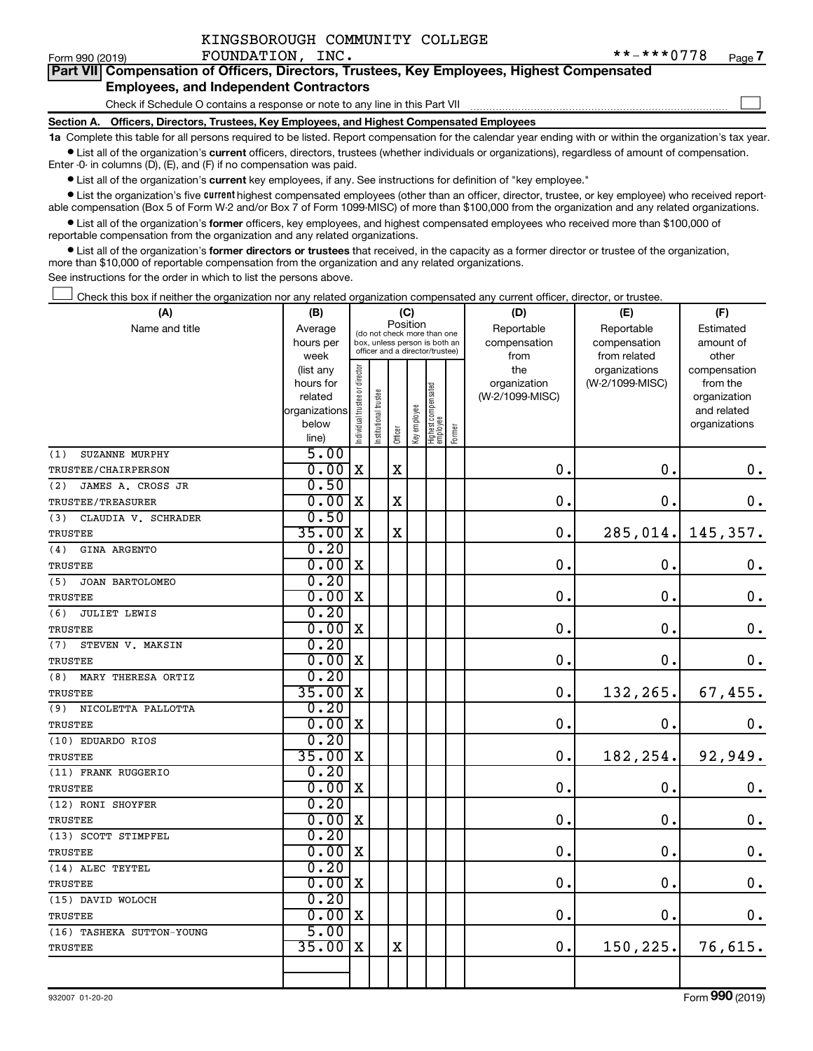KINGSBOROUGH COMMUNITY COLLEGE

Form 990 (2019) FOUNDATION, INC. **-***0778 Page 7

**Part VII Compensation of Officers, Directors, Trustees, Key Employees, Highest Compensated Employees, and Independent Contractors**

Check if Schedule O contains a response or note to any line in this Part VII

**Section A. Officers, Directors, Trustees, Key Employees, and Highest Compensated Employees**

**1a** Complete this table for all persons required to be listed. Report compensation for the calendar year ending with or within the organization's tax year.

- List all of the organization's **current** officers, directors, trustees (whether individuals or organizations), regardless of amount of compensation. Enter -0- in columns (D), (E), and (F) if no compensation was paid.
- List all of the organization's **current** key employees, if any. See instructions for definition of "key employee."
- List the organization's five **current** highest compensated employees (other than an officer, director, trustee, or key employee) who received reportable compensation (Box 5 of Form W-2 and/or Box 7 of Form 1099-MISC) of more than $100,000 from the organization and any related organizations.
- List all of the organization's **former** officers, key employees, and highest compensated employees who received more than $100,000 of reportable compensation from the organization and any related organizations.
- List all of the organization's **former directors or trustees** that received, in the capacity as a former director or trustee of the organization, more than $10,000 of reportable compensation from the organization and any related organizations.

See instructions for the order in which to list the persons above.

Check this box if neither the organization nor any related organization compensated any current officer, director, or trustee.

| (A) Name and title | (B) Average hours per week (list any hours for related organizations below line) | (C) Position: Individual trustee or director | Institutional trustee | Officer | Key employee | Highest compensated employee | Former | (D) Reportable compensation from the organization (W-2/1099-MISC) | (E) Reportable compensation from related organizations (W-2/1099-MISC) | (F) Estimated amount of other compensation from the organization and related organizations |
|---|---|---|---|---|---|---|---|---|---|---|
| (1) SUZANNE MURPHY<br>TRUSTEE/CHAIRPERSON | 5.00<br>0.00 | X | | X | | | | 0. | 0. | 0. |
| (2) JAMES A. CROSS JR<br>TRUSTEE/TREASURER | 0.50<br>0.00 | X | | X | | | | 0. | 0. | 0. |
| (3) CLAUDIA V. SCHRADER<br>TRUSTEE | 0.50<br>35.00 | X | | X | | | | 0. | 285,014. | 145,357. |
| (4) GINA ARGENTO<br>TRUSTEE | 0.20<br>0.00 | X | | | | | | 0. | 0. | 0. |
| (5) JOAN BARTOLOMEO<br>TRUSTEE | 0.20<br>0.00 | X | | | | | | 0. | 0. | 0. |
| (6) JULIET LEWIS<br>TRUSTEE | 0.20<br>0.00 | X | | | | | | 0. | 0. | 0. |
| (7) STEVEN V. MAKSIN<br>TRUSTEE | 0.20<br>0.00 | X | | | | | | 0. | 0. | 0. |
| (8) MARY THERESA ORTIZ<br>TRUSTEE | 0.20<br>35.00 | X | | | | | | 0. | 132,265. | 67,455. |
| (9) NICOLETTA PALLOTTA<br>TRUSTEE | 0.20<br>0.00 | X | | | | | | 0. | 0. | 0. |
| (10) EDUARDO RIOS<br>TRUSTEE | 0.20<br>35.00 | X | | | | | | 0. | 182,254. | 92,949. |
| (11) FRANK RUGGERIO<br>TRUSTEE | 0.20<br>0.00 | X | | | | | | 0. | 0. | 0. |
| (12) RONI SHOYFER<br>TRUSTEE | 0.20<br>0.00 | X | | | | | | 0. | 0. | 0. |
| (13) SCOTT STIMPFEL<br>TRUSTEE | 0.20<br>0.00 | X | | | | | | 0. | 0. | 0. |
| (14) ALEC TEYTEL<br>TRUSTEE | 0.20<br>0.00 | X | | | | | | 0. | 0. | 0. |
| (15) DAVID WOLOCH<br>TRUSTEE | 0.20<br>0.00 | X | | | | | | 0. | 0. | 0. |
| (16) TASHEKA SUTTON-YOUNG<br>TRUSTEE | 5.00<br>35.00 | X | | X | | | | 0. | 150,225. | 76,615. |

932007 01-20-20 Form 990 (2019)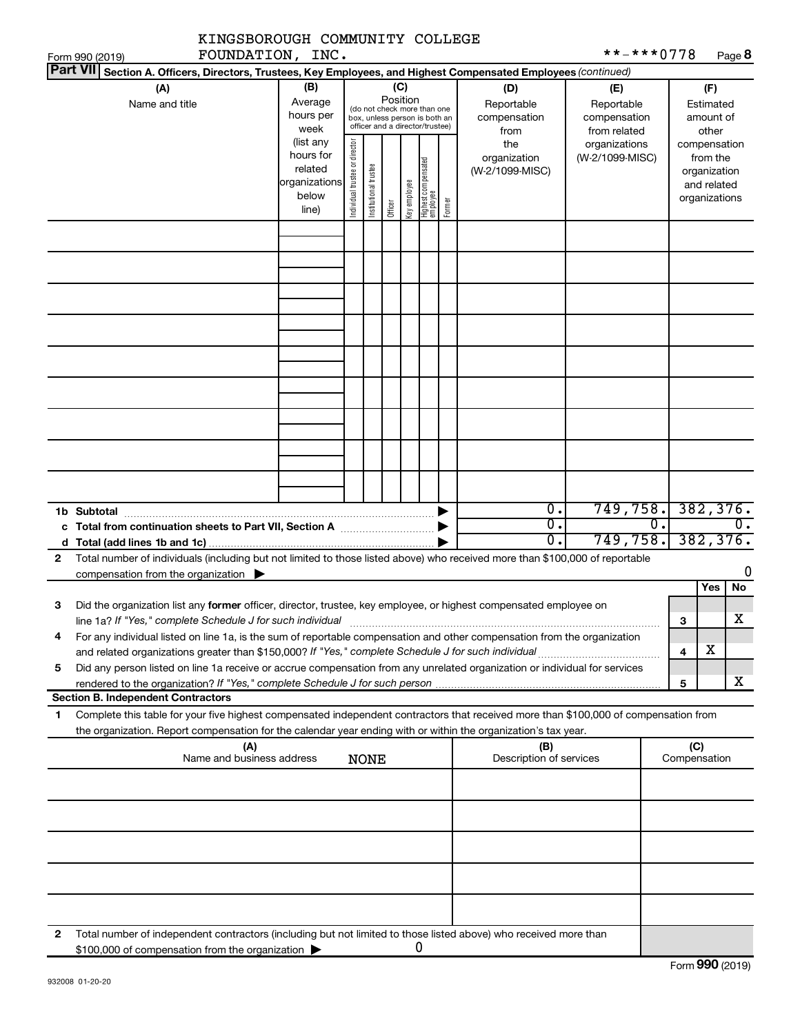KINGSBOROUGH COMMUNITY COLLEGE FOUNDATION, INC. **-***0778

Form 990 (2019) Page 8

**Part VII Section A. Officers, Directors, Trustees, Key Employees, and Highest Compensated Employees** *(continued)*

| (A) Name and title | (B) Average hours per week (list any hours for related organizations below line) | (C) Position: Individual trustee or director | Institutional trustee | Officer | Key employee | Highest compensated employee | Former | (D) Reportable compensation from the organization (W-2/1099-MISC) | (E) Reportable compensation from related organizations (W-2/1099-MISC) | (F) Estimated amount of other compensation from the organization and related organizations |
|---|---|---|---|---|---|---|---|---|---|---|
| | | | | | | | | | | |
| | | | | | | | | | | |
| | | | | | | | | | | |
| | | | | | | | | | | |
| | | | | | | | | | | |
| | | | | | | | | | | |
| | | | | | | | | | | |
| | | | | | | | | | | |
| | | | | | | | | | | |

| | | (D) | (E) | (F) |
|---|---|---|---|---|
| **1b** | **Subtotal** | 0. | 749,758. | 382,376. |
| **c** | **Total from continuation sheets to Part VII, Section A** | 0. | 0. | 0. |
| **d** | **Total (add lines 1b and 1c)** | 0. | 749,758. | 382,376. |

**2** Total number of individuals (including but not limited to those listed above) who received more than $100,000 of reportable compensation from the organization ▶ 0

| | | | Yes | No |
|---|---|---|---|---|
| **3** | Did the organization list any **former** officer, director, trustee, key employee, or highest compensated employee on line 1a? *If "Yes," complete Schedule J for such individual* | 3 | | X |
| **4** | For any individual listed on line 1a, is the sum of reportable compensation and other compensation from the organization and related organizations greater than $150,000? *If "Yes," complete Schedule J for such individual* | 4 | X | |
| **5** | Did any person listed on line 1a receive or accrue compensation from any unrelated organization or individual for services rendered to the organization? *If "Yes," complete Schedule J for such person* | 5 | | X |

**Section B. Independent Contractors**

**1** Complete this table for your five highest compensated independent contractors that received more than $100,000 of compensation from the organization. Report compensation for the calendar year ending with or within the organization's tax year.

| (A) Name and business address | (B) Description of services | (C) Compensation |
|---|---|---|
| NONE | | |
| | | |
| | | |
| | | |
| | | |

**2** Total number of independent contractors (including but not limited to those listed above) who received more than $100,000 of compensation from the organization ▶ 0

Form **990** (2019)

932008 01-20-20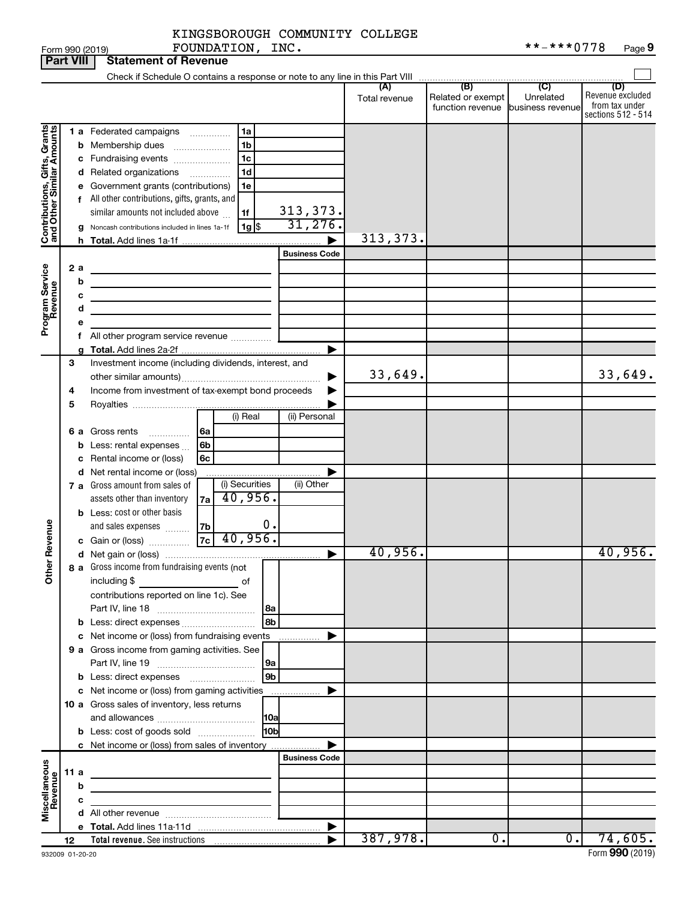KINGSBOROUGH COMMUNITY COLLEGE FOUNDATION, INC.

Form 990 (2019) **-***0778 Page 9

## Part VIII Statement of Revenue

Check if Schedule O contains a response or note to any line in this Part VIII

| | | | | (A) Total revenue | (B) Related or exempt function revenue | (C) Unrelated business revenue | (D) Revenue excluded from tax under sections 512 - 514 |
|---|---|---|---|---|---|---|---|
| **Contributions, Gifts, Grants and Other Similar Amounts** | 1 a Federated campaigns | 1a | | | | | |
| | b Membership dues | 1b | | | | | |
| | c Fundraising events | 1c | | | | | |
| | d Related organizations | 1d | | | | | |
| | e Government grants (contributions) | 1e | | | | | |
| | f All other contributions, gifts, grants, and similar amounts not included above | 1f | 313,373. | | | | |
| | g Noncash contributions included in lines 1a-1f | 1g $ | 31,276. | | | | |
| | h Total. Add lines 1a-1f | | ▶ | 313,373. | | | |
| **Program Service Revenue** | | | Business Code | | | | |
| | 2 a | | | | | | |
| | b | | | | | | |
| | c | | | | | | |
| | d | | | | | | |
| | e | | | | | | |
| | f All other program service revenue | | | | | | |
| | g Total. Add lines 2a-2f | | ▶ | | | | |
| **Other Revenue** | 3 Investment income (including dividends, interest, and other similar amounts) | | ▶ | 33,649. | | | 33,649. |
| | 4 Income from investment of tax-exempt bond proceeds | | ▶ | | | | |
| | 5 Royalties | | ▶ | | | | |
| | | (i) Real | (ii) Personal | | | | |
| | 6 a Gross rents 6a | | | | | | |
| | b Less: rental expenses 6b | | | | | | |
| | c Rental income or (loss) 6c | | | | | | |
| | d Net rental income or (loss) | | ▶ | | | | |
| | | (i) Securities | (ii) Other | | | | |
| | 7 a Gross amount from sales of assets other than inventory 7a | 40,956. | | | | | |
| | b Less: cost or other basis and sales expenses 7b | 0. | | | | | |
| | c Gain or (loss) 7c | 40,956. | | | | | |
| | d Net gain or (loss) | | ▶ | 40,956. | | | 40,956. |
| | 8 a Gross income from fundraising events (not including $ of contributions reported on line 1c). See Part IV, line 18 | 8a | | | | | |
| | b Less: direct expenses | 8b | | | | | |
| | c Net income or (loss) from fundraising events | | ▶ | | | | |
| | 9 a Gross income from gaming activities. See Part IV, line 19 | 9a | | | | | |
| | b Less: direct expenses | 9b | | | | | |
| | c Net income or (loss) from gaming activities | | ▶ | | | | |
| | 10 a Gross sales of inventory, less returns and allowances | 10a | | | | | |
| | b Less: cost of goods sold | 10b | | | | | |
| | c Net income or (loss) from sales of inventory | | ▶ | | | | |
| **Miscellaneous Revenue** | | | Business Code | | | | |
| | 11 a | | | | | | |
| | b | | | | | | |
| | c | | | | | | |
| | d All other revenue | | | | | | |
| | e Total. Add lines 11a-11d | | ▶ | | | | |
| | 12 Total revenue. See instructions | | ▶ | 387,978. | 0. | 0. | 74,605. |

932009 01-20-20 Form 990 (2019)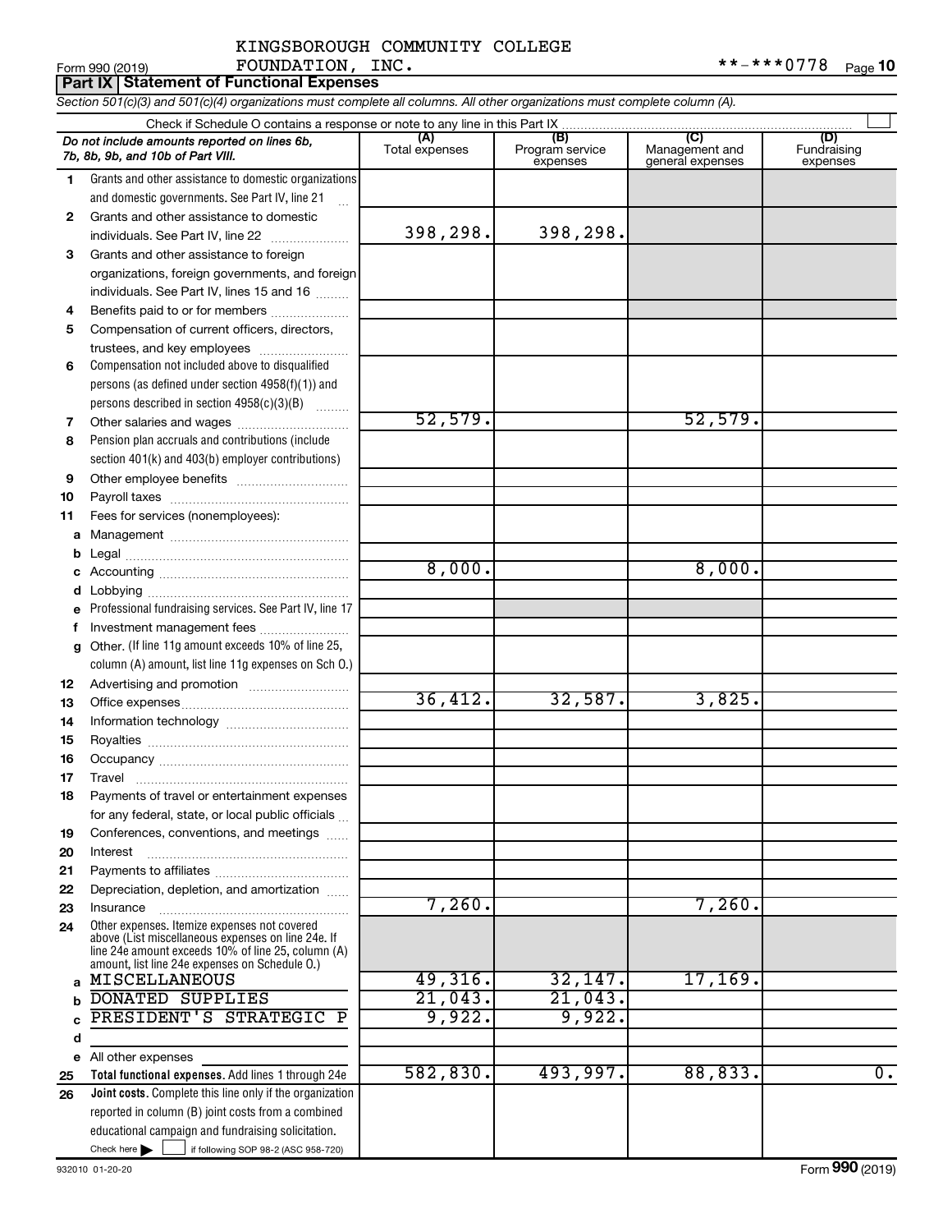KINGSBOROUGH COMMUNITY COLLEGE FOUNDATION, INC.

Form 990 (2019) **-***0778 Page 10

**Part IX Statement of Functional Expenses**

*Section 501(c)(3) and 501(c)(4) organizations must complete all columns. All other organizations must complete column (A).*

Check if Schedule O contains a response or note to any line in this Part IX

| | *Do not include amounts reported on lines 6b, 7b, 8b, 9b, and 10b of Part VIII.* | (A) Total expenses | (B) Program service expenses | (C) Management and general expenses | (D) Fundraising expenses |
|---|---|---|---|---|---|
| 1 | Grants and other assistance to domestic organizations and domestic governments. See Part IV, line 21 | | | | |
| 2 | Grants and other assistance to domestic individuals. See Part IV, line 22 | 398,298. | 398,298. | | |
| 3 | Grants and other assistance to foreign organizations, foreign governments, and foreign individuals. See Part IV, lines 15 and 16 | | | | |
| 4 | Benefits paid to or for members | | | | |
| 5 | Compensation of current officers, directors, trustees, and key employees | | | | |
| 6 | Compensation not included above to disqualified persons (as defined under section 4958(f)(1)) and persons described in section 4958(c)(3)(B) | | | | |
| 7 | Other salaries and wages | 52,579. | | 52,579. | |
| 8 | Pension plan accruals and contributions (include section 401(k) and 403(b) employer contributions) | | | | |
| 9 | Other employee benefits | | | | |
| 10 | Payroll taxes | | | | |
| 11 | Fees for services (nonemployees): | | | | |
| a | Management | | | | |
| b | Legal | | | | |
| c | Accounting | 8,000. | | 8,000. | |
| d | Lobbying | | | | |
| e | Professional fundraising services. See Part IV, line 17 | | | | |
| f | Investment management fees | | | | |
| g | Other. (If line 11g amount exceeds 10% of line 25, column (A) amount, list line 11g expenses on Sch O.) | | | | |
| 12 | Advertising and promotion | | | | |
| 13 | Office expenses | 36,412. | 32,587. | 3,825. | |
| 14 | Information technology | | | | |
| 15 | Royalties | | | | |
| 16 | Occupancy | | | | |
| 17 | Travel | | | | |
| 18 | Payments of travel or entertainment expenses for any federal, state, or local public officials | | | | |
| 19 | Conferences, conventions, and meetings | | | | |
| 20 | Interest | | | | |
| 21 | Payments to affiliates | | | | |
| 22 | Depreciation, depletion, and amortization | | | | |
| 23 | Insurance | 7,260. | | 7,260. | |
| 24 | Other expenses. Itemize expenses not covered above (List miscellaneous expenses on line 24e. If line 24e amount exceeds 10% of line 25, column (A) amount, list line 24e expenses on Schedule O.) | | | | |
| a | MISCELLANEOUS | 49,316. | 32,147. | 17,169. | |
| b | DONATED SUPPLIES | 21,043. | 21,043. | | |
| c | PRESIDENT'S STRATEGIC P | 9,922. | 9,922. | | |
| d | | | | | |
| e | All other expenses | | | | |
| 25 | **Total functional expenses.** Add lines 1 through 24e | 582,830. | 493,997. | 88,833. | 0. |
| 26 | **Joint costs.** Complete this line only if the organization reported in column (B) joint costs from a combined educational campaign and fundraising solicitation. Check here ☐ if following SOP 98-2 (ASC 958-720) | | | | |

932010 01-20-20 Form **990** (2019)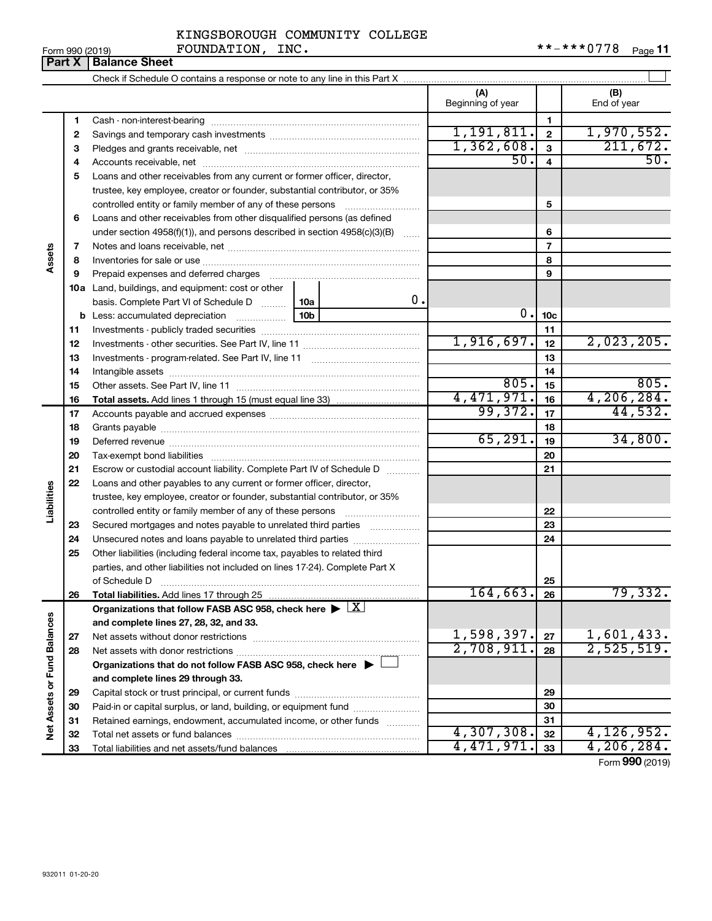KINGSBOROUGH COMMUNITY COLLEGE FOUNDATION, INC. **-***0778

Form 990 (2019)

## Part X | Balance Sheet

Check if Schedule O contains a response or note to any line in this Part X

| | | | (A) Beginning of year | | (B) End of year |
|---|---|---|---|---|---|
| Assets | 1 | Cash - non-interest-bearing | | 1 | |
| | 2 | Savings and temporary cash investments | 1,191,811. | 2 | 1,970,552. |
| | 3 | Pledges and grants receivable, net | 1,362,608. | 3 | 211,672. |
| | 4 | Accounts receivable, net | 50. | 4 | 50. |
| | 5 | Loans and other receivables from any current or former officer, director, trustee, key employee, creator or founder, substantial contributor, or 35% controlled entity or family member of any of these persons | | 5 | |
| | 6 | Loans and other receivables from other disqualified persons (as defined under section 4958(f)(1)), and persons described in section 4958(c)(3)(B) | | 6 | |
| | 7 | Notes and loans receivable, net | | 7 | |
| | 8 | Inventories for sale or use | | 8 | |
| | 9 | Prepaid expenses and deferred charges | | 9 | |
| | 10a | Land, buildings, and equipment: cost or other basis. Complete Part VI of Schedule D 10a 0. | | | |
| | b | Less: accumulated depreciation 10b | 0. | 10c | |
| | 11 | Investments - publicly traded securities | | 11 | |
| | 12 | Investments - other securities. See Part IV, line 11 | 1,916,697. | 12 | 2,023,205. |
| | 13 | Investments - program-related. See Part IV, line 11 | | 13 | |
| | 14 | Intangible assets | | 14 | |
| | 15 | Other assets. See Part IV, line 11 | 805. | 15 | 805. |
| | 16 | **Total assets.** Add lines 1 through 15 (must equal line 33) | 4,471,971. | 16 | 4,206,284. |
| Liabilities | 17 | Accounts payable and accrued expenses | 99,372. | 17 | 44,532. |
| | 18 | Grants payable | | 18 | |
| | 19 | Deferred revenue | 65,291. | 19 | 34,800. |
| | 20 | Tax-exempt bond liabilities | | 20 | |
| | 21 | Escrow or custodial account liability. Complete Part IV of Schedule D | | 21 | |
| | 22 | Loans and other payables to any current or former officer, director, trustee, key employee, creator or founder, substantial contributor, or 35% controlled entity or family member of any of these persons | | 22 | |
| | 23 | Secured mortgages and notes payable to unrelated third parties | | 23 | |
| | 24 | Unsecured notes and loans payable to unrelated third parties | | 24 | |
| | 25 | Other liabilities (including federal income tax, payables to related third parties, and other liabilities not included on lines 17-24). Complete Part X of Schedule D | | 25 | |
| | 26 | **Total liabilities.** Add lines 17 through 25 | 164,663. | 26 | 79,332. |
| Net Assets or Fund Balances | | **Organizations that follow FASB ASC 958, check here ▶ X and complete lines 27, 28, 32, and 33.** | | | |
| | 27 | Net assets without donor restrictions | 1,598,397. | 27 | 1,601,433. |
| | 28 | Net assets with donor restrictions | 2,708,911. | 28 | 2,525,519. |
| | | **Organizations that do not follow FASB ASC 958, check here ▶ and complete lines 29 through 33.** | | | |
| | 29 | Capital stock or trust principal, or current funds | | 29 | |
| | 30 | Paid-in or capital surplus, or land, building, or equipment fund | | 30 | |
| | 31 | Retained earnings, endowment, accumulated income, or other funds | | 31 | |
| | 32 | Total net assets or fund balances | 4,307,308. | 32 | 4,126,952. |
| | 33 | Total liabilities and net assets/fund balances | 4,471,971. | 33 | 4,206,284. |

Form **990** (2019)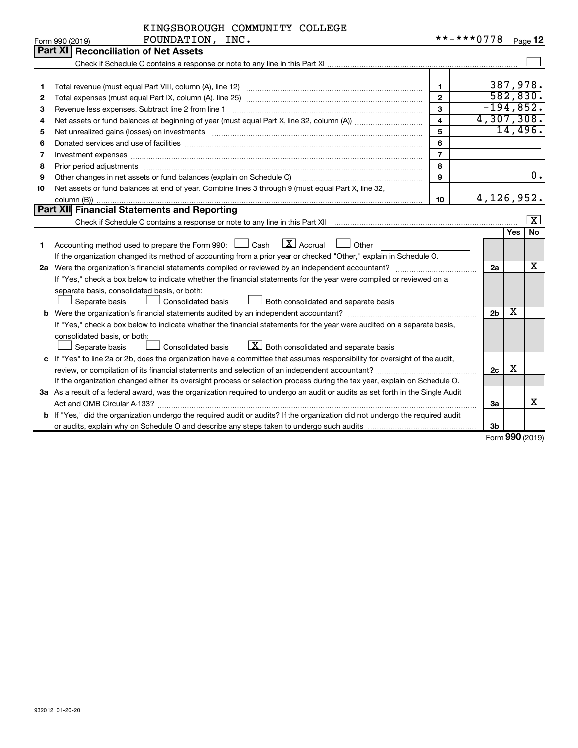KINGSBOROUGH COMMUNITY COLLEGE
Form 990 (2019) FOUNDATION, INC. **-***0778 Page 12

## Part XI | Reconciliation of Net Assets

Check if Schedule O contains a response or note to any line in this Part XI ☐

| | | | |
|---|---|---|---|
| 1 | Total revenue (must equal Part VIII, column (A), line 12) | 1 | 387,978. |
| 2 | Total expenses (must equal Part IX, column (A), line 25) | 2 | 582,830. |
| 3 | Revenue less expenses. Subtract line 2 from line 1 | 3 | -194,852. |
| 4 | Net assets or fund balances at beginning of year (must equal Part X, line 32, column (A)) | 4 | 4,307,308. |
| 5 | Net unrealized gains (losses) on investments | 5 | 14,496. |
| 6 | Donated services and use of facilities | 6 | |
| 7 | Investment expenses | 7 | |
| 8 | Prior period adjustments | 8 | |
| 9 | Other changes in net assets or fund balances (explain on Schedule O) | 9 | 0. |
| 10 | Net assets or fund balances at end of year. Combine lines 3 through 9 (must equal Part X, line 32, column (B)) | 10 | 4,126,952. |

## Part XII | Financial Statements and Reporting

Check if Schedule O contains a response or note to any line in this Part XII ☒

| | | | Yes | No |
|---|---|---|---|---|
| 1 | Accounting method used to prepare the Form 990: ☐ Cash ☒ Accrual ☐ Other<br>If the organization changed its method of accounting from a prior year or checked "Other," explain in Schedule O. | | | |
| 2a | Were the organization's financial statements compiled or reviewed by an independent accountant?<br>If "Yes," check a box below to indicate whether the financial statements for the year were compiled or reviewed on a separate basis, consolidated basis, or both:<br>☐ Separate basis ☐ Consolidated basis ☐ Both consolidated and separate basis | 2a | | X |
| b | Were the organization's financial statements audited by an independent accountant?<br>If "Yes," check a box below to indicate whether the financial statements for the year were audited on a separate basis, consolidated basis, or both:<br>☐ Separate basis ☐ Consolidated basis ☒ Both consolidated and separate basis | 2b | X | |
| c | If "Yes" to line 2a or 2b, does the organization have a committee that assumes responsibility for oversight of the audit, review, or compilation of its financial statements and selection of an independent accountant?<br>If the organization changed either its oversight process or selection process during the tax year, explain on Schedule O. | 2c | X | |
| 3a | As a result of a federal award, was the organization required to undergo an audit or audits as set forth in the Single Audit Act and OMB Circular A-133? | 3a | | X |
| b | If "Yes," did the organization undergo the required audit or audits? If the organization did not undergo the required audit or audits, explain why on Schedule O and describe any steps taken to undergo such audits | 3b | | |

Form 990 (2019)

932012 01-20-20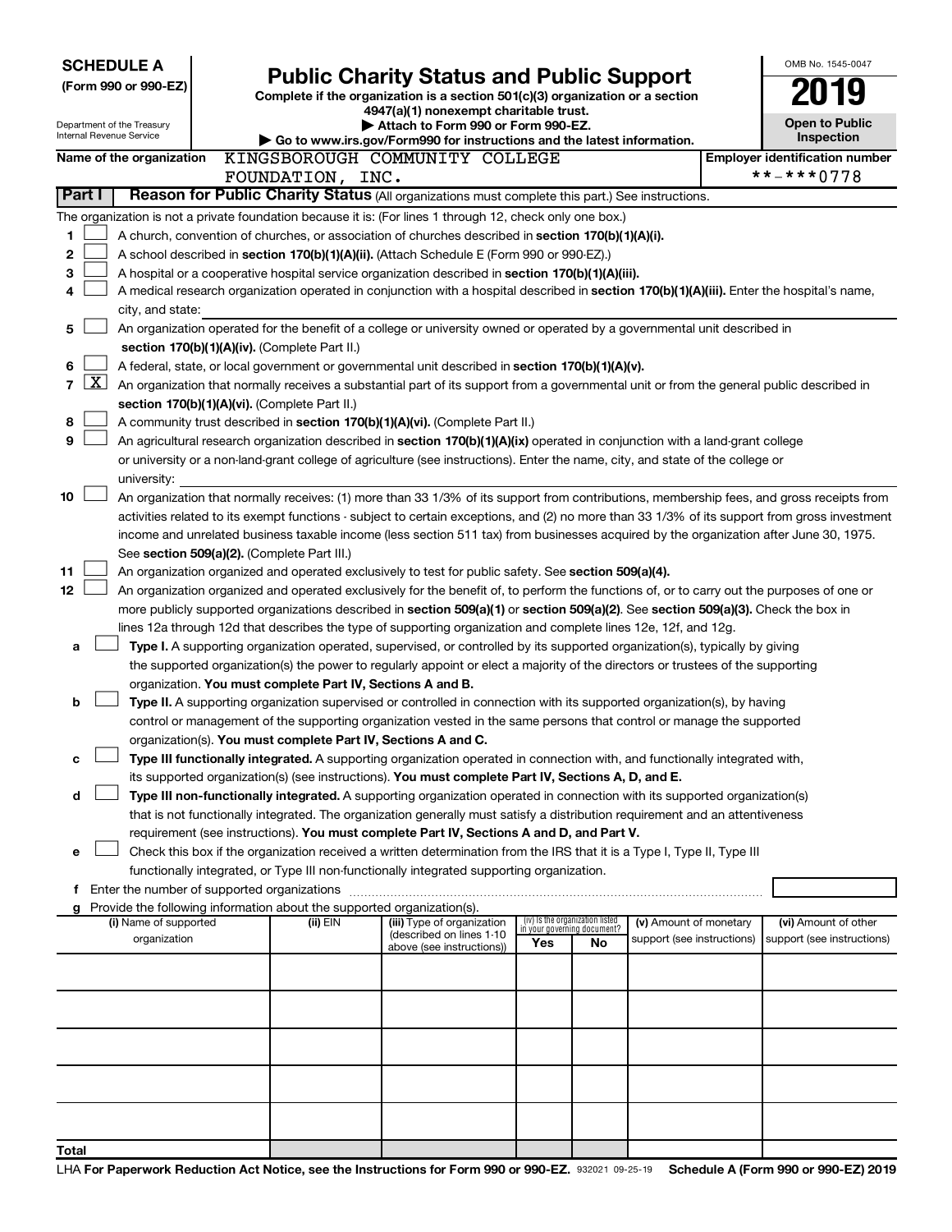**SCHEDULE A**
**(Form 990 or 990-EZ)**

Department of the Treasury
Internal Revenue Service

# Public Charity Status and Public Support

**Complete if the organization is a section 501(c)(3) organization or a section 4947(a)(1) nonexempt charitable trust.**
**▶ Attach to Form 990 or Form 990-EZ.**
**▶ Go to www.irs.gov/Form990 for instructions and the latest information.**

OMB No. 1545-0047
**2019**
**Open to Public Inspection**

**Name of the organization** KINGSBOROUGH COMMUNITY COLLEGE FOUNDATION, INC.

**Employer identification number** **-***0778

**Part I** **Reason for Public Charity Status** (All organizations must complete this part.) See instructions.

The organization is not a private foundation because it is: (For lines 1 through 12, check only one box.)

1 ☐ A church, convention of churches, or association of churches described in **section 170(b)(1)(A)(i).**

2 ☐ A school described in **section 170(b)(1)(A)(ii).** (Attach Schedule E (Form 990 or 990-EZ).)

3 ☐ A hospital or a cooperative hospital service organization described in **section 170(b)(1)(A)(iii).**

4 ☐ A medical research organization operated in conjunction with a hospital described in **section 170(b)(1)(A)(iii).** Enter the hospital's name, city, and state:

5 ☐ An organization operated for the benefit of a college or university owned or operated by a governmental unit described in **section 170(b)(1)(A)(iv).** (Complete Part II.)

6 ☐ A federal, state, or local government or governmental unit described in **section 170(b)(1)(A)(v).**

7 ☒ An organization that normally receives a substantial part of its support from a governmental unit or from the general public described in **section 170(b)(1)(A)(vi).** (Complete Part II.)

8 ☐ A community trust described in **section 170(b)(1)(A)(vi).** (Complete Part II.)

9 ☐ An agricultural research organization described in **section 170(b)(1)(A)(ix)** operated in conjunction with a land-grant college or university or a non-land-grant college of agriculture (see instructions). Enter the name, city, and state of the college or university:

10 ☐ An organization that normally receives: (1) more than 33 1/3% of its support from contributions, membership fees, and gross receipts from activities related to its exempt functions - subject to certain exceptions, and (2) no more than 33 1/3% of its support from gross investment income and unrelated business taxable income (less section 511 tax) from businesses acquired by the organization after June 30, 1975. See **section 509(a)(2).** (Complete Part III.)

11 ☐ An organization organized and operated exclusively to test for public safety. See **section 509(a)(4).**

12 ☐ An organization organized and operated exclusively for the benefit of, to perform the functions of, or to carry out the purposes of one or more publicly supported organizations described in **section 509(a)(1)** or **section 509(a)(2)**. See **section 509(a)(3).** Check the box in lines 12a through 12d that describes the type of supporting organization and complete lines 12e, 12f, and 12g.

a ☐ **Type I.** A supporting organization operated, supervised, or controlled by its supported organization(s), typically by giving the supported organization(s) the power to regularly appoint or elect a majority of the directors or trustees of the supporting organization. **You must complete Part IV, Sections A and B.**

b ☐ **Type II.** A supporting organization supervised or controlled in connection with its supported organization(s), by having control or management of the supporting organization vested in the same persons that control or manage the supported organization(s). **You must complete Part IV, Sections A and C.**

c ☐ **Type III functionally integrated.** A supporting organization operated in connection with, and functionally integrated with, its supported organization(s) (see instructions). **You must complete Part IV, Sections A, D, and E.**

d ☐ **Type III non-functionally integrated.** A supporting organization operated in connection with its supported organization(s) that is not functionally integrated. The organization generally must satisfy a distribution requirement and an attentiveness requirement (see instructions). **You must complete Part IV, Sections A and D, and Part V.**

e ☐ Check this box if the organization received a written determination from the IRS that it is a Type I, Type II, Type III functionally integrated, or Type III non-functionally integrated supporting organization.

f Enter the number of supported organizations

g Provide the following information about the supported organization(s).

| (i) Name of supported organization | (ii) EIN | (iii) Type of organization (described on lines 1-10 above (see instructions)) | (iv) Is the organization listed in your governing document? Yes | No | (v) Amount of monetary support (see instructions) | (vi) Amount of other support (see instructions) |
|---|---|---|---|---|---|---|
| | | | | | | |
| | | | | | | |
| | | | | | | |
| | | | | | | |
| | | | | | | |
| **Total** | | | | | | |

LHA **For Paperwork Reduction Act Notice, see the Instructions for Form 990 or 990-EZ.** 932021 09-25-19 **Schedule A (Form 990 or 990-EZ) 2019**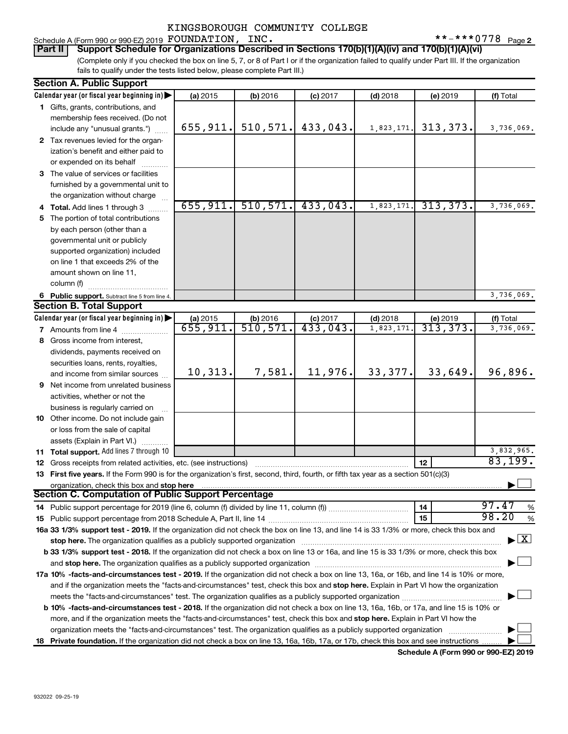Schedule A (Form 990 or 990-EZ) 2019 KINGSBOROUGH COMMUNITY COLLEGE FOUNDATION, INC. **-***0778 Page 2

**Part II | Support Schedule for Organizations Described in Sections 170(b)(1)(A)(iv) and 170(b)(1)(A)(vi)**

(Complete only if you checked the box on line 5, 7, or 8 of Part I or if the organization failed to qualify under Part III. If the organization fails to qualify under the tests listed below, please complete Part III.)

**Section A. Public Support**

| Calendar year (or fiscal year beginning in) | (a) 2015 | (b) 2016 | (c) 2017 | (d) 2018 | (e) 2019 | (f) Total |
|---|---|---|---|---|---|---|
| 1 Gifts, grants, contributions, and membership fees received. (Do not include any "unusual grants.") | 655,911. | 510,571. | 433,043. | 1,823,171. | 313,373. | 3,736,069. |
| 2 Tax revenues levied for the organization's benefit and either paid to or expended on its behalf | | | | | | |
| 3 The value of services or facilities furnished by a governmental unit to the organization without charge | | | | | | |
| 4 Total. Add lines 1 through 3 | 655,911. | 510,571. | 433,043. | 1,823,171. | 313,373. | 3,736,069. |
| 5 The portion of total contributions by each person (other than a governmental unit or publicly supported organization) included on line 1 that exceeds 2% of the amount shown on line 11, column (f) | | | | | | |
| 6 Public support. Subtract line 5 from line 4. | | | | | | 3,736,069. |

**Section B. Total Support**

| Calendar year (or fiscal year beginning in) | (a) 2015 | (b) 2016 | (c) 2017 | (d) 2018 | (e) 2019 | (f) Total |
|---|---|---|---|---|---|---|
| 7 Amounts from line 4 | 655,911. | 510,571. | 433,043. | 1,823,171. | 313,373. | 3,736,069. |
| 8 Gross income from interest, dividends, payments received on securities loans, rents, royalties, and income from similar sources | 10,313. | 7,581. | 11,976. | 33,377. | 33,649. | 96,896. |
| 9 Net income from unrelated business activities, whether or not the business is regularly carried on | | | | | | |
| 10 Other income. Do not include gain or loss from the sale of capital assets (Explain in Part VI.) | | | | | | |
| 11 Total support. Add lines 7 through 10 | | | | | | 3,832,965. |

12 Gross receipts from related activities, etc. (see instructions) — 12: 83,199.

13 **First five years.** If the Form 990 is for the organization's first, second, third, fourth, or fifth tax year as a section 501(c)(3) organization, check this box and **stop here** ☐

**Section C. Computation of Public Support Percentage**

14 Public support percentage for 2019 (line 6, column (f) divided by line 11, column (f)) — 14: 97.47 %

15 Public support percentage from 2018 Schedule A, Part II, line 14 — 15: 98.20 %

16a **33 1/3% support test - 2019.** If the organization did not check the box on line 13, and line 14 is 33 1/3% or more, check this box and **stop here.** The organization qualifies as a publicly supported organization ☒

b **33 1/3% support test - 2018.** If the organization did not check a box on line 13 or 16a, and line 15 is 33 1/3% or more, check this box and **stop here.** The organization qualifies as a publicly supported organization ☐

17a **10% -facts-and-circumstances test - 2019.** If the organization did not check a box on line 13, 16a, or 16b, and line 14 is 10% or more, and if the organization meets the "facts-and-circumstances" test, check this box and **stop here.** Explain in Part VI how the organization meets the "facts-and-circumstances" test. The organization qualifies as a publicly supported organization ☐

b **10% -facts-and-circumstances test - 2018.** If the organization did not check a box on line 13, 16a, 16b, or 17a, and line 15 is 10% or more, and if the organization meets the "facts-and-circumstances" test, check this box and **stop here.** Explain in Part VI how the organization meets the "facts-and-circumstances" test. The organization qualifies as a publicly supported organization ☐

18 **Private foundation.** If the organization did not check a box on line 13, 16a, 16b, 17a, or 17b, check this box and see instructions ☐

**Schedule A (Form 990 or 990-EZ) 2019**

932022 09-25-19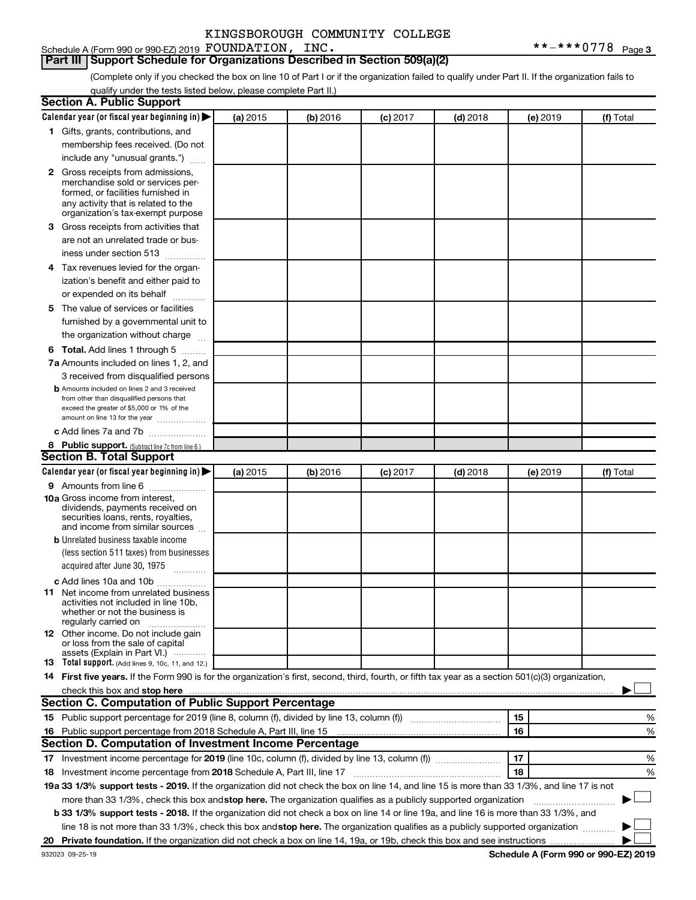KINGSBOROUGH COMMUNITY COLLEGE

Schedule A (Form 990 or 990-EZ) 2019 FOUNDATION, INC. **-***0778 Page 3

## Part III Support Schedule for Organizations Described in Section 509(a)(2)

(Complete only if you checked the box on line 10 of Part I or if the organization failed to qualify under Part II. If the organization fails to qualify under the tests listed below, please complete Part II.)

### Section A. Public Support

| Calendar year (or fiscal year beginning in) ▶ | (a) 2015 | (b) 2016 | (c) 2017 | (d) 2018 | (e) 2019 | (f) Total |
|---|---|---|---|---|---|---|
| **1** Gifts, grants, contributions, and membership fees received. (Do not include any "unusual grants.") | | | | | | |
| **2** Gross receipts from admissions, merchandise sold or services performed, or facilities furnished in any activity that is related to the organization's tax-exempt purpose | | | | | | |
| **3** Gross receipts from activities that are not an unrelated trade or business under section 513 | | | | | | |
| **4** Tax revenues levied for the organization's benefit and either paid to or expended on its behalf | | | | | | |
| **5** The value of services or facilities furnished by a governmental unit to the organization without charge | | | | | | |
| **6 Total.** Add lines 1 through 5 | | | | | | |
| **7a** Amounts included on lines 1, 2, and 3 received from disqualified persons | | | | | | |
| **b** Amounts included on lines 2 and 3 received from other than disqualified persons that exceed the greater of $5,000 or 1% of the amount on line 13 for the year | | | | | | |
| **c** Add lines 7a and 7b | | | | | | |
| **8 Public support.** (Subtract line 7c from line 6.) | | | | | | |

### Section B. Total Support

| Calendar year (or fiscal year beginning in) ▶ | (a) 2015 | (b) 2016 | (c) 2017 | (d) 2018 | (e) 2019 | (f) Total |
|---|---|---|---|---|---|---|
| **9** Amounts from line 6 | | | | | | |
| **10a** Gross income from interest, dividends, payments received on securities loans, rents, royalties, and income from similar sources | | | | | | |
| **b** Unrelated business taxable income (less section 511 taxes) from businesses acquired after June 30, 1975 | | | | | | |
| **c** Add lines 10a and 10b | | | | | | |
| **11** Net income from unrelated business activities not included in line 10b, whether or not the business is regularly carried on | | | | | | |
| **12** Other income. Do not include gain or loss from the sale of capital assets (Explain in Part VI.) | | | | | | |
| **13 Total support.** (Add lines 9, 10c, 11, and 12.) | | | | | | |

**14 First five years.** If the Form 990 is for the organization's first, second, third, fourth, or fifth tax year as a section 501(c)(3) organization, check this box and **stop here** ▶ ☐

### Section C. Computation of Public Support Percentage

| | | | |
|---|---|---|---|
| **15** | Public support percentage for 2019 (line 8, column (f), divided by line 13, column (f)) | 15 | % |
| **16** | Public support percentage from 2018 Schedule A, Part III, line 15 | 16 | % |

### Section D. Computation of Investment Income Percentage

| | | | |
|---|---|---|---|
| **17** | Investment income percentage for **2019** (line 10c, column (f), divided by line 13, column (f)) | 17 | % |
| **18** | Investment income percentage from **2018** Schedule A, Part III, line 17 | 18 | % |

**19a 33 1/3% support tests - 2019.** If the organization did not check the box on line 14, and line 15 is more than 33 1/3%, and line 17 is not more than 33 1/3%, check this box and **stop here.** The organization qualifies as a publicly supported organization ▶ ☐

**b 33 1/3% support tests - 2018.** If the organization did not check a box on line 14 or line 19a, and line 16 is more than 33 1/3%, and line 18 is not more than 33 1/3%, check this box and **stop here.** The organization qualifies as a publicly supported organization ▶ ☐

**20 Private foundation.** If the organization did not check a box on line 14, 19a, or 19b, check this box and see instructions ▶ ☐

932023 09-25-19 **Schedule A (Form 990 or 990-EZ) 2019**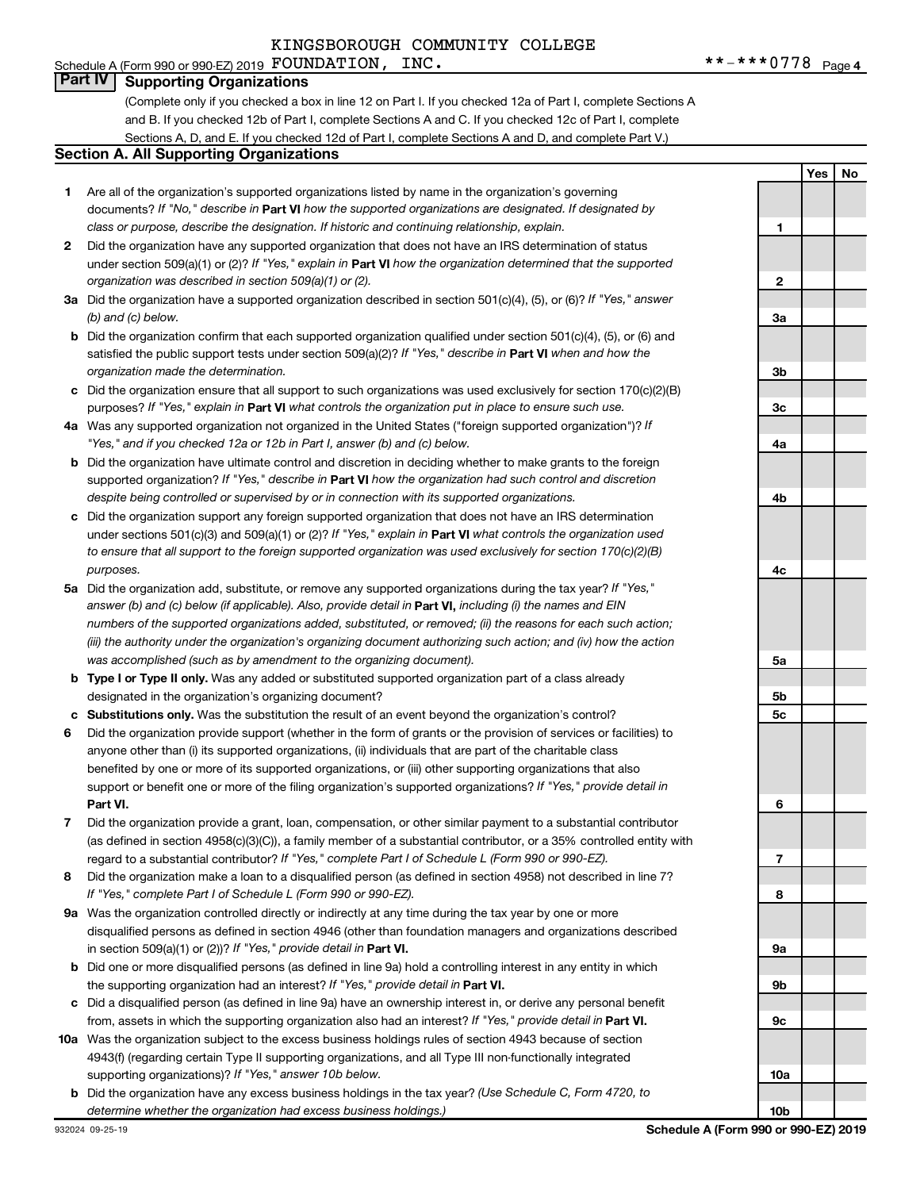KINGSBOROUGH COMMUNITY COLLEGE

Schedule A (Form 990 or 990-EZ) 2019 FOUNDATION, INC. **-***0778 Page 4

## Part IV Supporting Organizations

(Complete only if you checked a box in line 12 on Part I. If you checked 12a of Part I, complete Sections A and B. If you checked 12b of Part I, complete Sections A and C. If you checked 12c of Part I, complete Sections A, D, and E. If you checked 12d of Part I, complete Sections A and D, and complete Part V.)

### Section A. All Supporting Organizations

| | | | Yes | No |
|---|---|---|---|---|
| **1** | Are all of the organization's supported organizations listed by name in the organization's governing documents? *If "No," describe in* **Part VI** *how the supported organizations are designated. If designated by class or purpose, describe the designation. If historic and continuing relationship, explain.* | 1 | | |
| **2** | Did the organization have any supported organization that does not have an IRS determination of status under section 509(a)(1) or (2)? *If "Yes," explain in* **Part VI** *how the organization determined that the supported organization was described in section 509(a)(1) or (2).* | 2 | | |
| **3a** | Did the organization have a supported organization described in section 501(c)(4), (5), or (6)? *If "Yes," answer (b) and (c) below.* | 3a | | |
| **b** | Did the organization confirm that each supported organization qualified under section 501(c)(4), (5), or (6) and satisfied the public support tests under section 509(a)(2)? *If "Yes," describe in* **Part VI** *when and how the organization made the determination.* | 3b | | |
| **c** | Did the organization ensure that all support to such organizations was used exclusively for section 170(c)(2)(B) purposes? *If "Yes," explain in* **Part VI** *what controls the organization put in place to ensure such use.* | 3c | | |
| **4a** | Was any supported organization not organized in the United States ("foreign supported organization")? *If "Yes," and if you checked 12a or 12b in Part I, answer (b) and (c) below.* | 4a | | |
| **b** | Did the organization have ultimate control and discretion in deciding whether to make grants to the foreign supported organization? *If "Yes," describe in* **Part VI** *how the organization had such control and discretion despite being controlled or supervised by or in connection with its supported organizations.* | 4b | | |
| **c** | Did the organization support any foreign supported organization that does not have an IRS determination under sections 501(c)(3) and 509(a)(1) or (2)? *If "Yes," explain in* **Part VI** *what controls the organization used to ensure that all support to the foreign supported organization was used exclusively for section 170(c)(2)(B) purposes.* | 4c | | |
| **5a** | Did the organization add, substitute, or remove any supported organizations during the tax year? *If "Yes," answer (b) and (c) below (if applicable). Also, provide detail in* **Part VI,** *including (i) the names and EIN numbers of the supported organizations added, substituted, or removed; (ii) the reasons for each such action; (iii) the authority under the organization's organizing document authorizing such action; and (iv) how the action was accomplished (such as by amendment to the organizing document).* | 5a | | |
| **b** | **Type I or Type II only.** Was any added or substituted supported organization part of a class already designated in the organization's organizing document? | 5b | | |
| **c** | **Substitutions only.** Was the substitution the result of an event beyond the organization's control? | 5c | | |
| **6** | Did the organization provide support (whether in the form of grants or the provision of services or facilities) to anyone other than (i) its supported organizations, (ii) individuals that are part of the charitable class benefited by one or more of its supported organizations, or (iii) other supporting organizations that also support or benefit one or more of the filing organization's supported organizations? *If "Yes," provide detail in* **Part VI.** | 6 | | |
| **7** | Did the organization provide a grant, loan, compensation, or other similar payment to a substantial contributor (as defined in section 4958(c)(3)(C)), a family member of a substantial contributor, or a 35% controlled entity with regard to a substantial contributor? *If "Yes," complete Part I of Schedule L (Form 990 or 990-EZ).* | 7 | | |
| **8** | Did the organization make a loan to a disqualified person (as defined in section 4958) not described in line 7? *If "Yes," complete Part I of Schedule L (Form 990 or 990-EZ).* | 8 | | |
| **9a** | Was the organization controlled directly or indirectly at any time during the tax year by one or more disqualified persons as defined in section 4946 (other than foundation managers and organizations described in section 509(a)(1) or (2))? *If "Yes," provide detail in* **Part VI.** | 9a | | |
| **b** | Did one or more disqualified persons (as defined in line 9a) hold a controlling interest in any entity in which the supporting organization had an interest? *If "Yes," provide detail in* **Part VI.** | 9b | | |
| **c** | Did a disqualified person (as defined in line 9a) have an ownership interest in, or derive any personal benefit from, assets in which the supporting organization also had an interest? *If "Yes," provide detail in* **Part VI.** | 9c | | |
| **10a** | Was the organization subject to the excess business holdings rules of section 4943 because of section 4943(f) (regarding certain Type II supporting organizations, and all Type III non-functionally integrated supporting organizations)? *If "Yes," answer 10b below.* | 10a | | |
| **b** | Did the organization have any excess business holdings in the tax year? *(Use Schedule C, Form 4720, to determine whether the organization had excess business holdings.)* | 10b | | |

932024 09-25-19 **Schedule A (Form 990 or 990-EZ) 2019**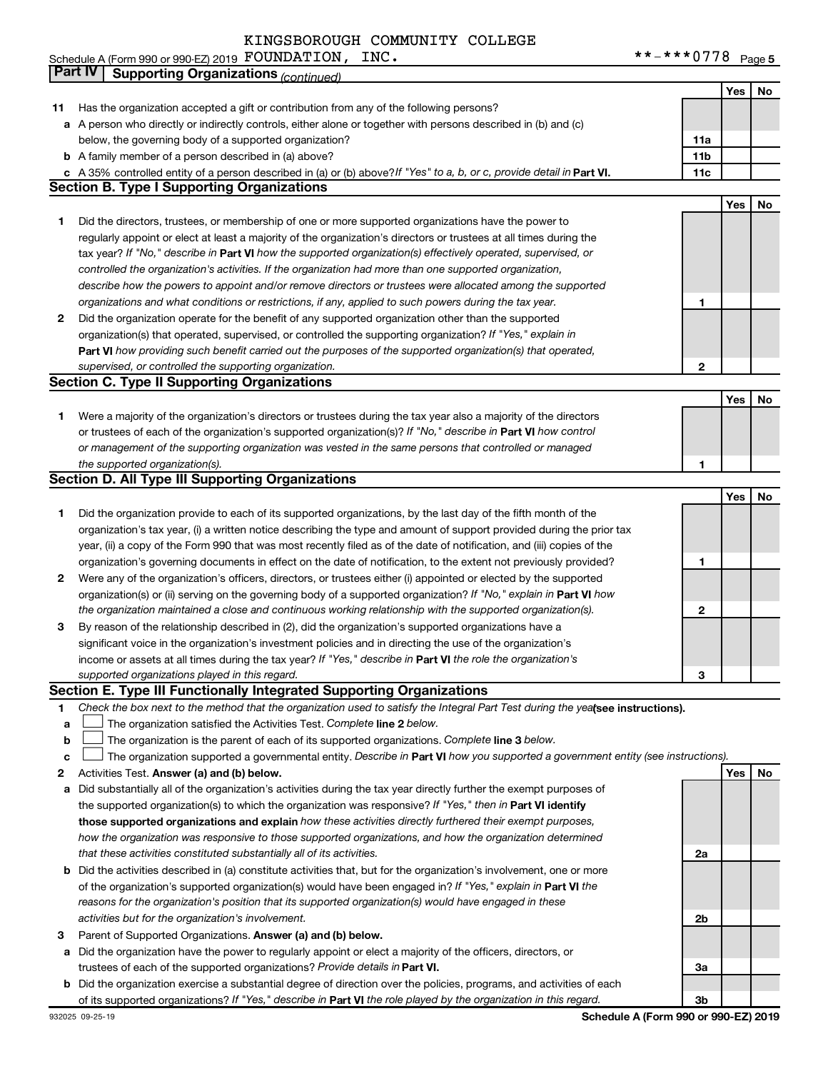KINGSBOROUGH COMMUNITY COLLEGE

Schedule A (Form 990 or 990-EZ) 2019 FOUNDATION, INC. **-***0778 Page 5

## Part IV Supporting Organizations *(continued)*

| | | | Yes | No |
|---|---|---|---|---|
| **11** | Has the organization accepted a gift or contribution from any of the following persons? | | | |
| **a** | A person who directly or indirectly controls, either alone or together with persons described in (b) and (c) below, the governing body of a supported organization? | **11a** | | |
| **b** | A family member of a person described in (a) above? | **11b** | | |
| **c** | A 35% controlled entity of a person described in (a) or (b) above? *If "Yes" to a, b, or c, provide detail in* **Part VI.** | **11c** | | |

### Section B. Type I Supporting Organizations

| | | | Yes | No |
|---|---|---|---|---|
| **1** | Did the directors, trustees, or membership of one or more supported organizations have the power to regularly appoint or elect at least a majority of the organization's directors or trustees at all times during the tax year? *If "No," describe in* **Part VI** *how the supported organization(s) effectively operated, supervised, or controlled the organization's activities. If the organization had more than one supported organization, describe how the powers to appoint and/or remove directors or trustees were allocated among the supported organizations and what conditions or restrictions, if any, applied to such powers during the tax year.* | **1** | | |
| **2** | Did the organization operate for the benefit of any supported organization other than the supported organization(s) that operated, supervised, or controlled the supporting organization? *If "Yes," explain in* **Part VI** *how providing such benefit carried out the purposes of the supported organization(s) that operated, supervised, or controlled the supporting organization.* | **2** | | |

### Section C. Type II Supporting Organizations

| | | | Yes | No |
|---|---|---|---|---|
| **1** | Were a majority of the organization's directors or trustees during the tax year also a majority of the directors or trustees of each of the organization's supported organization(s)? *If "No," describe in* **Part VI** *how control or management of the supporting organization was vested in the same persons that controlled or managed the supported organization(s).* | **1** | | |

### Section D. All Type III Supporting Organizations

| | | | Yes | No |
|---|---|---|---|---|
| **1** | Did the organization provide to each of its supported organizations, by the last day of the fifth month of the organization's tax year, (i) a written notice describing the type and amount of support provided during the prior tax year, (ii) a copy of the Form 990 that was most recently filed as of the date of notification, and (iii) copies of the organization's governing documents in effect on the date of notification, to the extent not previously provided? | **1** | | |
| **2** | Were any of the organization's officers, directors, or trustees either (i) appointed or elected by the supported organization(s) or (ii) serving on the governing body of a supported organization? *If "No," explain in* **Part VI** *how the organization maintained a close and continuous working relationship with the supported organization(s).* | **2** | | |
| **3** | By reason of the relationship described in (2), did the organization's supported organizations have a significant voice in the organization's investment policies and in directing the use of the organization's income or assets at all times during the tax year? *If "Yes," describe in* **Part VI** *the role the organization's supported organizations played in this regard.* | **3** | | |

### Section E. Type III Functionally Integrated Supporting Organizations

**1** *Check the box next to the method that the organization used to satisfy the Integral Part Test during the year* **(see instructions).**

- **a** ☐ The organization satisfied the Activities Test. *Complete* **line 2** *below.*
- **b** ☐ The organization is the parent of each of its supported organizations. *Complete* **line 3** *below.*
- **c** ☐ The organization supported a governmental entity. *Describe in* **Part VI** *how you supported a government entity (see instructions).*

| | | | Yes | No |
|---|---|---|---|---|
| **2** | Activities Test. **Answer (a) and (b) below.** | | | |
| **a** | Did substantially all of the organization's activities during the tax year directly further the exempt purposes of the supported organization(s) to which the organization was responsive? *If "Yes," then in* **Part VI identify those supported organizations and explain** *how these activities directly furthered their exempt purposes, how the organization was responsive to those supported organizations, and how the organization determined that these activities constituted substantially all of its activities.* | **2a** | | |
| **b** | Did the activities described in (a) constitute activities that, but for the organization's involvement, one or more of the organization's supported organization(s) would have been engaged in? *If "Yes," explain in* **Part VI** *the reasons for the organization's position that its supported organization(s) would have engaged in these activities but for the organization's involvement.* | **2b** | | |
| **3** | Parent of Supported Organizations. **Answer (a) and (b) below.** | | | |
| **a** | Did the organization have the power to regularly appoint or elect a majority of the officers, directors, or trustees of each of the supported organizations? *Provide details in* **Part VI.** | **3a** | | |
| **b** | Did the organization exercise a substantial degree of direction over the policies, programs, and activities of each of its supported organizations? *If "Yes," describe in* **Part VI** *the role played by the organization in this regard.* | **3b** | | |

932025 09-25-19 **Schedule A (Form 990 or 990-EZ) 2019**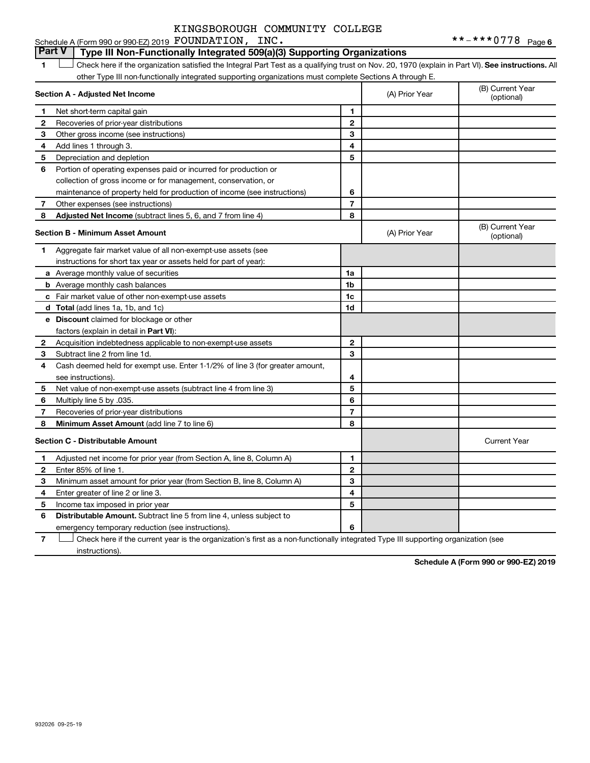KINGSBOROUGH COMMUNITY COLLEGE

Schedule A (Form 990 or 990-EZ) 2019 FOUNDATION, INC. **-***0778 Page 6

## Part V | Type III Non-Functionally Integrated 509(a)(3) Supporting Organizations

1 ☐ Check here if the organization satisfied the Integral Part Test as a qualifying trust on Nov. 20, 1970 (explain in Part VI). **See instructions.** All other Type III non-functionally integrated supporting organizations must complete Sections A through E.

| **Section A - Adjusted Net Income** | | (A) Prior Year | (B) Current Year (optional) |
|---|---|---|---|
| 1 Net short-term capital gain | 1 | | |
| 2 Recoveries of prior-year distributions | 2 | | |
| 3 Other gross income (see instructions) | 3 | | |
| 4 Add lines 1 through 3. | 4 | | |
| 5 Depreciation and depletion | 5 | | |
| 6 Portion of operating expenses paid or incurred for production or collection of gross income or for management, conservation, or maintenance of property held for production of income (see instructions) | 6 | | |
| 7 Other expenses (see instructions) | 7 | | |
| 8 **Adjusted Net Income** (subtract lines 5, 6, and 7 from line 4) | 8 | | |

| **Section B - Minimum Asset Amount** | | (A) Prior Year | (B) Current Year (optional) |
|---|---|---|---|
| 1 Aggregate fair market value of all non-exempt-use assets (see instructions for short tax year or assets held for part of year): | | | |
| a Average monthly value of securities | 1a | | |
| b Average monthly cash balances | 1b | | |
| c Fair market value of other non-exempt-use assets | 1c | | |
| d **Total** (add lines 1a, 1b, and 1c) | 1d | | |
| e **Discount** claimed for blockage or other factors (explain in detail in **Part VI**): | | | |
| 2 Acquisition indebtedness applicable to non-exempt-use assets | 2 | | |
| 3 Subtract line 2 from line 1d. | 3 | | |
| 4 Cash deemed held for exempt use. Enter 1-1/2% of line 3 (for greater amount, see instructions). | 4 | | |
| 5 Net value of non-exempt-use assets (subtract line 4 from line 3) | 5 | | |
| 6 Multiply line 5 by .035. | 6 | | |
| 7 Recoveries of prior-year distributions | 7 | | |
| 8 **Minimum Asset Amount** (add line 7 to line 6) | 8 | | |

| **Section C - Distributable Amount** | | | Current Year |
|---|---|---|---|
| 1 Adjusted net income for prior year (from Section A, line 8, Column A) | 1 | | |
| 2 Enter 85% of line 1. | 2 | | |
| 3 Minimum asset amount for prior year (from Section B, line 8, Column A) | 3 | | |
| 4 Enter greater of line 2 or line 3. | 4 | | |
| 5 Income tax imposed in prior year | 5 | | |
| 6 **Distributable Amount.** Subtract line 5 from line 4, unless subject to emergency temporary reduction (see instructions). | 6 | | |

7 ☐ Check here if the current year is the organization's first as a non-functionally integrated Type III supporting organization (see instructions).

**Schedule A (Form 990 or 990-EZ) 2019**

932026 09-25-19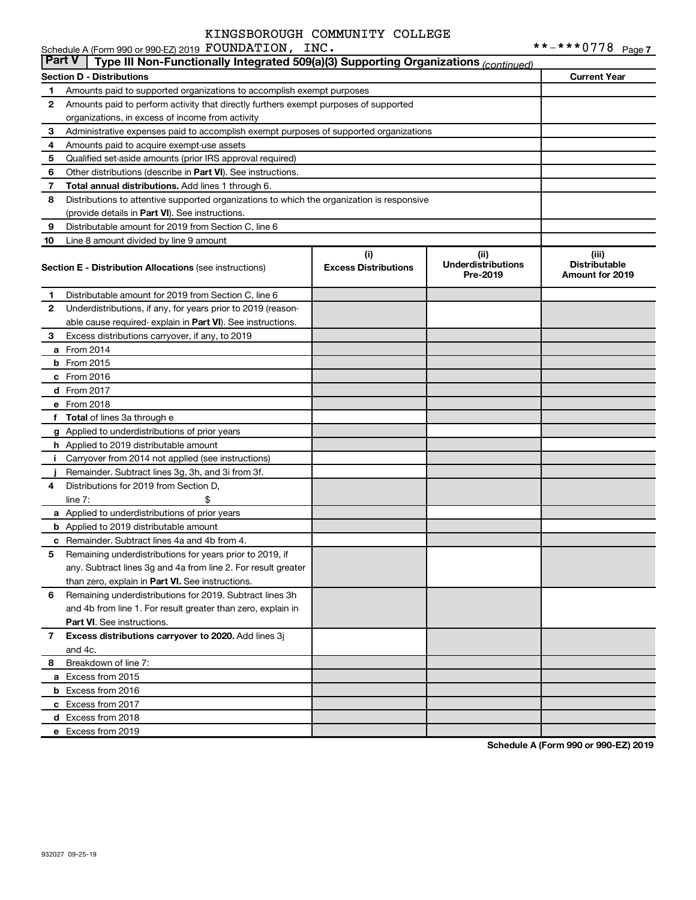KINGSBOROUGH COMMUNITY COLLEGE

Schedule A (Form 990 or 990-EZ) 2019 FOUNDATION, INC. **-***0778 Page 7

**Part V | Type III Non-Functionally Integrated 509(a)(3) Supporting Organizations** *(continued)*

| Section D - Distributions | | Current Year |
|---|---|---|
| 1 | Amounts paid to supported organizations to accomplish exempt purposes | |
| 2 | Amounts paid to perform activity that directly furthers exempt purposes of supported organizations, in excess of income from activity | |
| 3 | Administrative expenses paid to accomplish exempt purposes of supported organizations | |
| 4 | Amounts paid to acquire exempt-use assets | |
| 5 | Qualified set-aside amounts (prior IRS approval required) | |
| 6 | Other distributions (describe in **Part VI**). See instructions. | |
| 7 | **Total annual distributions.** Add lines 1 through 6. | |
| 8 | Distributions to attentive supported organizations to which the organization is responsive (provide details in **Part VI**). See instructions. | |
| 9 | Distributable amount for 2019 from Section C, line 6 | |
| 10 | Line 8 amount divided by line 9 amount | |

| | **Section E - Distribution Allocations** (see instructions) | (i) Excess Distributions | (ii) Underdistributions Pre-2019 | (iii) Distributable Amount for 2019 |
|---|---|---|---|---|
| 1 | Distributable amount for 2019 from Section C, line 6 | | | |
| 2 | Underdistributions, if any, for years prior to 2019 (reasonable cause required- explain in **Part VI**). See instructions. | | | |
| 3 | Excess distributions carryover, if any, to 2019 | | | |
| a | From 2014 | | | |
| b | From 2015 | | | |
| c | From 2016 | | | |
| d | From 2017 | | | |
| e | From 2018 | | | |
| f | **Total** of lines 3a through e | | | |
| g | Applied to underdistributions of prior years | | | |
| h | Applied to 2019 distributable amount | | | |
| i | Carryover from 2014 not applied (see instructions) | | | |
| j | Remainder. Subtract lines 3g, 3h, and 3i from 3f. | | | |
| 4 | Distributions for 2019 from Section D, line 7: $ | | | |
| a | Applied to underdistributions of prior years | | | |
| b | Applied to 2019 distributable amount | | | |
| c | Remainder. Subtract lines 4a and 4b from 4. | | | |
| 5 | Remaining underdistributions for years prior to 2019, if any. Subtract lines 3g and 4a from line 2. For result greater than zero, explain in **Part VI.** See instructions. | | | |
| 6 | Remaining underdistributions for 2019. Subtract lines 3h and 4b from line 1. For result greater than zero, explain in **Part VI**. See instructions. | | | |
| 7 | **Excess distributions carryover to 2020.** Add lines 3j and 4c. | | | |
| 8 | Breakdown of line 7: | | | |
| a | Excess from 2015 | | | |
| b | Excess from 2016 | | | |
| c | Excess from 2017 | | | |
| d | Excess from 2018 | | | |
| e | Excess from 2019 | | | |

**Schedule A (Form 990 or 990-EZ) 2019**

932027 09-25-19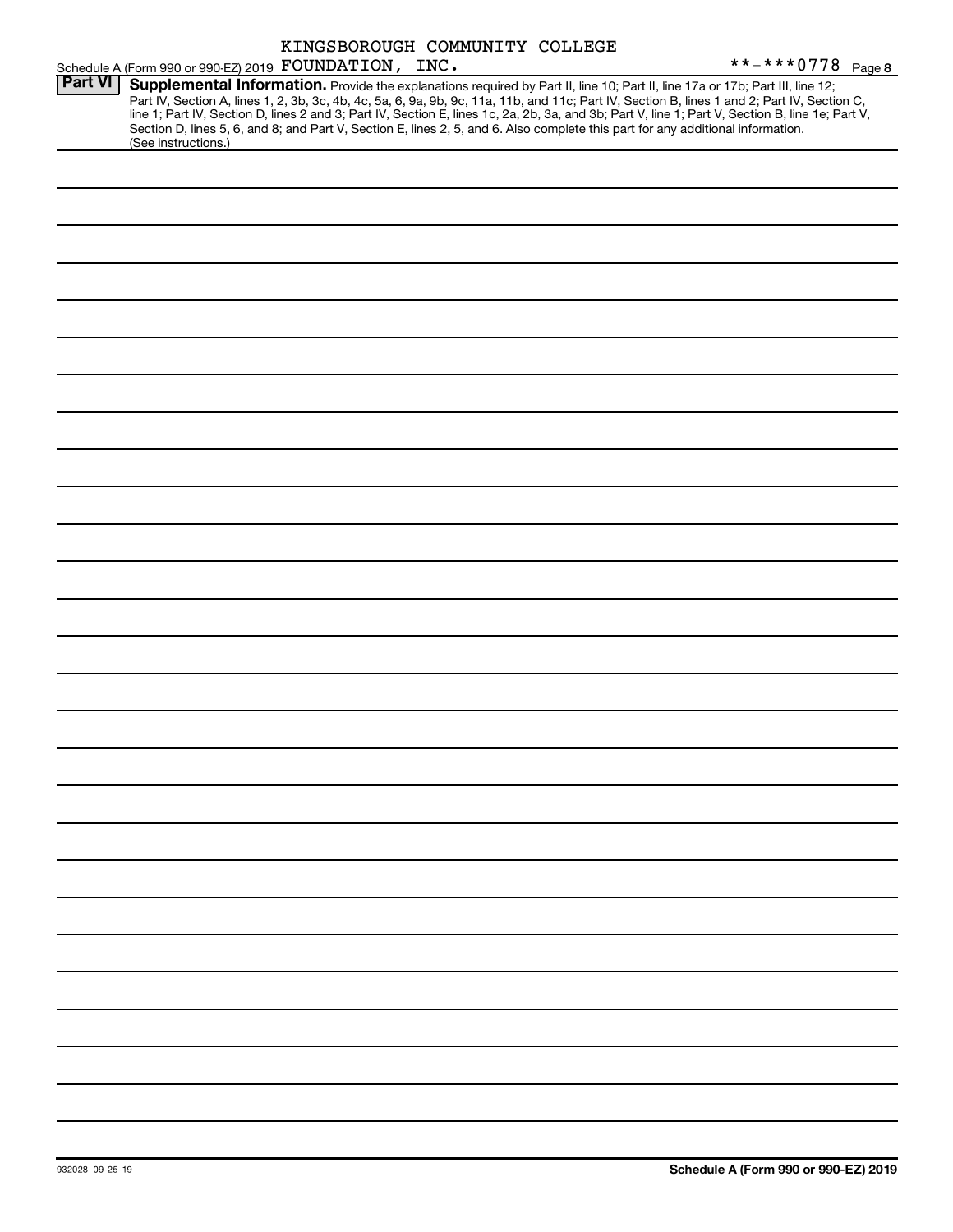Schedule A (Form 990 or 990-EZ) 2019 KINGSBOROUGH COMMUNITY COLLEGE FOUNDATION, INC. **-***0778 Page 8

**Part VI** **Supplemental Information.** Provide the explanations required by Part II, line 10; Part II, line 17a or 17b; Part III, line 12; Part IV, Section A, lines 1, 2, 3b, 3c, 4b, 4c, 5a, 6, 9a, 9b, 9c, 11a, 11b, and 11c; Part IV, Section B, lines 1 and 2; Part IV, Section C, line 1; Part IV, Section D, lines 2 and 3; Part IV, Section E, lines 1c, 2a, 2b, 3a, and 3b; Part V, line 1; Part V, Section B, line 1e; Part V, Section D, lines 5, 6, and 8; and Part V, Section E, lines 2, 5, and 6. Also complete this part for any additional information. (See instructions.)

932028 09-25-19

**Schedule A (Form 990 or 990-EZ) 2019**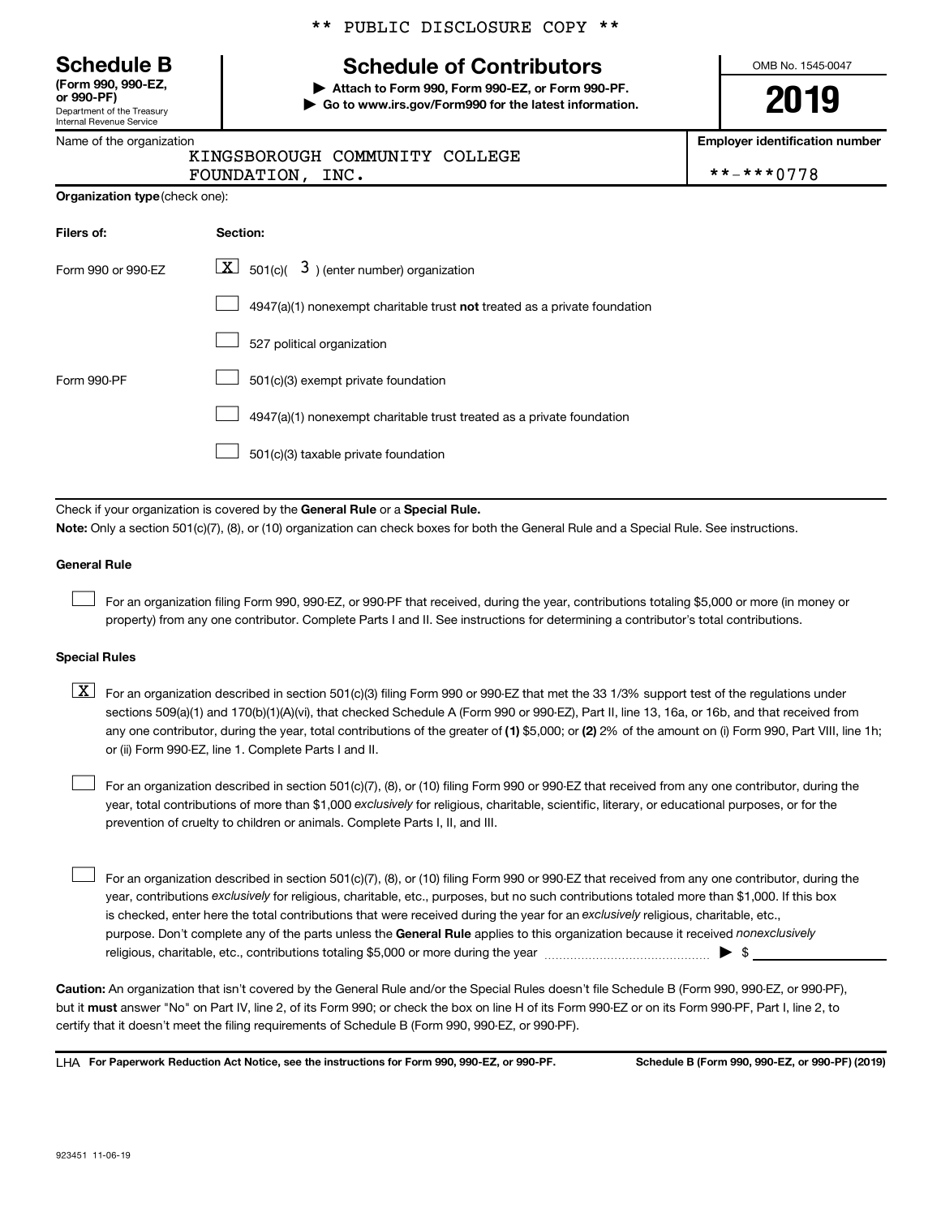\*\* PUBLIC DISCLOSURE COPY \*\*

# Schedule B

**(Form 990, 990-EZ, or 990-PF)**
Department of the Treasury
Internal Revenue Service

## Schedule of Contributors

▶ **Attach to Form 990, Form 990-EZ, or Form 990-PF.**
▶ **Go to www.irs.gov/Form990 for the latest information.**

OMB No. 1545-0047

**2019**

Name of the organization: KINGSBOROUGH COMMUNITY COLLEGE FOUNDATION, INC.

**Employer identification number:** \*\*-\*\*\*0778

**Organization type** (check one):

| Filers of: | Section: |
| --- | --- |
| Form 990 or 990-EZ | [X] 501(c)( 3 ) (enter number) organization |
| | [ ] 4947(a)(1) nonexempt charitable trust **not** treated as a private foundation |
| | [ ] 527 political organization |
| Form 990-PF | [ ] 501(c)(3) exempt private foundation |
| | [ ] 4947(a)(1) nonexempt charitable trust treated as a private foundation |
| | [ ] 501(c)(3) taxable private foundation |

Check if your organization is covered by the **General Rule** or a **Special Rule.**

**Note:** Only a section 501(c)(7), (8), or (10) organization can check boxes for both the General Rule and a Special Rule. See instructions.

**General Rule**

[ ] For an organization filing Form 990, 990-EZ, or 990-PF that received, during the year, contributions totaling $5,000 or more (in money or property) from any one contributor. Complete Parts I and II. See instructions for determining a contributor's total contributions.

**Special Rules**

[X] For an organization described in section 501(c)(3) filing Form 990 or 990-EZ that met the 33 1/3% support test of the regulations under sections 509(a)(1) and 170(b)(1)(A)(vi), that checked Schedule A (Form 990 or 990-EZ), Part II, line 13, 16a, or 16b, and that received from any one contributor, during the year, total contributions of the greater of **(1)** $5,000; or **(2)** 2% of the amount on (i) Form 990, Part VIII, line 1h; or (ii) Form 990-EZ, line 1. Complete Parts I and II.

[ ] For an organization described in section 501(c)(7), (8), or (10) filing Form 990 or 990-EZ that received from any one contributor, during the year, total contributions of more than $1,000 *exclusively* for religious, charitable, scientific, literary, or educational purposes, or for the prevention of cruelty to children or animals. Complete Parts I, II, and III.

[ ] For an organization described in section 501(c)(7), (8), or (10) filing Form 990 or 990-EZ that received from any one contributor, during the year, contributions *exclusively* for religious, charitable, etc., purposes, but no such contributions totaled more than $1,000. If this box is checked, enter here the total contributions that were received during the year for an *exclusively* religious, charitable, etc., purpose. Don't complete any of the parts unless the **General Rule** applies to this organization because it received *nonexclusively* religious, charitable, etc., contributions totaling $5,000 or more during the year ▶ $ \_\_\_\_\_\_\_\_\_\_

**Caution:** An organization that isn't covered by the General Rule and/or the Special Rules doesn't file Schedule B (Form 990, 990-EZ, or 990-PF), but it **must** answer "No" on Part IV, line 2, of its Form 990; or check the box on line H of its Form 990-EZ or on its Form 990-PF, Part I, line 2, to certify that it doesn't meet the filing requirements of Schedule B (Form 990, 990-EZ, or 990-PF).

LHA **For Paperwork Reduction Act Notice, see the instructions for Form 990, 990-EZ, or 990-PF.** **Schedule B (Form 990, 990-EZ, or 990-PF) (2019)**

923451 11-06-19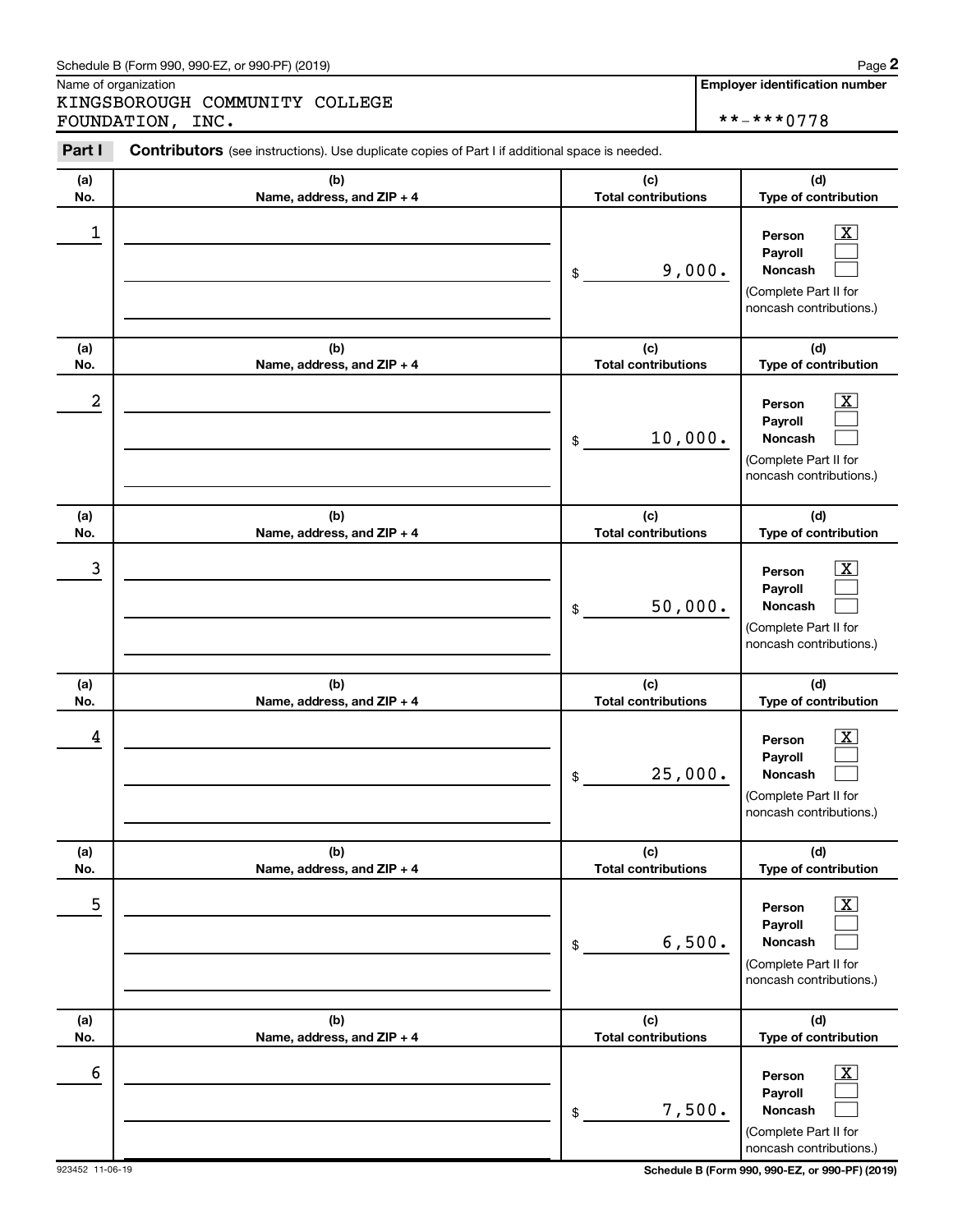Schedule B (Form 990, 990-EZ, or 990-PF) (2019)

Name of organization

KINGSBOROUGH COMMUNITY COLLEGE FOUNDATION, INC.

**Employer identification number**

**-***0778

**Part I** **Contributors** (see instructions). Use duplicate copies of Part I if additional space is needed.

| (a) No. | (b) Name, address, and ZIP + 4 | (c) Total contributions | (d) Type of contribution |
|---|---|---|---|
| 1 | | $ 9,000. | Person [X] Payroll [ ] Noncash [ ] (Complete Part II for noncash contributions.) |
| 2 | | $ 10,000. | Person [X] Payroll [ ] Noncash [ ] (Complete Part II for noncash contributions.) |
| 3 | | $ 50,000. | Person [X] Payroll [ ] Noncash [ ] (Complete Part II for noncash contributions.) |
| 4 | | $ 25,000. | Person [X] Payroll [ ] Noncash [ ] (Complete Part II for noncash contributions.) |
| 5 | | $ 6,500. | Person [X] Payroll [ ] Noncash [ ] (Complete Part II for noncash contributions.) |
| 6 | | $ 7,500. | Person [X] Payroll [ ] Noncash [ ] (Complete Part II for noncash contributions.) |

923452 11-06-19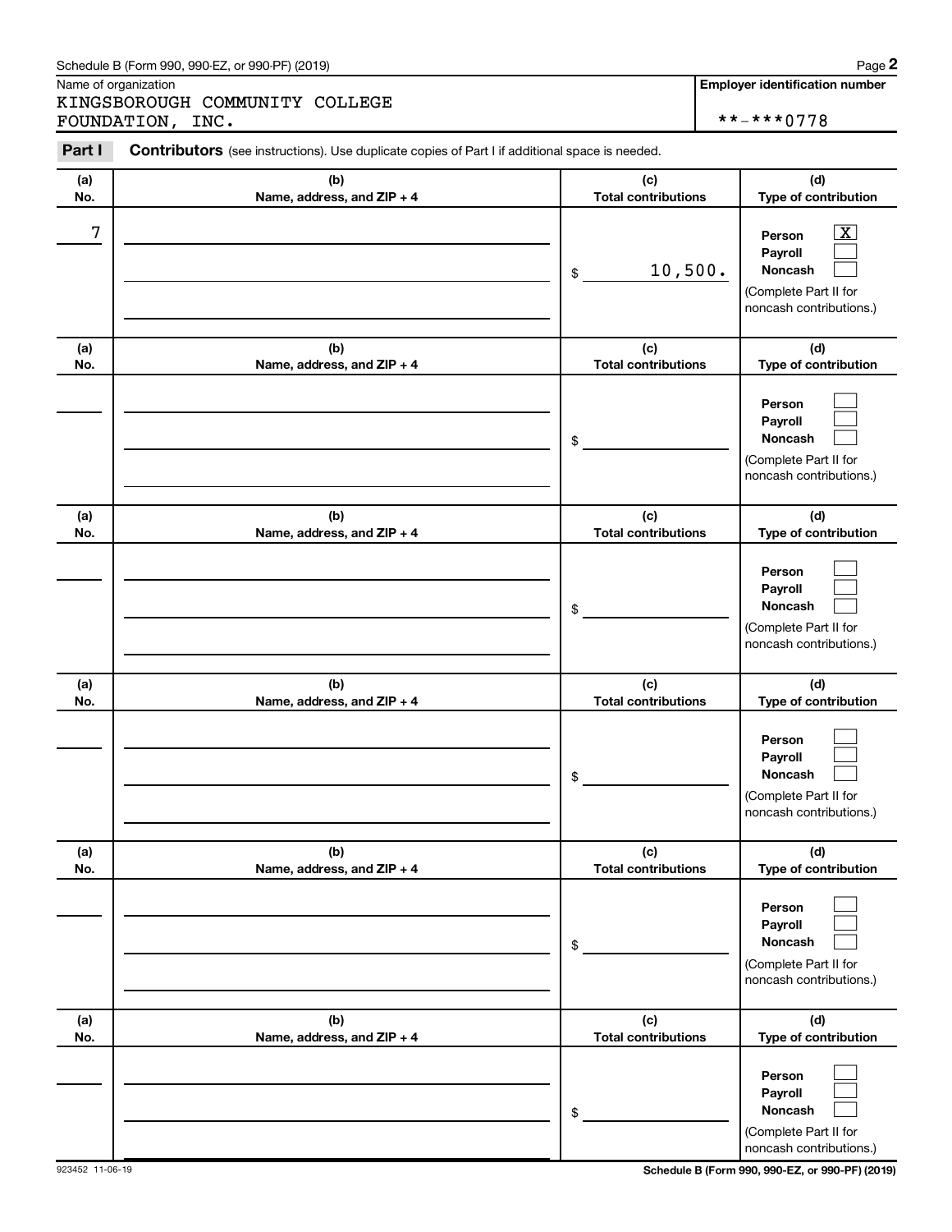Schedule B (Form 990, 990-EZ, or 990-PF) (2019)

Name of organization

KINGSBOROUGH COMMUNITY COLLEGE FOUNDATION, INC.

**Employer identification number**

**-***0778

**Part I** **Contributors** (see instructions). Use duplicate copies of Part I if additional space is needed.

| (a) No. | (b) Name, address, and ZIP + 4 | (c) Total contributions | (d) Type of contribution |
|---|---|---|---|
| 7 | | $ 10,500. | Person [X] Payroll [ ] Noncash [ ] (Complete Part II for noncash contributions.) |
| | | $ | Person [ ] Payroll [ ] Noncash [ ] (Complete Part II for noncash contributions.) |
| | | $ | Person [ ] Payroll [ ] Noncash [ ] (Complete Part II for noncash contributions.) |
| | | $ | Person [ ] Payroll [ ] Noncash [ ] (Complete Part II for noncash contributions.) |
| | | $ | Person [ ] Payroll [ ] Noncash [ ] (Complete Part II for noncash contributions.) |
| | | $ | Person [ ] Payroll [ ] Noncash [ ] (Complete Part II for noncash contributions.) |

923452 11-06-19

**Schedule B (Form 990, 990-EZ, or 990-PF) (2019)**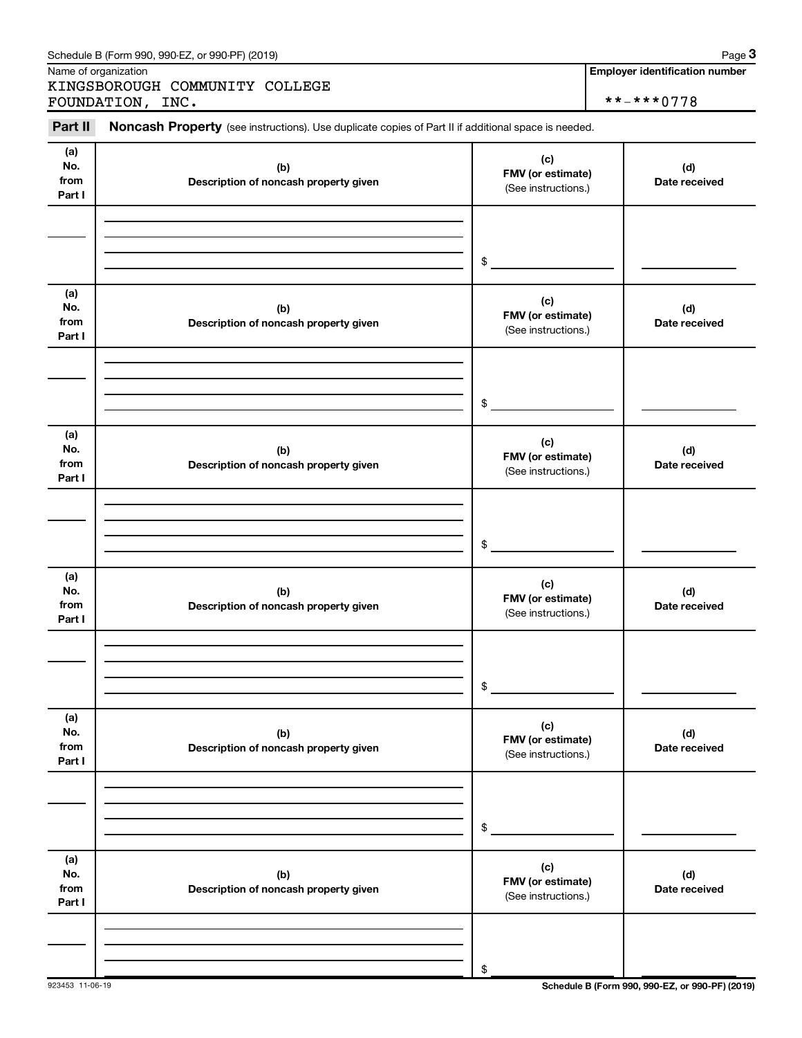Schedule B (Form 990, 990-EZ, or 990-PF) (2019)

Name of organization

KINGSBOROUGH COMMUNITY COLLEGE FOUNDATION, INC.

**Employer identification number**

**-***0778

**Part II** **Noncash Property** (see instructions). Use duplicate copies of Part II if additional space is needed.

| (a) No. from Part I | (b) Description of noncash property given | (c) FMV (or estimate) (See instructions.) | (d) Date received |
|---|---|---|---|
| | | $ | |

| (a) No. from Part I | (b) Description of noncash property given | (c) FMV (or estimate) (See instructions.) | (d) Date received |
|---|---|---|---|
| | | $ | |

| (a) No. from Part I | (b) Description of noncash property given | (c) FMV (or estimate) (See instructions.) | (d) Date received |
|---|---|---|---|
| | | $ | |

| (a) No. from Part I | (b) Description of noncash property given | (c) FMV (or estimate) (See instructions.) | (d) Date received |
|---|---|---|---|
| | | $ | |

| (a) No. from Part I | (b) Description of noncash property given | (c) FMV (or estimate) (See instructions.) | (d) Date received |
|---|---|---|---|
| | | $ | |

| (a) No. from Part I | (b) Description of noncash property given | (c) FMV (or estimate) (See instructions.) | (d) Date received |
|---|---|---|---|
| | | $ | |

923453 11-06-19

**Schedule B (Form 990, 990-EZ, or 990-PF) (2019)**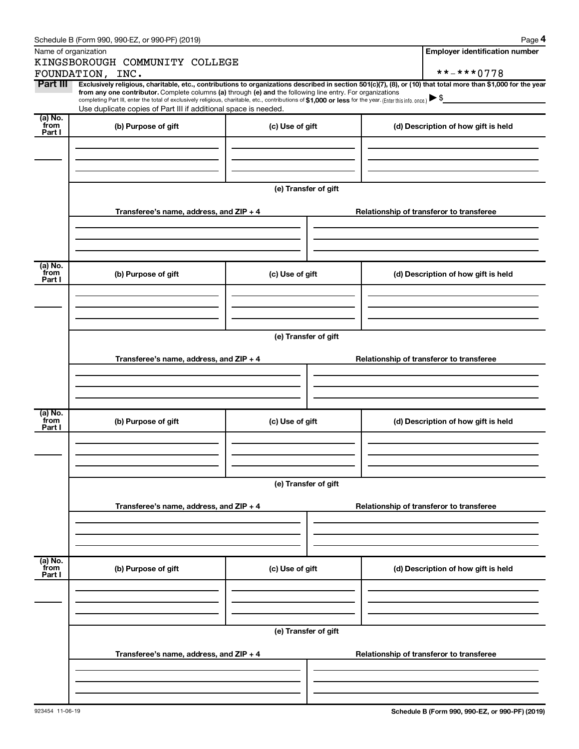Schedule B (Form 990, 990-EZ, or 990-PF) (2019)

| Name of organization | Employer identification number |
| --- | --- |
| KINGSBOROUGH COMMUNITY COLLEGE FOUNDATION, INC. | **-***0778 |

**Part III** **Exclusively religious, charitable, etc., contributions to organizations described in section 501(c)(7), (8), or (10) that total more than $1,000 for the year from any one contributor.** Complete columns **(a)** through **(e) and** the following line entry. For organizations completing Part III, enter the total of exclusively religious, charitable, etc., contributions of **$1,000 or less** for the year. (Enter this info. once.) ▶ $

Use duplicate copies of Part III if additional space is needed.

| (a) No. from Part I | (b) Purpose of gift | (c) Use of gift | (d) Description of how gift is held |
| --- | --- | --- | --- |
| | | | |

(e) Transfer of gift

| Transferee's name, address, and ZIP + 4 | Relationship of transferor to transferee |
| --- | --- |
| | |

| (a) No. from Part I | (b) Purpose of gift | (c) Use of gift | (d) Description of how gift is held |
| --- | --- | --- | --- |
| | | | |

(e) Transfer of gift

| Transferee's name, address, and ZIP + 4 | Relationship of transferor to transferee |
| --- | --- |
| | |

| (a) No. from Part I | (b) Purpose of gift | (c) Use of gift | (d) Description of how gift is held |
| --- | --- | --- | --- |
| | | | |

(e) Transfer of gift

| Transferee's name, address, and ZIP + 4 | Relationship of transferor to transferee |
| --- | --- |
| | |

| (a) No. from Part I | (b) Purpose of gift | (c) Use of gift | (d) Description of how gift is held |
| --- | --- | --- | --- |
| | | | |

(e) Transfer of gift

| Transferee's name, address, and ZIP + 4 | Relationship of transferor to transferee |
| --- | --- |
| | |

923454 11-06-19

Schedule B (Form 990, 990-EZ, or 990-PF) (2019)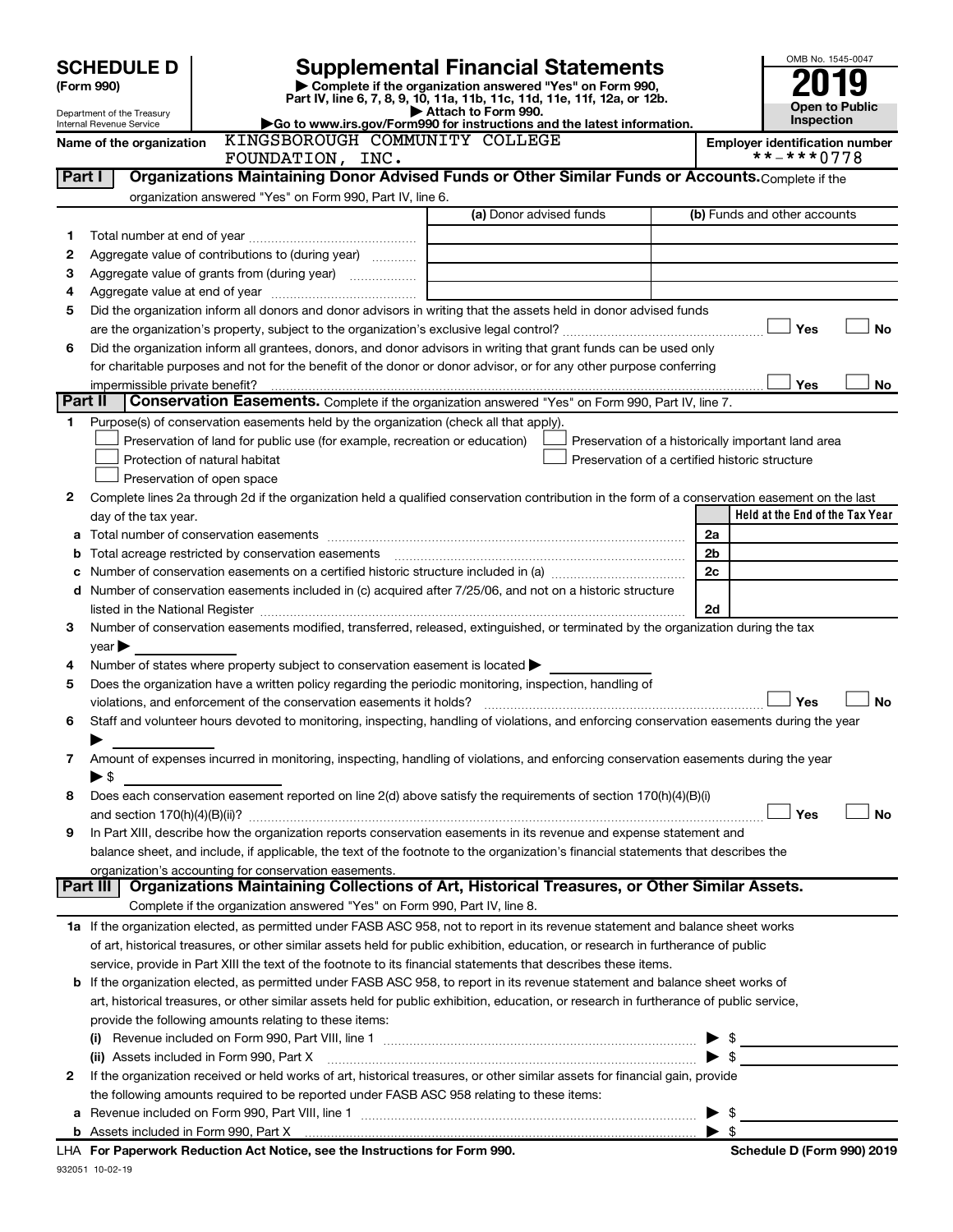# SCHEDULE D (Form 990)

Department of the Treasury
Internal Revenue Service

## Supplemental Financial Statements

▶ Complete if the organization answered "Yes" on Form 990, Part IV, line 6, 7, 8, 9, 10, 11a, 11b, 11c, 11d, 11e, 11f, 12a, or 12b.
▶ Attach to Form 990.
▶Go to www.irs.gov/Form990 for instructions and the latest information.

OMB No. 1545-0047

**2019**

**Open to Public Inspection**

Name of the organization: KINGSBOROUGH COMMUNITY COLLEGE FOUNDATION, INC.

Employer identification number: **-***0778

### Part I Organizations Maintaining Donor Advised Funds or Other Similar Funds or Accounts.

Complete if the organization answered "Yes" on Form 990, Part IV, line 6.

| | | (a) Donor advised funds | (b) Funds and other accounts |
|---|---|---|---|
| 1 | Total number at end of year | | |
| 2 | Aggregate value of contributions to (during year) | | |
| 3 | Aggregate value of grants from (during year) | | |
| 4 | Aggregate value at end of year | | |

5 Did the organization inform all donors and donor advisors in writing that the assets held in donor advised funds are the organization's property, subject to the organization's exclusive legal control? ☐ Yes ☐ No

6 Did the organization inform all grantees, donors, and donor advisors in writing that grant funds can be used only for charitable purposes and not for the benefit of the donor or donor advisor, or for any other purpose conferring impermissible private benefit? ☐ Yes ☐ No

### Part II Conservation Easements.

Complete if the organization answered "Yes" on Form 990, Part IV, line 7.

1 Purpose(s) of conservation easements held by the organization (check all that apply).

- ☐ Preservation of land for public use (for example, recreation or education)
- ☐ Protection of natural habitat
- ☐ Preservation of open space
- ☐ Preservation of a historically important land area
- ☐ Preservation of a certified historic structure

2 Complete lines 2a through 2d if the organization held a qualified conservation contribution in the form of a conservation easement on the last day of the tax year.

| | | | Held at the End of the Tax Year |
|---|---|---|---|
| a | Total number of conservation easements | 2a | |
| b | Total acreage restricted by conservation easements | 2b | |
| c | Number of conservation easements on a certified historic structure included in (a) | 2c | |
| d | Number of conservation easements included in (c) acquired after 7/25/06, and not on a historic structure listed in the National Register | 2d | |

3 Number of conservation easements modified, transferred, released, extinguished, or terminated by the organization during the tax year ▶

4 Number of states where property subject to conservation easement is located ▶

5 Does the organization have a written policy regarding the periodic monitoring, inspection, handling of violations, and enforcement of the conservation easements it holds? ☐ Yes ☐ No

6 Staff and volunteer hours devoted to monitoring, inspecting, handling of violations, and enforcing conservation easements during the year ▶

7 Amount of expenses incurred in monitoring, inspecting, handling of violations, and enforcing conservation easements during the year ▶ $

8 Does each conservation easement reported on line 2(d) above satisfy the requirements of section 170(h)(4)(B)(i) and section 170(h)(4)(B)(ii)? ☐ Yes ☐ No

9 In Part XIII, describe how the organization reports conservation easements in its revenue and expense statement and balance sheet, and include, if applicable, the text of the footnote to the organization's financial statements that describes the organization's accounting for conservation easements.

### Part III Organizations Maintaining Collections of Art, Historical Treasures, or Other Similar Assets.

Complete if the organization answered "Yes" on Form 990, Part IV, line 8.

1a If the organization elected, as permitted under FASB ASC 958, not to report in its revenue statement and balance sheet works of art, historical treasures, or other similar assets held for public exhibition, education, or research in furtherance of public service, provide in Part XIII the text of the footnote to its financial statements that describes these items.

b If the organization elected, as permitted under FASB ASC 958, to report in its revenue statement and balance sheet works of art, historical treasures, or other similar assets held for public exhibition, education, or research in furtherance of public service, provide the following amounts relating to these items:

(i) Revenue included on Form 990, Part VIII, line 1 ▶ $

(ii) Assets included in Form 990, Part X ▶ $

2 If the organization received or held works of art, historical treasures, or other similar assets for financial gain, provide the following amounts required to be reported under FASB ASC 958 relating to these items:

a Revenue included on Form 990, Part VIII, line 1 ▶ $

b Assets included in Form 990, Part X ▶ $

LHA For Paperwork Reduction Act Notice, see the Instructions for Form 990. Schedule D (Form 990) 2019

932051 10-02-19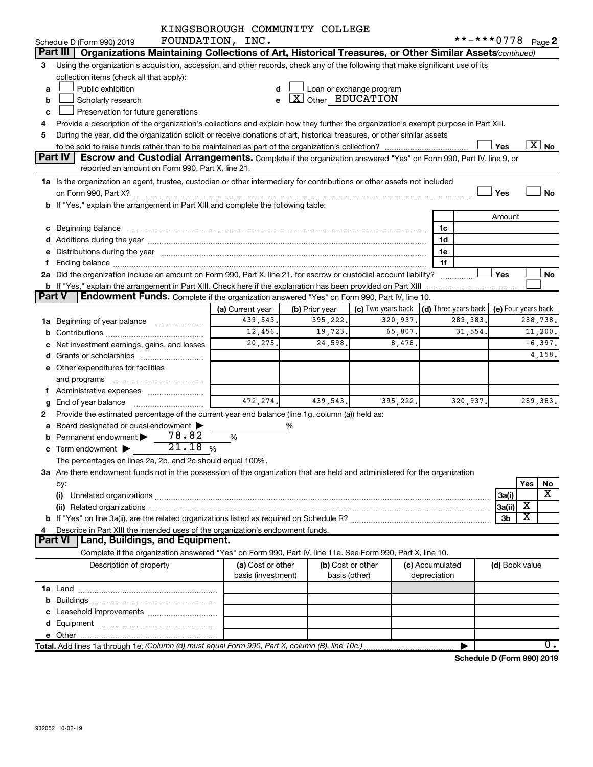KINGSBOROUGH COMMUNITY COLLEGE

Schedule D (Form 990) 2019 FOUNDATION, INC. **-***0778 Page 2

## Part III Organizations Maintaining Collections of Art, Historical Treasures, or Other Similar Assets *(continued)*

3 Using the organization's acquisition, accession, and other records, check any of the following that make significant use of its collection items (check all that apply):

- a [ ] Public exhibition
- b [ ] Scholarly research
- c [ ] Preservation for future generations
- d [ ] Loan or exchange program
- e [X] Other EDUCATION

4 Provide a description of the organization's collections and explain how they further the organization's exempt purpose in Part XIII.

5 During the year, did the organization solicit or receive donations of art, historical treasures, or other similar assets to be sold to raise funds rather than to be maintained as part of the organization's collection? [ ] Yes [X] No

## Part IV Escrow and Custodial Arrangements.

Complete if the organization answered "Yes" on Form 990, Part IV, line 9, or reported an amount on Form 990, Part X, line 21.

1a Is the organization an agent, trustee, custodian or other intermediary for contributions or other assets not included on Form 990, Part X? [ ] Yes [ ] No

b If "Yes," explain the arrangement in Part XIII and complete the following table:

| | | Amount |
|---|---|---|
| c Beginning balance | 1c | |
| d Additions during the year | 1d | |
| e Distributions during the year | 1e | |
| f Ending balance | 1f | |

2a Did the organization include an amount on Form 990, Part X, line 21, for escrow or custodial account liability? [ ] Yes [ ] No

b If "Yes," explain the arrangement in Part XIII. Check here if the explanation has been provided on Part XIII [ ]

## Part V Endowment Funds.

Complete if the organization answered "Yes" on Form 990, Part IV, line 10.

| | (a) Current year | (b) Prior year | (c) Two years back | (d) Three years back | (e) Four years back |
|---|---|---|---|---|---|
| 1a Beginning of year balance | 439,543. | 395,222. | 320,937. | 289,383. | 288,738. |
| b Contributions | 12,456. | 19,723. | 65,807. | 31,554. | 11,200. |
| c Net investment earnings, gains, and losses | 20,275. | 24,598. | 8,478. | | -6,397. |
| d Grants or scholarships | | | | | 4,158. |
| e Other expenditures for facilities and programs | | | | | |
| f Administrative expenses | | | | | |
| g End of year balance | 472,274. | 439,543. | 395,222. | 320,937. | 289,383. |

2 Provide the estimated percentage of the current year end balance (line 1g, column (a)) held as:

- a Board designated or quasi-endowment ▶ ______ %
- b Permanent endowment ▶ 78.82 %
- c Term endowment ▶ 21.18 %

The percentages on lines 2a, 2b, and 2c should equal 100%.

3a Are there endowment funds not in the possession of the organization that are held and administered for the organization by:

| | | Yes | No |
|---|---|---|---|
| (i) Unrelated organizations | 3a(i) | | X |
| (ii) Related organizations | 3a(ii) | X | |
| b If "Yes" on line 3a(ii), are the related organizations listed as required on Schedule R? | 3b | X | |

4 Describe in Part XIII the intended uses of the organization's endowment funds.

## Part VI Land, Buildings, and Equipment.

Complete if the organization answered "Yes" on Form 990, Part IV, line 11a. See Form 990, Part X, line 10.

| Description of property | (a) Cost or other basis (investment) | (b) Cost or other basis (other) | (c) Accumulated depreciation | (d) Book value |
|---|---|---|---|---|
| 1a Land | | | | |
| b Buildings | | | | |
| c Leasehold improvements | | | | |
| d Equipment | | | | |
| e Other | | | | |
| **Total.** Add lines 1a through 1e. *(Column (d) must equal Form 990, Part X, column (B), line 10c.)* | | | | 0. |

**Schedule D (Form 990) 2019**

932052 10-02-19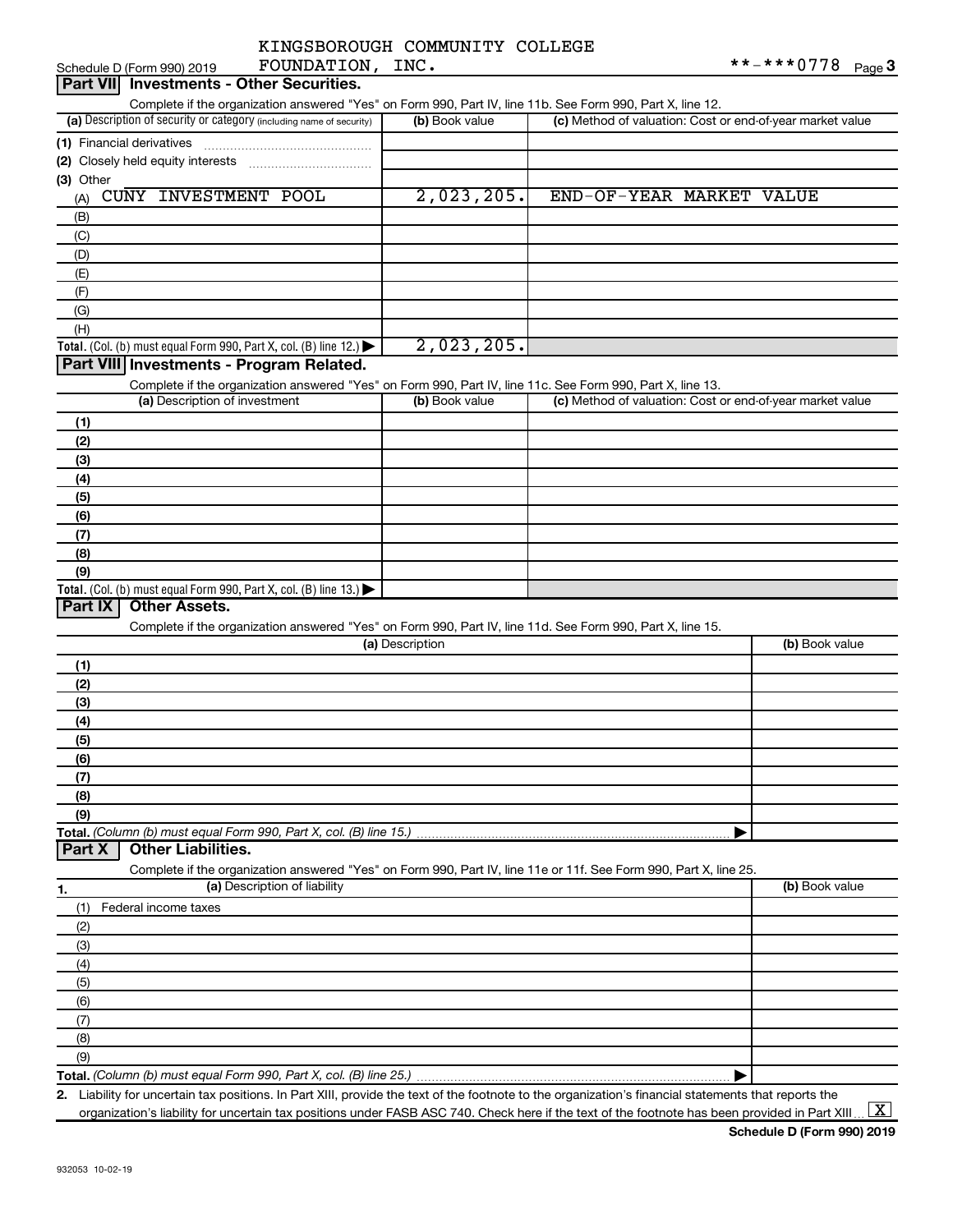KINGSBOROUGH COMMUNITY COLLEGE FOUNDATION, INC. **-***0778

Schedule D (Form 990) 2019

## Part VII Investments - Other Securities.

Complete if the organization answered "Yes" on Form 990, Part IV, line 11b. See Form 990, Part X, line 12.

| (a) Description of security or category (including name of security) | (b) Book value | (c) Method of valuation: Cost or end-of-year market value |
|---|---|---|
| (1) Financial derivatives | | |
| (2) Closely held equity interests | | |
| (3) Other | | |
| (A) CUNY INVESTMENT POOL | 2,023,205. | END-OF-YEAR MARKET VALUE |
| (B) | | |
| (C) | | |
| (D) | | |
| (E) | | |
| (F) | | |
| (G) | | |
| (H) | | |
| **Total.** (Col. (b) must equal Form 990, Part X, col. (B) line 12.) | 2,023,205. | |

## Part VIII Investments - Program Related.

Complete if the organization answered "Yes" on Form 990, Part IV, line 11c. See Form 990, Part X, line 13.

| (a) Description of investment | (b) Book value | (c) Method of valuation: Cost or end-of-year market value |
|---|---|---|
| (1) | | |
| (2) | | |
| (3) | | |
| (4) | | |
| (5) | | |
| (6) | | |
| (7) | | |
| (8) | | |
| (9) | | |
| **Total.** (Col. (b) must equal Form 990, Part X, col. (B) line 13.) | | |

## Part IX Other Assets.

Complete if the organization answered "Yes" on Form 990, Part IV, line 11d. See Form 990, Part X, line 15.

| (a) Description | (b) Book value |
|---|---|
| (1) | |
| (2) | |
| (3) | |
| (4) | |
| (5) | |
| (6) | |
| (7) | |
| (8) | |
| (9) | |
| **Total.** *(Column (b) must equal Form 990, Part X, col. (B) line 15.)* | |

## Part X Other Liabilities.

Complete if the organization answered "Yes" on Form 990, Part IV, line 11e or 11f. See Form 990, Part X, line 25.

| 1. (a) Description of liability | (b) Book value |
|---|---|
| (1) Federal income taxes | |
| (2) | |
| (3) | |
| (4) | |
| (5) | |
| (6) | |
| (7) | |
| (8) | |
| (9) | |
| **Total.** *(Column (b) must equal Form 990, Part X, col. (B) line 25.)* | |

2. Liability for uncertain tax positions. In Part XIII, provide the text of the footnote to the organization's financial statements that reports the organization's liability for uncertain tax positions under FASB ASC 740. Check here if the text of the footnote has been provided in Part XIII [X]

Schedule D (Form 990) 2019

932053 10-02-19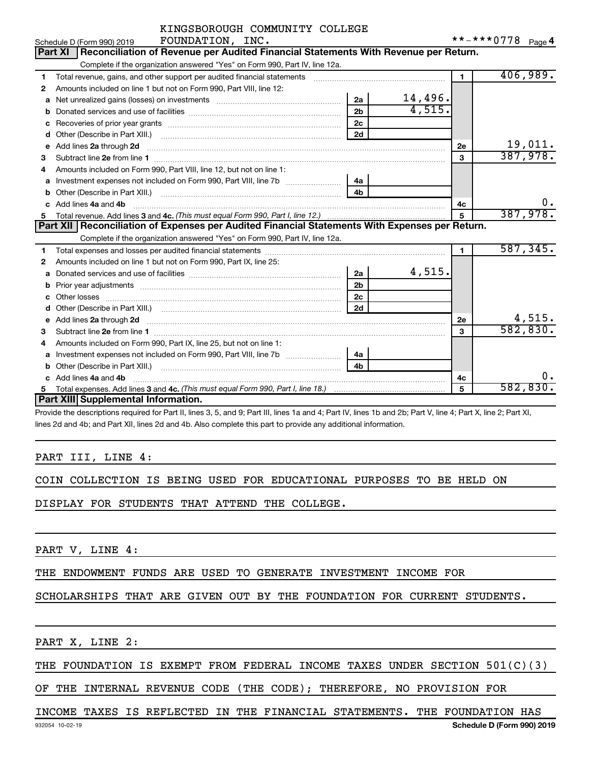KINGSBOROUGH COMMUNITY COLLEGE

Schedule D (Form 990) 2019 FOUNDATION, INC. **-***0778 Page 4

## Part XI Reconciliation of Revenue per Audited Financial Statements With Revenue per Return.

Complete if the organization answered "Yes" on Form 990, Part IV, line 12a.

| | | | | | |
|---|---|---|---|---|---|
| 1 | Total revenue, gains, and other support per audited financial statements | | | 1 | 406,989. |
| 2 | Amounts included on line 1 but not on Form 990, Part VIII, line 12: | | | | |
| a | Net unrealized gains (losses) on investments | 2a | 14,496. | | |
| b | Donated services and use of facilities | 2b | 4,515. | | |
| c | Recoveries of prior year grants | 2c | | | |
| d | Other (Describe in Part XIII.) | 2d | | | |
| e | Add lines 2a through 2d | | | 2e | 19,011. |
| 3 | Subtract line 2e from line 1 | | | 3 | 387,978. |
| 4 | Amounts included on Form 990, Part VIII, line 12, but not on line 1: | | | | |
| a | Investment expenses not included on Form 990, Part VIII, line 7b | 4a | | | |
| b | Other (Describe in Part XIII.) | 4b | | | |
| c | Add lines 4a and 4b | | | 4c | 0. |
| 5 | Total revenue. Add lines 3 and 4c. *(This must equal Form 990, Part I, line 12.)* | | | 5 | 387,978. |

## Part XII Reconciliation of Expenses per Audited Financial Statements With Expenses per Return.

Complete if the organization answered "Yes" on Form 990, Part IV, line 12a.

| | | | | | |
|---|---|---|---|---|---|
| 1 | Total expenses and losses per audited financial statements | | | 1 | 587,345. |
| 2 | Amounts included on line 1 but not on Form 990, Part IX, line 25: | | | | |
| a | Donated services and use of facilities | 2a | 4,515. | | |
| b | Prior year adjustments | 2b | | | |
| c | Other losses | 2c | | | |
| d | Other (Describe in Part XIII.) | 2d | | | |
| e | Add lines 2a through 2d | | | 2e | 4,515. |
| 3 | Subtract line 2e from line 1 | | | 3 | 582,830. |
| 4 | Amounts included on Form 990, Part IX, line 25, but not on line 1: | | | | |
| a | Investment expenses not included on Form 990, Part VIII, line 7b | 4a | | | |
| b | Other (Describe in Part XIII.) | 4b | | | |
| c | Add lines 4a and 4b | | | 4c | 0. |
| 5 | Total expenses. Add lines 3 and 4c. *(This must equal Form 990, Part I, line 18.)* | | | 5 | 582,830. |

## Part XIII Supplemental Information.

Provide the descriptions required for Part II, lines 3, 5, and 9; Part III, lines 1a and 4; Part IV, lines 1b and 2b; Part V, line 4; Part X, line 2; Part XI, lines 2d and 4b; and Part XII, lines 2d and 4b. Also complete this part to provide any additional information.

PART III, LINE 4:

COIN COLLECTION IS BEING USED FOR EDUCATIONAL PURPOSES TO BE HELD ON DISPLAY FOR STUDENTS THAT ATTEND THE COLLEGE.

PART V, LINE 4:

THE ENDOWMENT FUNDS ARE USED TO GENERATE INVESTMENT INCOME FOR SCHOLARSHIPS THAT ARE GIVEN OUT BY THE FOUNDATION FOR CURRENT STUDENTS.

PART X, LINE 2:

THE FOUNDATION IS EXEMPT FROM FEDERAL INCOME TAXES UNDER SECTION 501(C)(3) OF THE INTERNAL REVENUE CODE (THE CODE); THEREFORE, NO PROVISION FOR INCOME TAXES IS REFLECTED IN THE FINANCIAL STATEMENTS. THE FOUNDATION HAS

932054 10-02-19 Schedule D (Form 990) 2019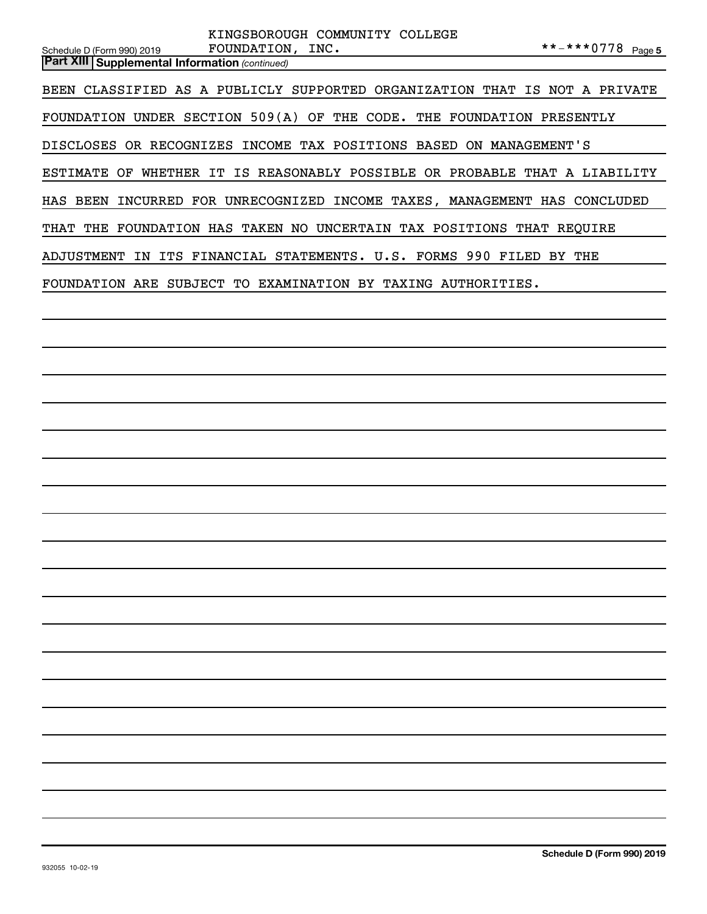KINGSBOROUGH COMMUNITY COLLEGE FOUNDATION, INC.

**-***0778

**Part XIII Supplemental Information** *(continued)*

BEEN CLASSIFIED AS A PUBLICLY SUPPORTED ORGANIZATION THAT IS NOT A PRIVATE FOUNDATION UNDER SECTION 509(A) OF THE CODE. THE FOUNDATION PRESENTLY DISCLOSES OR RECOGNIZES INCOME TAX POSITIONS BASED ON MANAGEMENT'S ESTIMATE OF WHETHER IT IS REASONABLY POSSIBLE OR PROBABLE THAT A LIABILITY HAS BEEN INCURRED FOR UNRECOGNIZED INCOME TAXES, MANAGEMENT HAS CONCLUDED THAT THE FOUNDATION HAS TAKEN NO UNCERTAIN TAX POSITIONS THAT REQUIRE ADJUSTMENT IN ITS FINANCIAL STATEMENTS. U.S. FORMS 990 FILED BY THE FOUNDATION ARE SUBJECT TO EXAMINATION BY TAXING AUTHORITIES.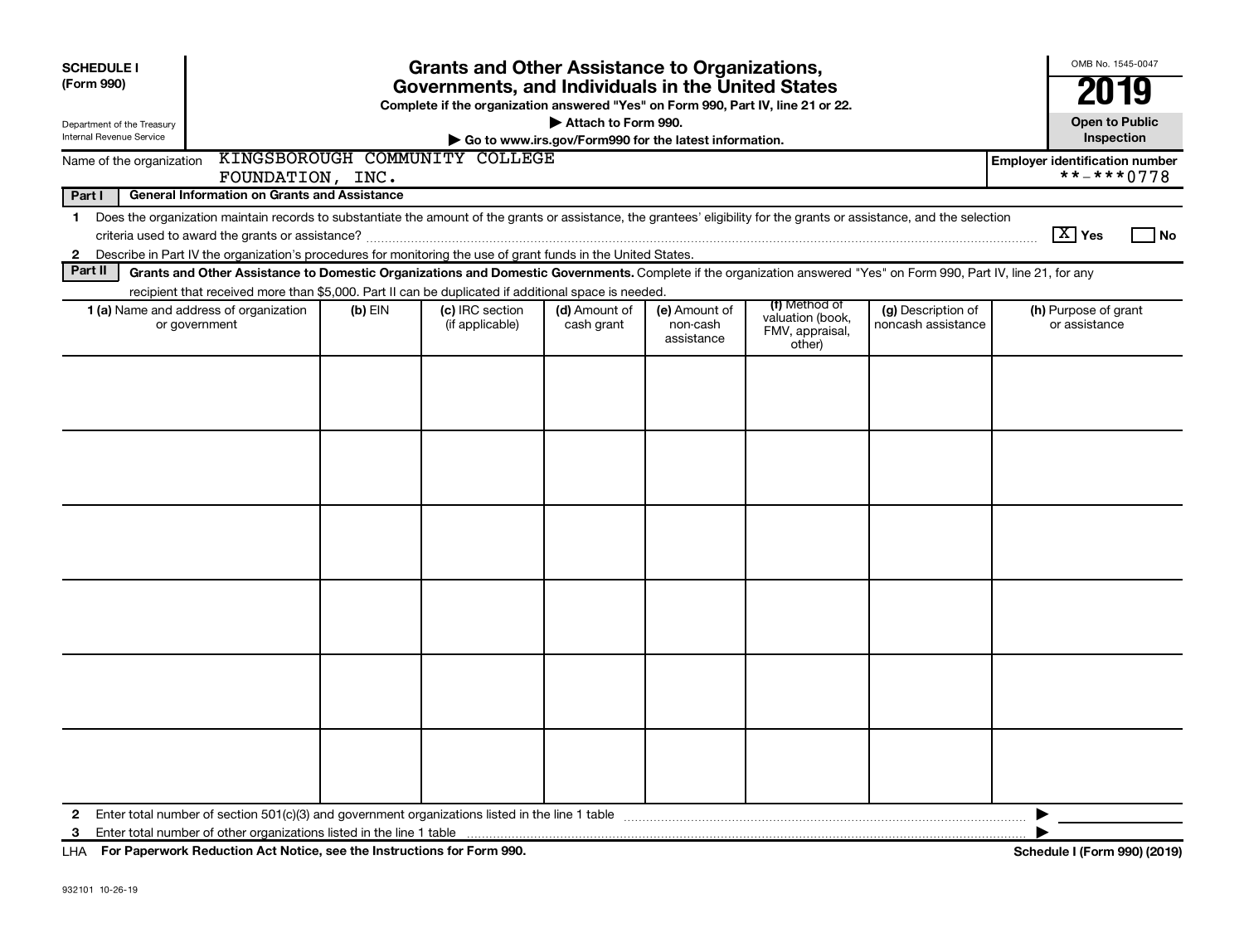**SCHEDULE I (Form 990)**

Department of the Treasury
Internal Revenue Service

# Grants and Other Assistance to Organizations, Governments, and Individuals in the United States

**Complete if the organization answered "Yes" on Form 990, Part IV, line 21 or 22.**

**▶ Attach to Form 990.**

**▶ Go to www.irs.gov/Form990 for the latest information.**

OMB No. 1545-0047

**2019**

**Open to Public Inspection**

Name of the organization: KINGSBOROUGH COMMUNITY COLLEGE FOUNDATION, INC.

**Employer identification number** **-***0778

**Part I — General Information on Grants and Assistance**

1 Does the organization maintain records to substantiate the amount of the grants or assistance, the grantees' eligibility for the grants or assistance, and the selection criteria used to award the grants or assistance? [X] Yes [ ] No

2 Describe in Part IV the organization's procedures for monitoring the use of grant funds in the United States.

**Part II — Grants and Other Assistance to Domestic Organizations and Domestic Governments.** Complete if the organization answered "Yes" on Form 990, Part IV, line 21, for any recipient that received more than $5,000. Part II can be duplicated if additional space is needed.

| 1 (a) Name and address of organization or government | (b) EIN | (c) IRC section (if applicable) | (d) Amount of cash grant | (e) Amount of non-cash assistance | (f) Method of valuation (book, FMV, appraisal, other) | (g) Description of noncash assistance | (h) Purpose of grant or assistance |
|---|---|---|---|---|---|---|---|
| | | | | | | | |
| | | | | | | | |
| | | | | | | | |
| | | | | | | | |
| | | | | | | | |
| | | | | | | | |

2 Enter total number of section 501(c)(3) and government organizations listed in the line 1 table ▶

3 Enter total number of other organizations listed in the line 1 table ▶

LHA **For Paperwork Reduction Act Notice, see the Instructions for Form 990.** **Schedule I (Form 990) (2019)**

932101 10-26-19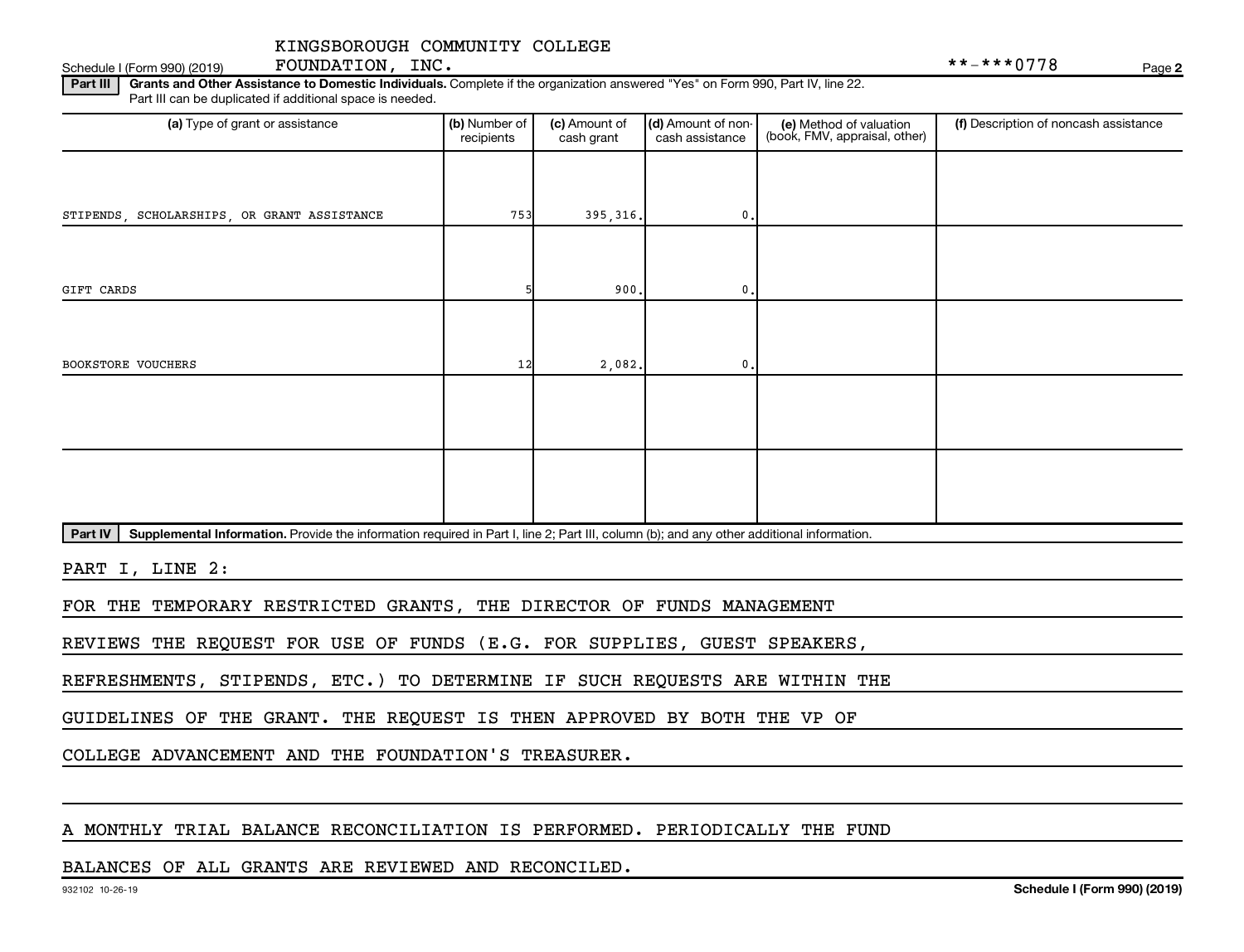KINGSBOROUGH COMMUNITY COLLEGE FOUNDATION, INC.

**-***0778

**Part III** **Grants and Other Assistance to Domestic Individuals.** Complete if the organization answered "Yes" on Form 990, Part IV, line 22. Part III can be duplicated if additional space is needed.

| (a) Type of grant or assistance | (b) Number of recipients | (c) Amount of cash grant | (d) Amount of non-cash assistance | (e) Method of valuation (book, FMV, appraisal, other) | (f) Description of noncash assistance |
|---|---|---|---|---|---|
| STIPENDS, SCHOLARSHIPS, OR GRANT ASSISTANCE | 753 | 395,316. | 0. | | |
| GIFT CARDS | 5 | 900. | 0. | | |
| BOOKSTORE VOUCHERS | 12 | 2,082. | 0. | | |
| | | | | | |
| | | | | | |

**Part IV** **Supplemental Information.** Provide the information required in Part I, line 2; Part III, column (b); and any other additional information.

PART I, LINE 2:

FOR THE TEMPORARY RESTRICTED GRANTS, THE DIRECTOR OF FUNDS MANAGEMENT REVIEWS THE REQUEST FOR USE OF FUNDS (E.G. FOR SUPPLIES, GUEST SPEAKERS, REFRESHMENTS, STIPENDS, ETC.) TO DETERMINE IF SUCH REQUESTS ARE WITHIN THE GUIDELINES OF THE GRANT. THE REQUEST IS THEN APPROVED BY BOTH THE VP OF COLLEGE ADVANCEMENT AND THE FOUNDATION'S TREASURER.

A MONTHLY TRIAL BALANCE RECONCILIATION IS PERFORMED. PERIODICALLY THE FUND BALANCES OF ALL GRANTS ARE REVIEWED AND RECONCILED.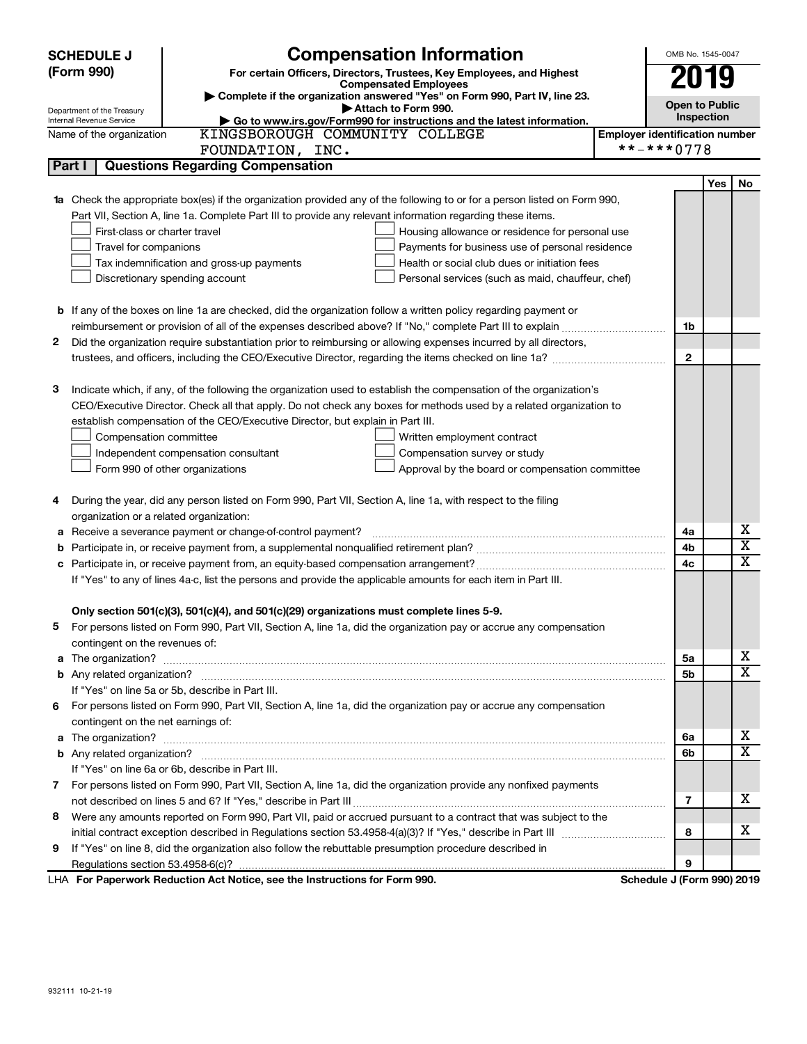**SCHEDULE J (Form 990)**

# Compensation Information

**For certain Officers, Directors, Trustees, Key Employees, and Highest Compensated Employees**

▶ Complete if the organization answered "Yes" on Form 990, Part IV, line 23.
▶ Attach to Form 990.
▶ Go to www.irs.gov/Form990 for instructions and the latest information.

Department of the Treasury
Internal Revenue Service

OMB No. 1545-0047

**2019**

**Open to Public Inspection**

Name of the organization: KINGSBOROUGH COMMUNITY COLLEGE FOUNDATION, INC.

Employer identification number: **-***0778

## Part I | Questions Regarding Compensation

| | | | Yes | No |
|---|---|---|---|---|
| **1a** | Check the appropriate box(es) if the organization provided any of the following to or for a person listed on Form 990, Part VII, Section A, line 1a. Complete Part III to provide any relevant information regarding these items.<br>☐ First-class or charter travel ☐ Housing allowance or residence for personal use<br>☐ Travel for companions ☐ Payments for business use of personal residence<br>☐ Tax indemnification and gross-up payments ☐ Health or social club dues or initiation fees<br>☐ Discretionary spending account ☐ Personal services (such as maid, chauffeur, chef) | | | |
| **b** | If any of the boxes on line 1a are checked, did the organization follow a written policy regarding payment or reimbursement or provision of all of the expenses described above? If "No," complete Part III to explain | 1b | | |
| **2** | Did the organization require substantiation prior to reimbursing or allowing expenses incurred by all directors, trustees, and officers, including the CEO/Executive Director, regarding the items checked on line 1a? | 2 | | |
| **3** | Indicate which, if any, of the following the organization used to establish the compensation of the organization's CEO/Executive Director. Check all that apply. Do not check any boxes for methods used by a related organization to establish compensation of the CEO/Executive Director, but explain in Part III.<br>☐ Compensation committee ☐ Written employment contract<br>☐ Independent compensation consultant ☐ Compensation survey or study<br>☐ Form 990 of other organizations ☐ Approval by the board or compensation committee | | | |
| **4** | During the year, did any person listed on Form 990, Part VII, Section A, line 1a, with respect to the filing organization or a related organization: | | | |
| **a** | Receive a severance payment or change-of-control payment? | 4a | | X |
| **b** | Participate in, or receive payment from, a supplemental nonqualified retirement plan? | 4b | | X |
| **c** | Participate in, or receive payment from, an equity-based compensation arrangement? | 4c | | X |
| | If "Yes" to any of lines 4a-c, list the persons and provide the applicable amounts for each item in Part III. | | | |
| | **Only section 501(c)(3), 501(c)(4), and 501(c)(29) organizations must complete lines 5-9.** | | | |
| **5** | For persons listed on Form 990, Part VII, Section A, line 1a, did the organization pay or accrue any compensation contingent on the revenues of: | | | |
| **a** | The organization? | 5a | | X |
| **b** | Any related organization? | 5b | | X |
| | If "Yes" on line 5a or 5b, describe in Part III. | | | |
| **6** | For persons listed on Form 990, Part VII, Section A, line 1a, did the organization pay or accrue any compensation contingent on the net earnings of: | | | |
| **a** | The organization? | 6a | | X |
| **b** | Any related organization? | 6b | | X |
| | If "Yes" on line 6a or 6b, describe in Part III. | | | |
| **7** | For persons listed on Form 990, Part VII, Section A, line 1a, did the organization provide any nonfixed payments not described on lines 5 and 6? If "Yes," describe in Part III | 7 | | X |
| **8** | Were any amounts reported on Form 990, Part VII, paid or accrued pursuant to a contract that was subject to the initial contract exception described in Regulations section 53.4958-4(a)(3)? If "Yes," describe in Part III | 8 | | X |
| **9** | If "Yes" on line 8, did the organization also follow the rebuttable presumption procedure described in Regulations section 53.4958-6(c)? | 9 | | |

LHA **For Paperwork Reduction Act Notice, see the Instructions for Form 990.** **Schedule J (Form 990) 2019**

932111 10-21-19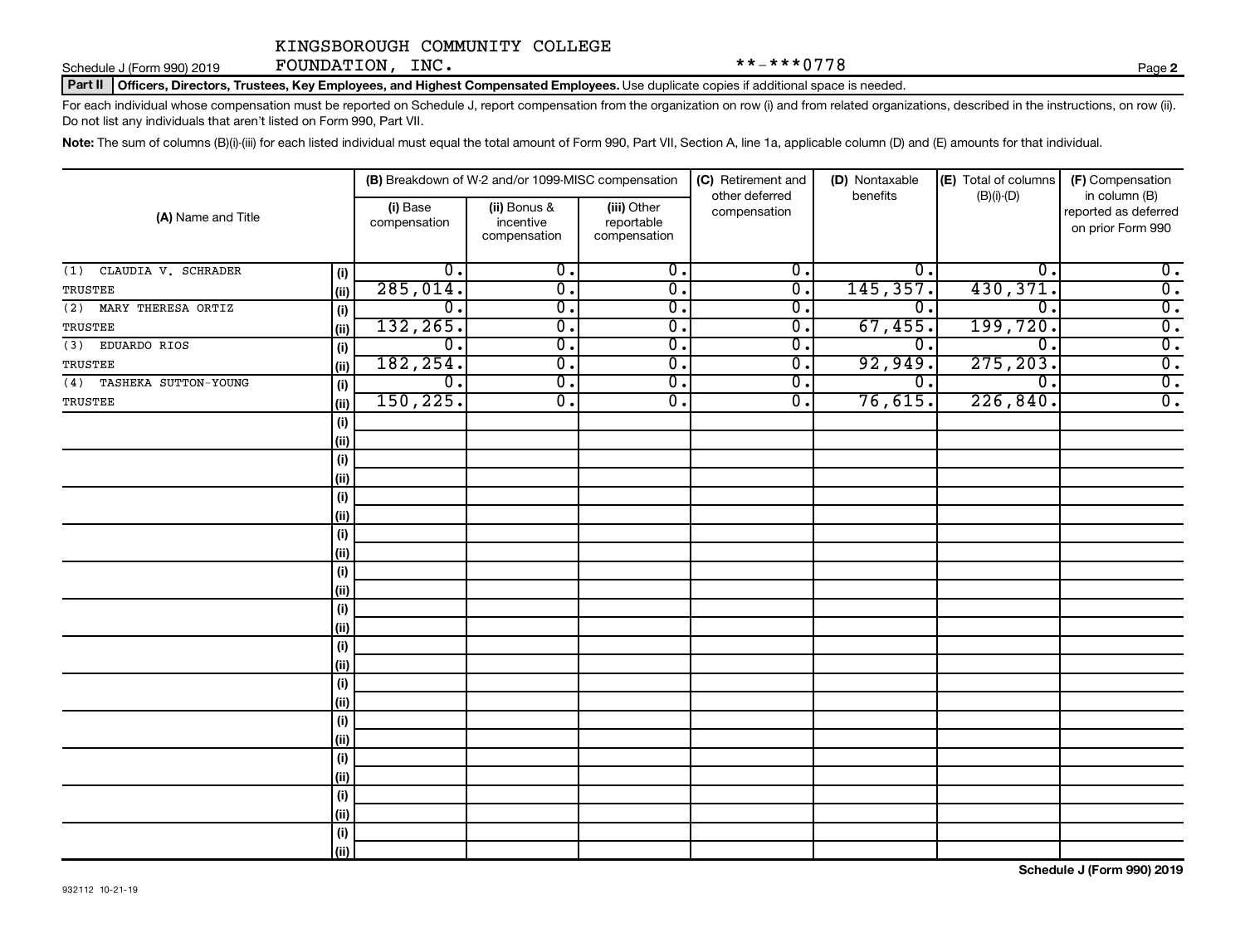KINGSBOROUGH COMMUNITY COLLEGE
FOUNDATION, INC. **-***0778

Schedule J (Form 990) 2019

**Part II Officers, Directors, Trustees, Key Employees, and Highest Compensated Employees.** Use duplicate copies if additional space is needed.

For each individual whose compensation must be reported on Schedule J, report compensation from the organization on row (i) and from related organizations, described in the instructions, on row (ii). Do not list any individuals that aren't listed on Form 990, Part VII.

**Note:** The sum of columns (B)(i)-(iii) for each listed individual must equal the total amount of Form 990, Part VII, Section A, line 1a, applicable column (D) and (E) amounts for that individual.

| (A) Name and Title | | (B) Breakdown of W-2 and/or 1099-MISC compensation | | | (C) Retirement and other deferred compensation | (D) Nontaxable benefits | (E) Total of columns (B)(i)-(D) | (F) Compensation in column (B) reported as deferred on prior Form 990 |
|---|---|---|---|---|---|---|---|---|
| | | (i) Base compensation | (ii) Bonus & incentive compensation | (iii) Other reportable compensation | | | | |
| (1) CLAUDIA V. SCHRADER | (i) | 0. | 0. | 0. | 0. | 0. | 0. | 0. |
| TRUSTEE | (ii) | 285,014. | 0. | 0. | 0. | 145,357. | 430,371. | 0. |
| (2) MARY THERESA ORTIZ | (i) | 0. | 0. | 0. | 0. | 0. | 0. | 0. |
| TRUSTEE | (ii) | 132,265. | 0. | 0. | 0. | 67,455. | 199,720. | 0. |
| (3) EDUARDO RIOS | (i) | 0. | 0. | 0. | 0. | 0. | 0. | 0. |
| TRUSTEE | (ii) | 182,254. | 0. | 0. | 0. | 92,949. | 275,203. | 0. |
| (4) TASHEKA SUTTON-YOUNG | (i) | 0. | 0. | 0. | 0. | 0. | 0. | 0. |
| TRUSTEE | (ii) | 150,225. | 0. | 0. | 0. | 76,615. | 226,840. | 0. |

Schedule J (Form 990) 2019

932112 10-21-19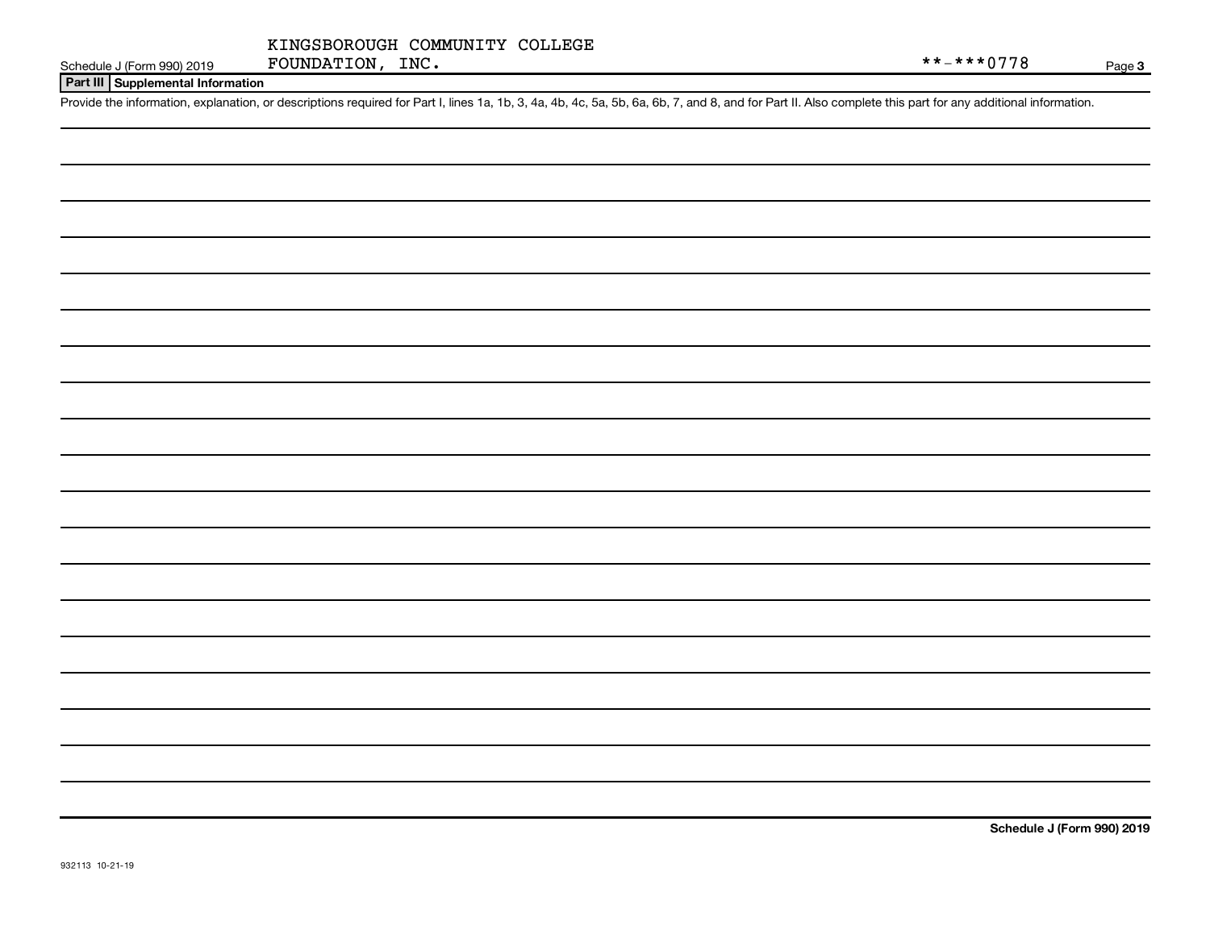KINGSBOROUGH COMMUNITY COLLEGE FOUNDATION, INC.

**-***0778

## Part III Supplemental Information

Provide the information, explanation, or descriptions required for Part I, lines 1a, 1b, 3, 4a, 4b, 4c, 5a, 5b, 6a, 6b, 7, and 8, and for Part II. Also complete this part for any additional information.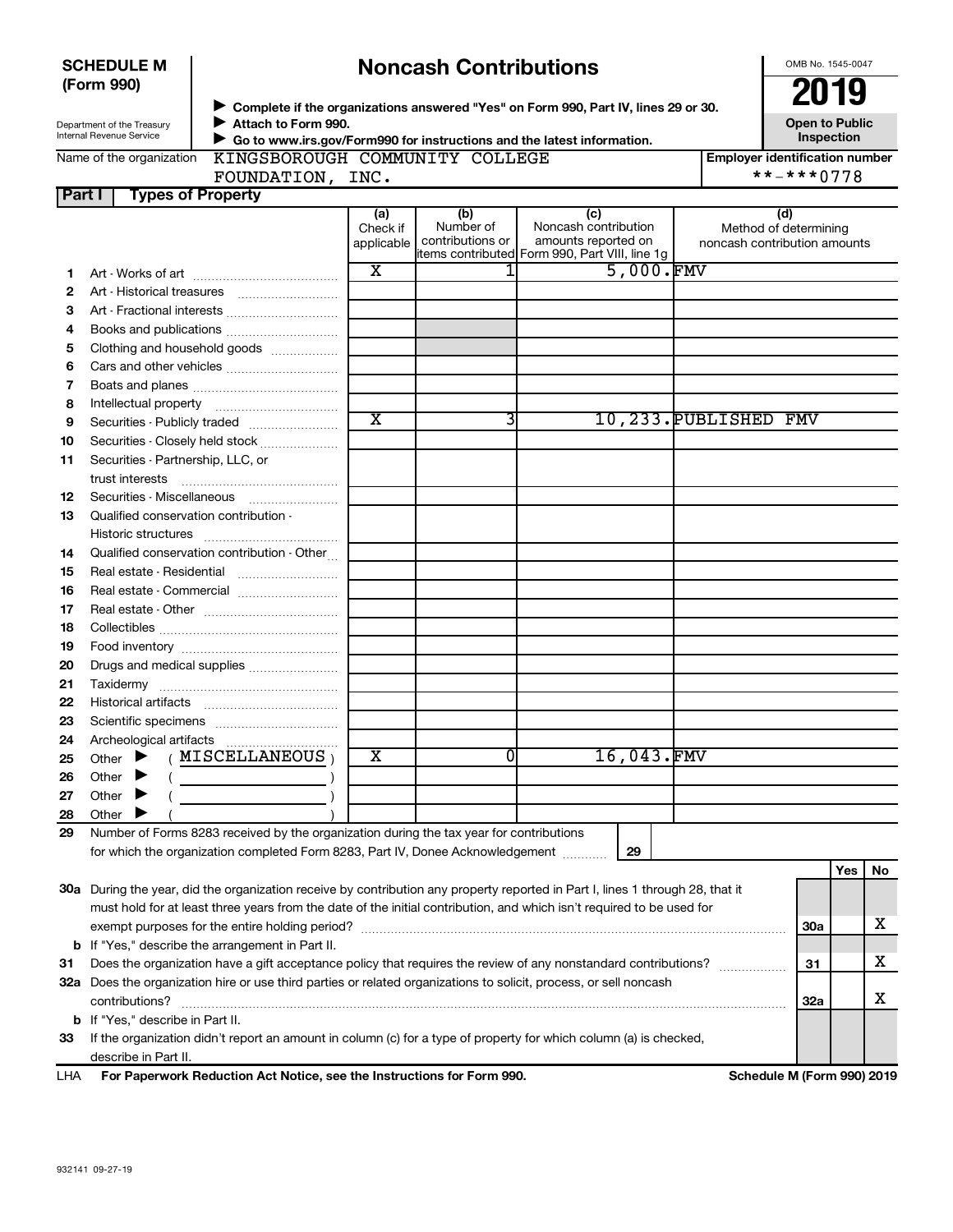**SCHEDULE M (Form 990)**

Department of the Treasury
Internal Revenue Service

# Noncash Contributions

▶ Complete if the organizations answered "Yes" on Form 990, Part IV, lines 29 or 30.
▶ Attach to Form 990.
▶ Go to www.irs.gov/Form990 for instructions and the latest information.

OMB No. 1545-0047

**2019**

**Open to Public Inspection**

Name of the organization: KINGSBOROUGH COMMUNITY COLLEGE FOUNDATION, INC.

Employer identification number: **-***0778

## Part I Types of Property

| | | (a) Check if applicable | (b) Number of contributions or items contributed | (c) Noncash contribution amounts reported on Form 990, Part VIII, line 1g | (d) Method of determining noncash contribution amounts |
|---|---|---|---|---|---|
| 1 | Art - Works of art | X | 1 | 5,000. | FMV |
| 2 | Art - Historical treasures | | | | |
| 3 | Art - Fractional interests | | | | |
| 4 | Books and publications | | | | |
| 5 | Clothing and household goods | | | | |
| 6 | Cars and other vehicles | | | | |
| 7 | Boats and planes | | | | |
| 8 | Intellectual property | | | | |
| 9 | Securities - Publicly traded | X | 3 | 10,233. | PUBLISHED FMV |
| 10 | Securities - Closely held stock | | | | |
| 11 | Securities - Partnership, LLC, or trust interests | | | | |
| 12 | Securities - Miscellaneous | | | | |
| 13 | Qualified conservation contribution - Historic structures | | | | |
| 14 | Qualified conservation contribution - Other | | | | |
| 15 | Real estate - Residential | | | | |
| 16 | Real estate - Commercial | | | | |
| 17 | Real estate - Other | | | | |
| 18 | Collectibles | | | | |
| 19 | Food inventory | | | | |
| 20 | Drugs and medical supplies | | | | |
| 21 | Taxidermy | | | | |
| 22 | Historical artifacts | | | | |
| 23 | Scientific specimens | | | | |
| 24 | Archeological artifacts | | | | |
| 25 | Other ▶ ( MISCELLANEOUS ) | X | 0 | 16,043. | FMV |
| 26 | Other ▶ ( ) | | | | |
| 27 | Other ▶ ( ) | | | | |
| 28 | Other ▶ ( ) | | | | |

29 Number of Forms 8283 received by the organization during the tax year for contributions for which the organization completed Form 8283, Part IV, Donee Acknowledgement ..... **29**

| | | | Yes | No |
|---|---|---|---|---|
| 30a | During the year, did the organization receive by contribution any property reported in Part I, lines 1 through 28, that it must hold for at least three years from the date of the initial contribution, and which isn't required to be used for exempt purposes for the entire holding period? | 30a | | X |
| b | If "Yes," describe the arrangement in Part II. | | | |
| 31 | Does the organization have a gift acceptance policy that requires the review of any nonstandard contributions? | 31 | | X |
| 32a | Does the organization hire or use third parties or related organizations to solicit, process, or sell noncash contributions? | 32a | | X |
| b | If "Yes," describe in Part II. | | | |
| 33 | If the organization didn't report an amount in column (c) for a type of property for which column (a) is checked, describe in Part II. | | | |

LHA **For Paperwork Reduction Act Notice, see the Instructions for Form 990.** **Schedule M (Form 990) 2019**

932141 09-27-19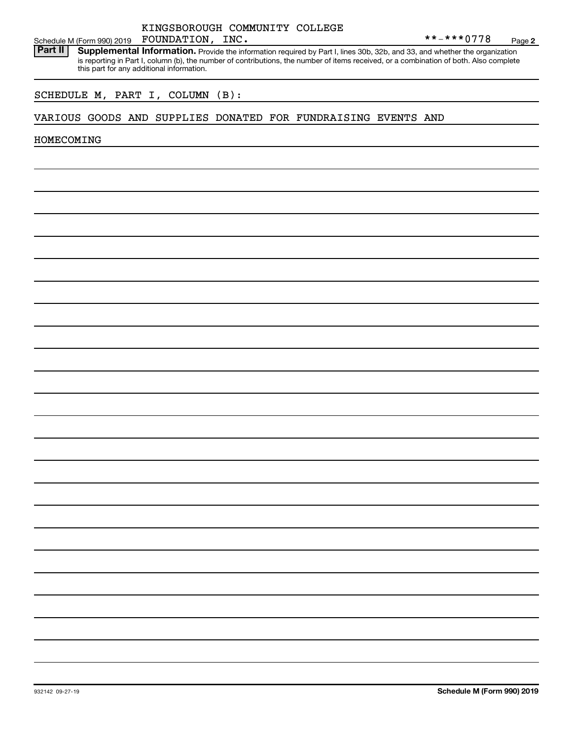Schedule M (Form 990) 2019 KINGSBOROUGH COMMUNITY COLLEGE FOUNDATION, INC. **-***0778 Page 2

**Part II** **Supplemental Information.** Provide the information required by Part I, lines 30b, 32b, and 33, and whether the organization is reporting in Part I, column (b), the number of contributions, the number of items received, or a combination of both. Also complete this part for any additional information.

SCHEDULE M, PART I, COLUMN (B):

VARIOUS GOODS AND SUPPLIES DONATED FOR FUNDRAISING EVENTS AND HOMECOMING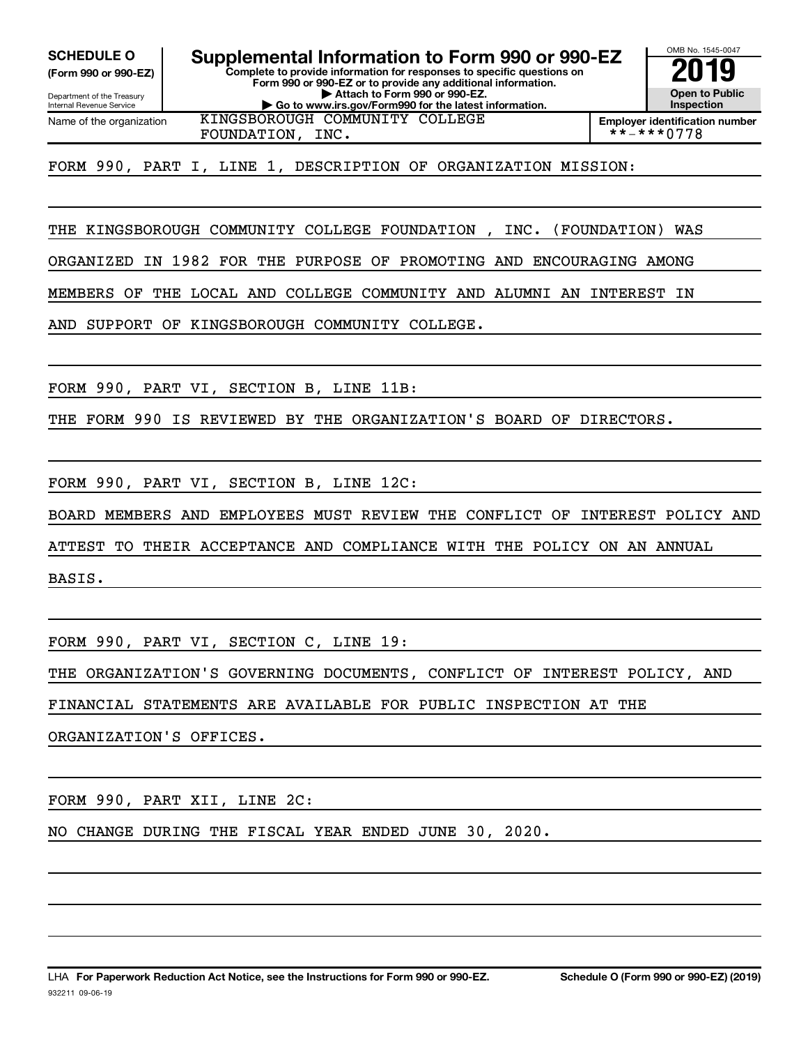**SCHEDULE O (Form 990 or 990-EZ)**

Department of the Treasury
Internal Revenue Service

# Supplemental Information to Form 990 or 990-EZ

**Complete to provide information for responses to specific questions on Form 990 or 990-EZ or to provide any additional information.**
**▶ Attach to Form 990 or 990-EZ.**
**▶ Go to www.irs.gov/Form990 for the latest information.**

OMB No. 1545-0047

**2019**

**Open to Public Inspection**

| Name of the organization | Employer identification number |
|---|---|
| KINGSBOROUGH COMMUNITY COLLEGE FOUNDATION, INC. | **-***0778 |

FORM 990, PART I, LINE 1, DESCRIPTION OF ORGANIZATION MISSION:

THE KINGSBOROUGH COMMUNITY COLLEGE FOUNDATION , INC. (FOUNDATION) WAS ORGANIZED IN 1982 FOR THE PURPOSE OF PROMOTING AND ENCOURAGING AMONG MEMBERS OF THE LOCAL AND COLLEGE COMMUNITY AND ALUMNI AN INTEREST IN AND SUPPORT OF KINGSBOROUGH COMMUNITY COLLEGE.

FORM 990, PART VI, SECTION B, LINE 11B:

THE FORM 990 IS REVIEWED BY THE ORGANIZATION'S BOARD OF DIRECTORS.

FORM 990, PART VI, SECTION B, LINE 12C:

BOARD MEMBERS AND EMPLOYEES MUST REVIEW THE CONFLICT OF INTEREST POLICY AND ATTEST TO THEIR ACCEPTANCE AND COMPLIANCE WITH THE POLICY ON AN ANNUAL BASIS.

FORM 990, PART VI, SECTION C, LINE 19:

THE ORGANIZATION'S GOVERNING DOCUMENTS, CONFLICT OF INTEREST POLICY, AND FINANCIAL STATEMENTS ARE AVAILABLE FOR PUBLIC INSPECTION AT THE ORGANIZATION'S OFFICES.

FORM 990, PART XII, LINE 2C:

NO CHANGE DURING THE FISCAL YEAR ENDED JUNE 30, 2020.

LHA **For Paperwork Reduction Act Notice, see the Instructions for Form 990 or 990-EZ.** **Schedule O (Form 990 or 990-EZ) (2019)**

932211 09-06-19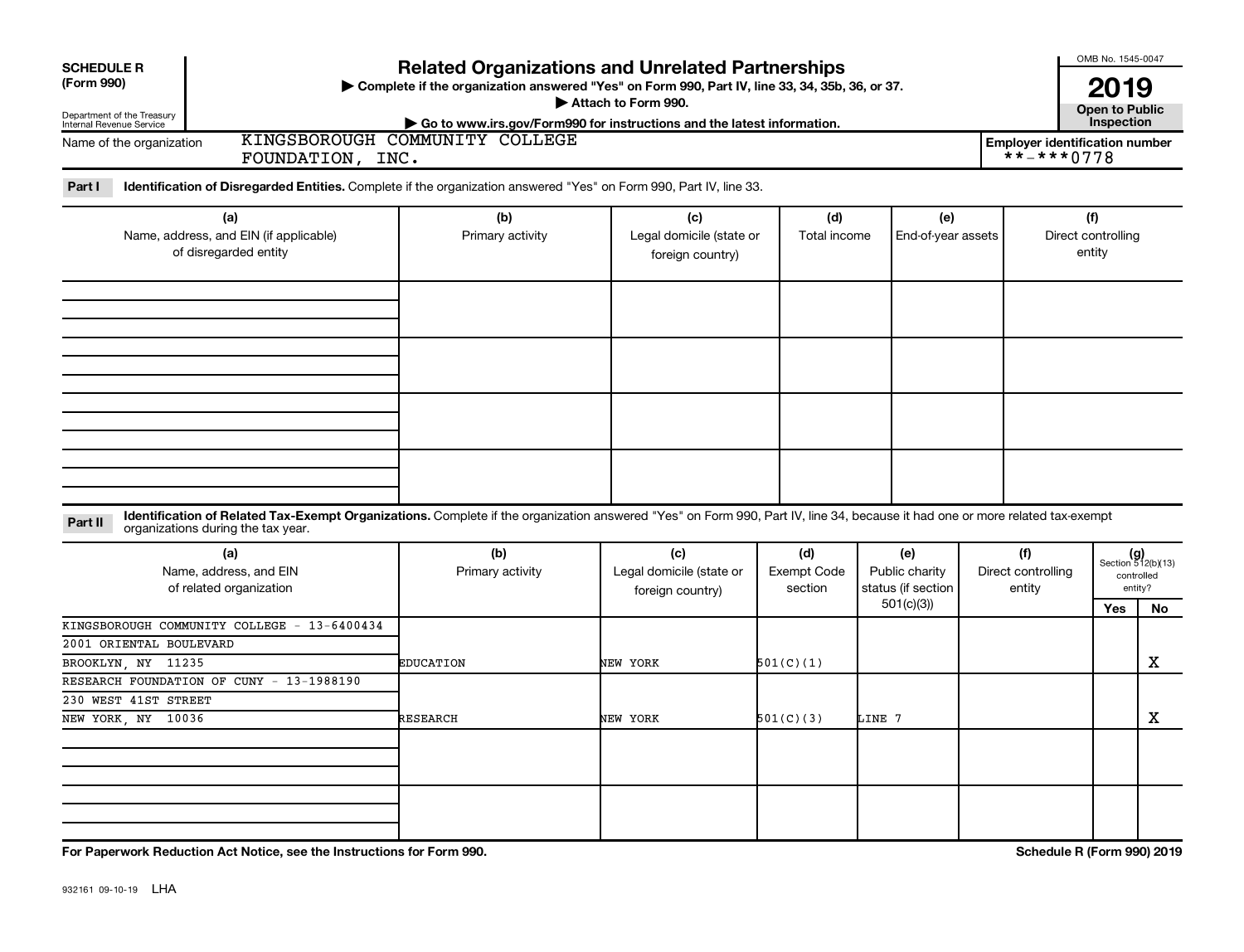**SCHEDULE R (Form 990)**

Department of the Treasury
Internal Revenue Service

# Related Organizations and Unrelated Partnerships

▶ Complete if the organization answered "Yes" on Form 990, Part IV, line 33, 34, 35b, 36, or 37.
▶ Attach to Form 990.
▶ Go to www.irs.gov/Form990 for instructions and the latest information.

OMB No. 1545-0047

**2019**

**Open to Public Inspection**

Name of the organization: KINGSBOROUGH COMMUNITY COLLEGE FOUNDATION, INC.

Employer identification number: **-***0778

**Part I** **Identification of Disregarded Entities.** Complete if the organization answered "Yes" on Form 990, Part IV, line 33.

| (a) Name, address, and EIN (if applicable) of disregarded entity | (b) Primary activity | (c) Legal domicile (state or foreign country) | (d) Total income | (e) End-of-year assets | (f) Direct controlling entity |
|---|---|---|---|---|---|
| | | | | | |
| | | | | | |
| | | | | | |
| | | | | | |

**Part II** **Identification of Related Tax-Exempt Organizations.** Complete if the organization answered "Yes" on Form 990, Part IV, line 34, because it had one or more related tax-exempt organizations during the tax year.

| (a) Name, address, and EIN of related organization | (b) Primary activity | (c) Legal domicile (state or foreign country) | (d) Exempt Code section | (e) Public charity status (if section 501(c)(3)) | (f) Direct controlling entity | (g) Section 512(b)(13) controlled entity? Yes | No |
|---|---|---|---|---|---|---|---|
| KINGSBOROUGH COMMUNITY COLLEGE - 13-6400434<br>2001 ORIENTAL BOULEVARD<br>BROOKLYN, NY 11235 | EDUCATION | NEW YORK | 501(C)(1) | | | | X |
| RESEARCH FOUNDATION OF CUNY - 13-1988190<br>230 WEST 41ST STREET<br>NEW YORK, NY 10036 | RESEARCH | NEW YORK | 501(C)(3) | LINE 7 | | | X |
| | | | | | | | |
| | | | | | | | |

**For Paperwork Reduction Act Notice, see the Instructions for Form 990.** **Schedule R (Form 990) 2019**

932161 09-10-19 LHA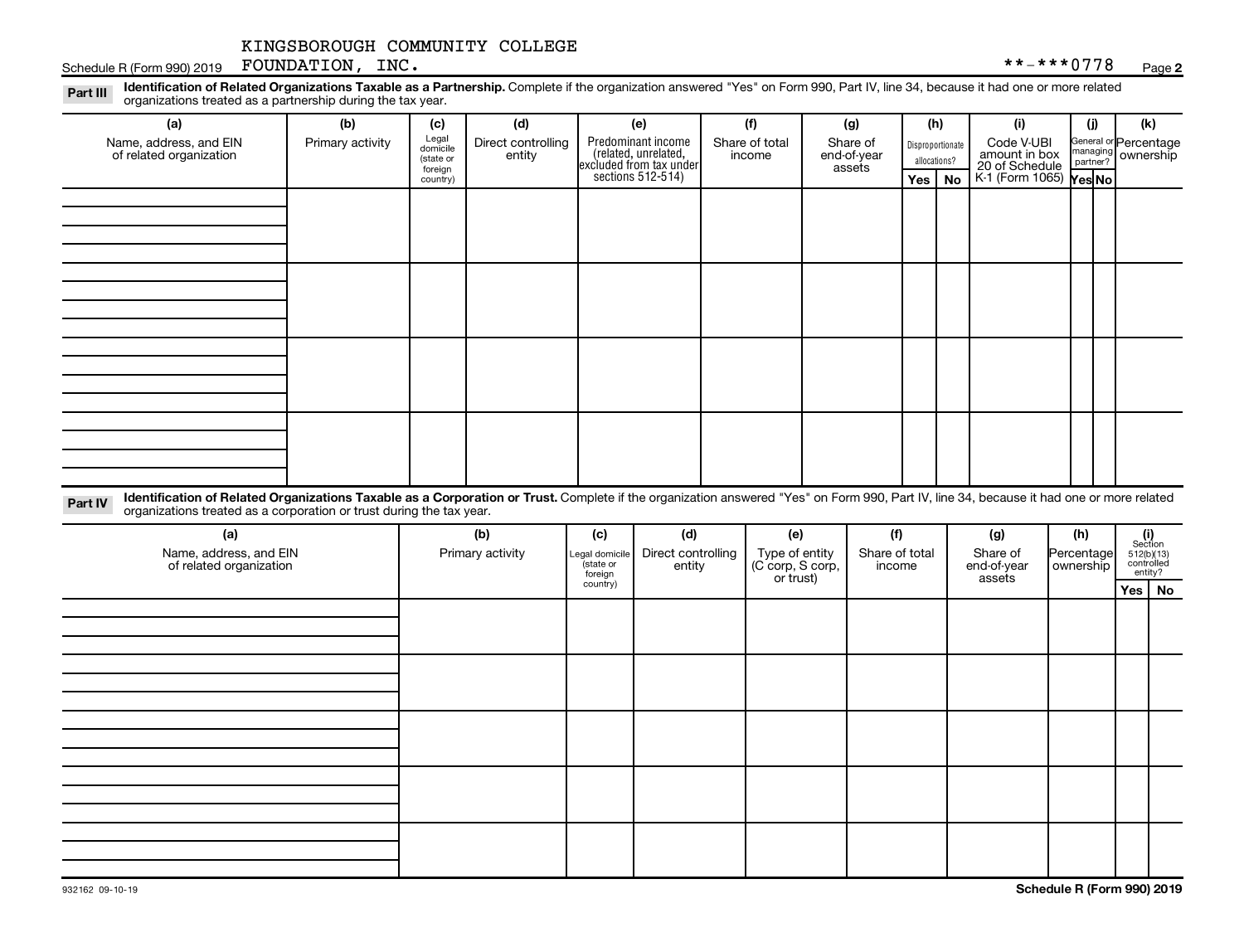KINGSBOROUGH COMMUNITY COLLEGE

Schedule R (Form 990) 2019 FOUNDATION, INC. **-***0778 Page 2

**Part III** **Identification of Related Organizations Taxable as a Partnership.** Complete if the organization answered "Yes" on Form 990, Part IV, line 34, because it had one or more related organizations treated as a partnership during the tax year.

| (a) Name, address, and EIN of related organization | (b) Primary activity | (c) Legal domicile (state or foreign country) | (d) Direct controlling entity | (e) Predominant income (related, unrelated, excluded from tax under sections 512-514) | (f) Share of total income | (g) Share of end-of-year assets | (h) Disproportionate allocations? | | (i) Code V-UBI amount in box 20 of Schedule K-1 (Form 1065) | (j) General or managing partner? | | (k) Percentage ownership |
|---|---|---|---|---|---|---|---|---|---|---|---|---|
| | | | | | | | Yes | No | | Yes | No | |
| | | | | | | | | | | | | |
| | | | | | | | | | | | | |
| | | | | | | | | | | | | |
| | | | | | | | | | | | | |

**Part IV** **Identification of Related Organizations Taxable as a Corporation or Trust.** Complete if the organization answered "Yes" on Form 990, Part IV, line 34, because it had one or more related organizations treated as a corporation or trust during the tax year.

| (a) Name, address, and EIN of related organization | (b) Primary activity | (c) Legal domicile (state or foreign country) | (d) Direct controlling entity | (e) Type of entity (C corp, S corp, or trust) | (f) Share of total income | (g) Share of end-of-year assets | (h) Percentage ownership | (i) Section 512(b)(13) controlled entity? | |
|---|---|---|---|---|---|---|---|---|---|
| | | | | | | | | Yes | No |
| | | | | | | | | | |
| | | | | | | | | | |
| | | | | | | | | | |
| | | | | | | | | | |
| | | | | | | | | | |

932162 09-10-19 **Schedule R (Form 990) 2019**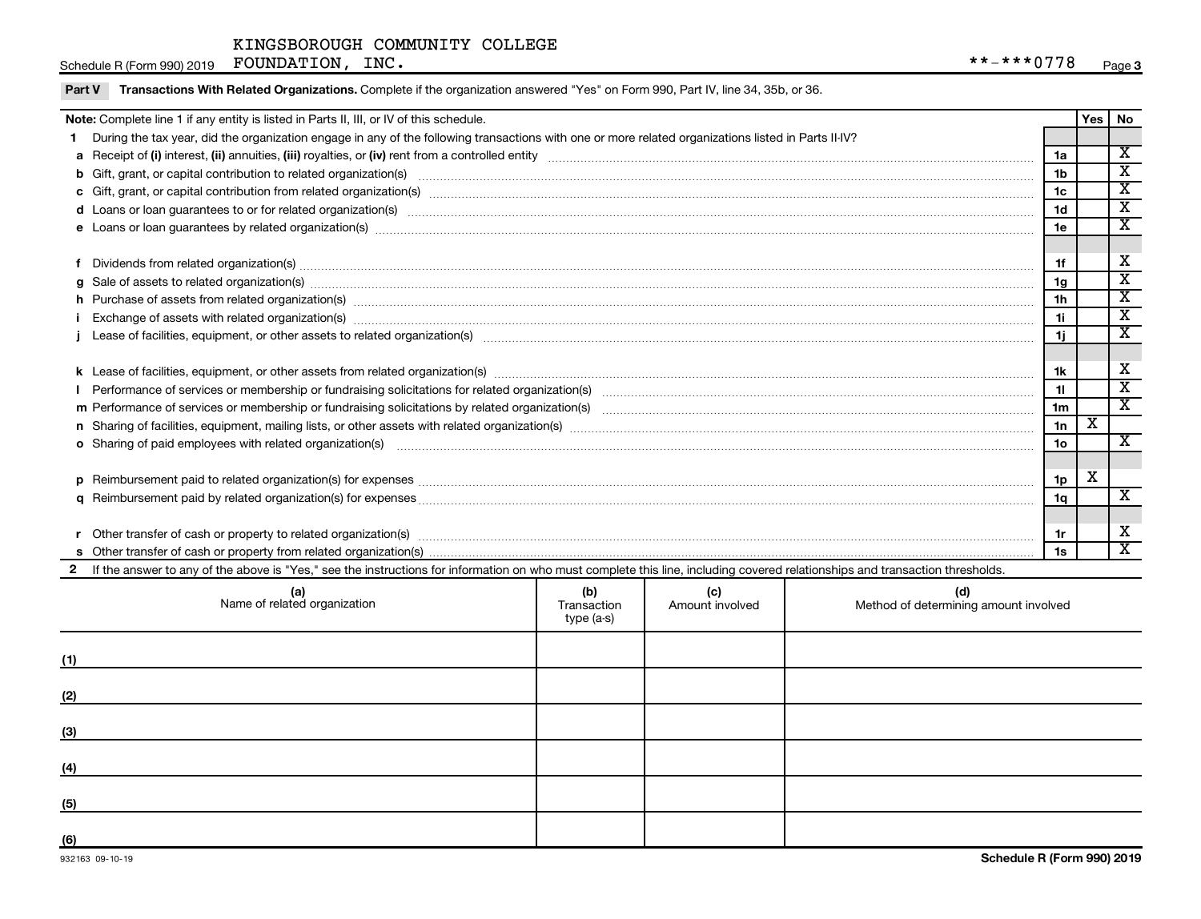KINGSBOROUGH COMMUNITY COLLEGE
Schedule R (Form 990) 2019 FOUNDATION, INC. **-***0778 Page 3

**Part V Transactions With Related Organizations.** Complete if the organization answered "Yes" on Form 990, Part IV, line 34, 35b, or 36.

| **Note:** Complete line 1 if any entity is listed in Parts II, III, or IV of this schedule. | | Yes | No |
|---|---|---|---|
| **1** During the tax year, did the organization engage in any of the following transactions with one or more related organizations listed in Parts II-IV? | | | |
| **a** Receipt of **(i)** interest, **(ii)** annuities, **(iii)** royalties, or **(iv)** rent from a controlled entity | 1a | | X |
| **b** Gift, grant, or capital contribution to related organization(s) | 1b | | X |
| **c** Gift, grant, or capital contribution from related organization(s) | 1c | | X |
| **d** Loans or loan guarantees to or for related organization(s) | 1d | | X |
| **e** Loans or loan guarantees by related organization(s) | 1e | | X |
| **f** Dividends from related organization(s) | 1f | | X |
| **g** Sale of assets to related organization(s) | 1g | | X |
| **h** Purchase of assets from related organization(s) | 1h | | X |
| **i** Exchange of assets with related organization(s) | 1i | | X |
| **j** Lease of facilities, equipment, or other assets to related organization(s) | 1j | | X |
| **k** Lease of facilities, equipment, or other assets from related organization(s) | 1k | | X |
| **l** Performance of services or membership or fundraising solicitations for related organization(s) | 1l | | X |
| **m** Performance of services or membership or fundraising solicitations by related organization(s) | 1m | | X |
| **n** Sharing of facilities, equipment, mailing lists, or other assets with related organization(s) | 1n | X | |
| **o** Sharing of paid employees with related organization(s) | 1o | | X |
| **p** Reimbursement paid to related organization(s) for expenses | 1p | X | |
| **q** Reimbursement paid by related organization(s) for expenses | 1q | | X |
| **r** Other transfer of cash or property to related organization(s) | 1r | | X |
| **s** Other transfer of cash or property from related organization(s) | 1s | | X |

**2** If the answer to any of the above is "Yes," see the instructions for information on who must complete this line, including covered relationships and transaction thresholds.

| | (a) Name of related organization | (b) Transaction type (a-s) | (c) Amount involved | (d) Method of determining amount involved |
|---|---|---|---|---|
| (1) | | | | |
| (2) | | | | |
| (3) | | | | |
| (4) | | | | |
| (5) | | | | |
| (6) | | | | |

932163 09-10-19 **Schedule R (Form 990) 2019**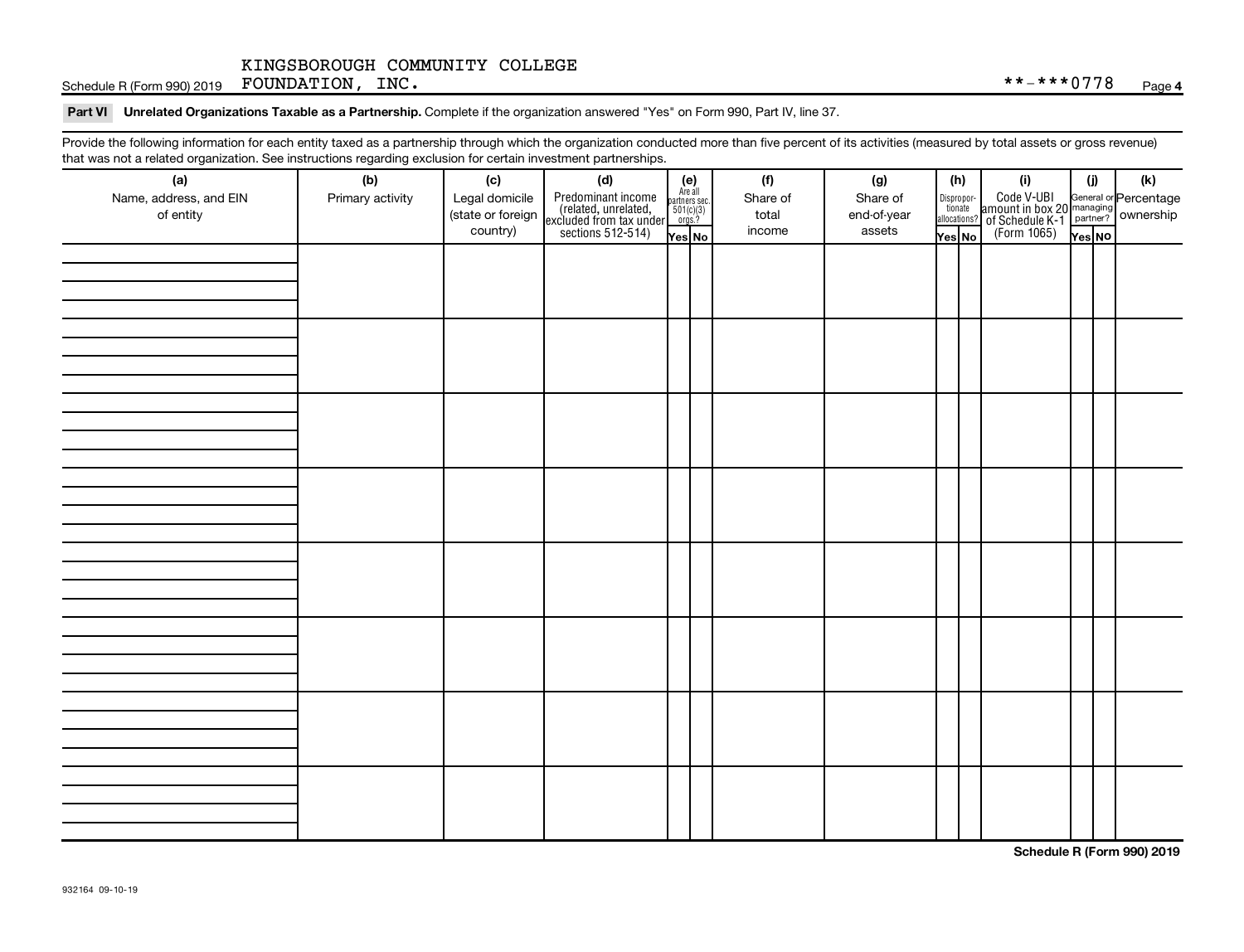KINGSBOROUGH COMMUNITY COLLEGE
FOUNDATION, INC.

**-***0778

**Part VI Unrelated Organizations Taxable as a Partnership.** Complete if the organization answered "Yes" on Form 990, Part IV, line 37.

Provide the following information for each entity taxed as a partnership through which the organization conducted more than five percent of its activities (measured by total assets or gross revenue) that was not a related organization. See instructions regarding exclusion for certain investment partnerships.

| (a) Name, address, and EIN of entity | (b) Primary activity | (c) Legal domicile (state or foreign country) | (d) Predominant income (related, unrelated, excluded from tax under sections 512-514) | (e) Are all partners sec. 501(c)(3) orgs.? | | (f) Share of total income | (g) Share of end-of-year assets | (h) Disproportionate allocations? | | (i) Code V-UBI amount in box 20 of Schedule K-1 (Form 1065) | (j) General or managing partner? | | (k) Percentage ownership |
|---|---|---|---|---|---|---|---|---|---|---|---|---|---|
| | | | | Yes | No | | | Yes | No | | Yes | No | |
| | | | | | | | | | | | | | |
| | | | | | | | | | | | | | |
| | | | | | | | | | | | | | |
| | | | | | | | | | | | | | |
| | | | | | | | | | | | | | |
| | | | | | | | | | | | | | |
| | | | | | | | | | | | | | |
| | | | | | | | | | | | | | |

**Schedule R (Form 990) 2019**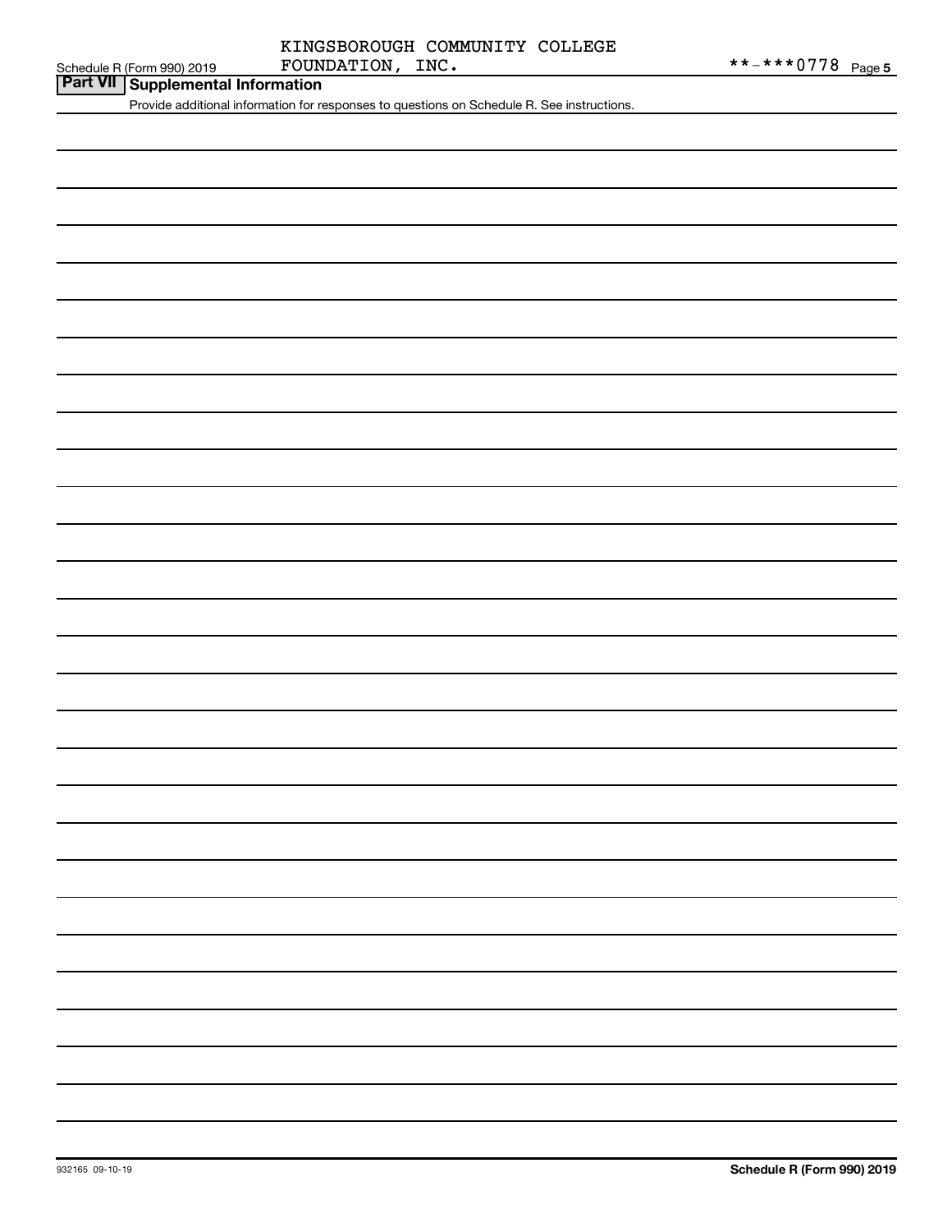KINGSBOROUGH COMMUNITY COLLEGE FOUNDATION, INC.

**-***0778

## Part VII Supplemental Information

Provide additional information for responses to questions on Schedule R. See instructions.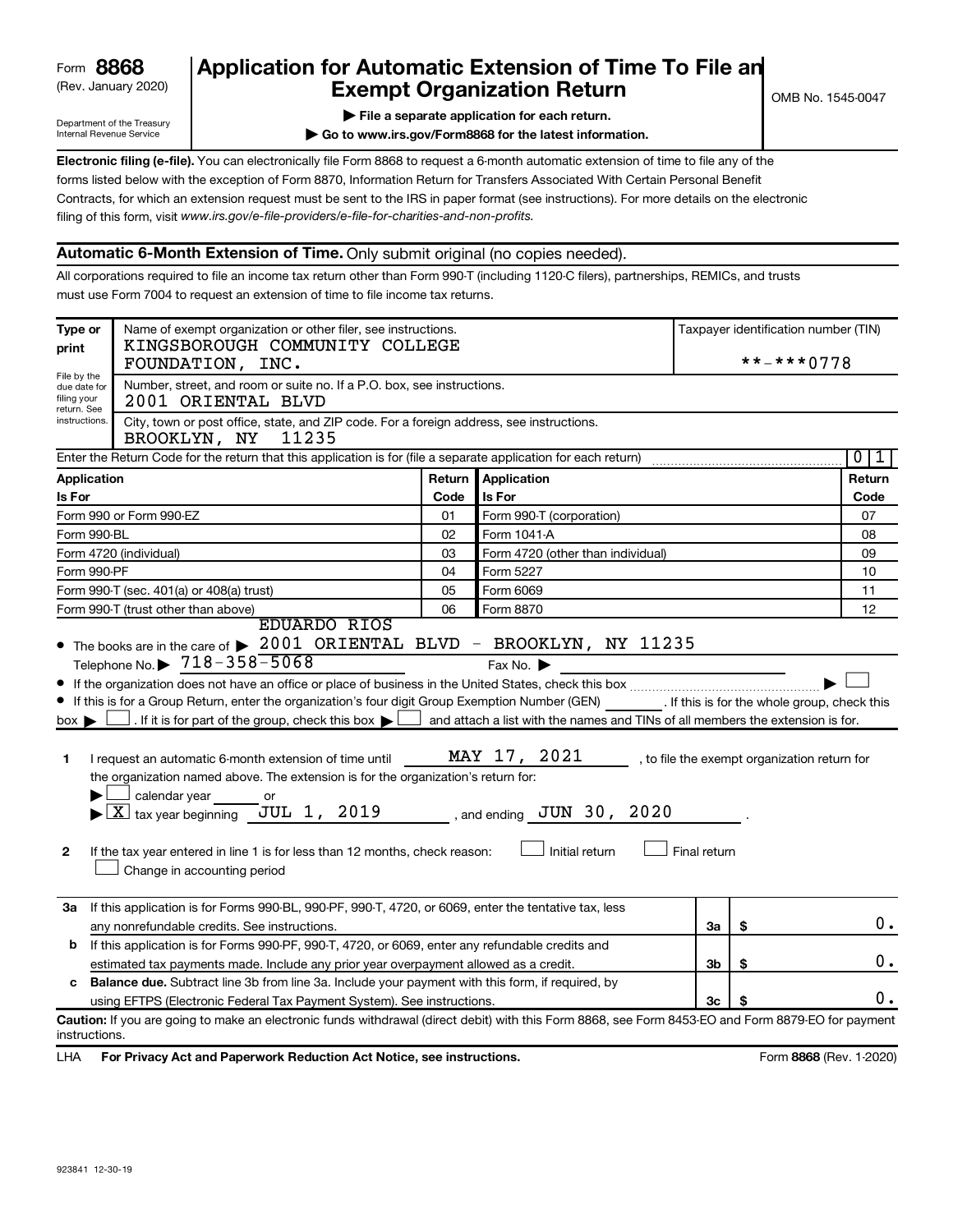Form **8868**
(Rev. January 2020)

Department of the Treasury
Internal Revenue Service

# Application for Automatic Extension of Time To File an Exempt Organization Return

▶ **File a separate application for each return.**

▶ **Go to www.irs.gov/Form8868 for the latest information.**

OMB No. 1545-0047

**Electronic filing (e-file).** You can electronically file Form 8868 to request a 6-month automatic extension of time to file any of the forms listed below with the exception of Form 8870, Information Return for Transfers Associated With Certain Personal Benefit Contracts, for which an extension request must be sent to the IRS in paper format (see instructions). For more details on the electronic filing of this form, visit *www.irs.gov/e-file-providers/e-file-for-charities-and-non-profits.*

## Automatic 6-Month Extension of Time. Only submit original (no copies needed).

All corporations required to file an income tax return other than Form 990-T (including 1120-C filers), partnerships, REMICs, and trusts must use Form 7004 to request an extension of time to file income tax returns.

| Type or print | | |
|---|---|---|
| File by the due date for filing your return. See instructions. | Name of exempt organization or other filer, see instructions. KINGSBOROUGH COMMUNITY COLLEGE FOUNDATION, INC. | Taxpayer identification number (TIN) \*\*-\*\*\*0778 |
| | Number, street, and room or suite no. If a P.O. box, see instructions. 2001 ORIENTAL BLVD | |
| | City, town or post office, state, and ZIP code. For a foreign address, see instructions. BROOKLYN, NY 11235 | |

Enter the Return Code for the return that this application is for (file a separate application for each return) ..... 0 1

| Application Is For | Return Code | Application Is For | Return Code |
|---|---|---|---|
| Form 990 or Form 990-EZ | 01 | Form 990-T (corporation) | 07 |
| Form 990-BL | 02 | Form 1041-A | 08 |
| Form 4720 (individual) | 03 | Form 4720 (other than individual) | 09 |
| Form 990-PF | 04 | Form 5227 | 10 |
| Form 990-T (sec. 401(a) or 408(a) trust) | 05 | Form 6069 | 11 |
| Form 990-T (trust other than above) | 06 | Form 8870 | 12 |

- The books are in the care of ▶ EDUARDO RIOS 2001 ORIENTAL BLVD - BROOKLYN, NY 11235
  Telephone No. ▶ 718-358-5068 Fax No. ▶
- If the organization does not have an office or place of business in the United States, check this box ..... ▶ ☐
- If this is for a Group Return, enter the organization's four digit Group Exemption Number (GEN) ______ . If this is for the whole group, check this box ▶ ☐ . If it is for part of the group, check this box ▶ ☐ and attach a list with the names and TINs of all members the extension is for.

**1** I request an automatic 6-month extension of time until MAY 17, 2021 , to file the exempt organization return for the organization named above. The extension is for the organization's return for:
▶ ☐ calendar year ______ or
▶ ☒ tax year beginning JUL 1, 2019 , and ending JUN 30, 2020 .

**2** If the tax year entered in line 1 is for less than 12 months, check reason: ☐ Initial return ☐ Final return ☐ Change in accounting period

| | | | | |
|---|---|---|---|---|
| **3a** | If this application is for Forms 990-BL, 990-PF, 990-T, 4720, or 6069, enter the tentative tax, less any nonrefundable credits. See instructions. | **3a** | $ | 0. |
| **b** | If this application is for Forms 990-PF, 990-T, 4720, or 6069, enter any refundable credits and estimated tax payments made. Include any prior year overpayment allowed as a credit. | **3b** | $ | 0. |
| **c** | **Balance due.** Subtract line 3b from line 3a. Include your payment with this form, if required, by using EFTPS (Electronic Federal Tax Payment System). See instructions. | **3c** | $ | 0. |

**Caution:** If you are going to make an electronic funds withdrawal (direct debit) with this Form 8868, see Form 8453-EO and Form 8879-EO for payment instructions.

LHA **For Privacy Act and Paperwork Reduction Act Notice, see instructions.** Form **8868** (Rev. 1-2020)

923841 12-30-19